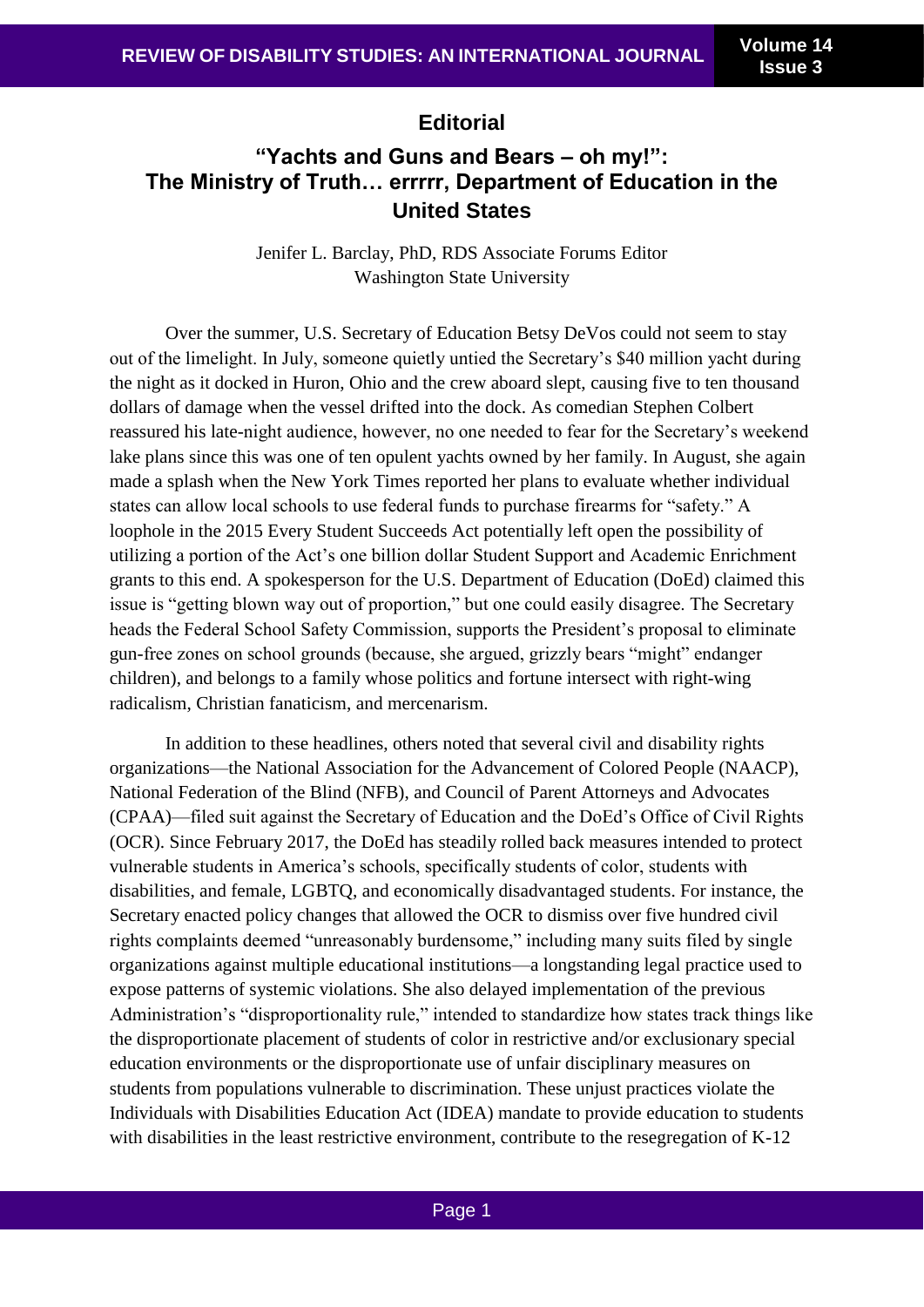## Editorial

# "Yachts and Guns and Bears – oh my!": The Ministry of Truth… errrrr, Department of Education in the United States

Jenifer L. Barclay, PhD, RDS Associate Forums Editor
Washington State University

Over the summer, U.S. Secretary of Education Betsy DeVos could not seem to stay out of the limelight. In July, someone quietly untied the Secretary's $40 million yacht during the night as it docked in Huron, Ohio and the crew aboard slept, causing five to ten thousand dollars of damage when the vessel drifted into the dock. As comedian Stephen Colbert reassured his late-night audience, however, no one needed to fear for the Secretary's weekend lake plans since this was one of ten opulent yachts owned by her family. In August, she again made a splash when the New York Times reported her plans to evaluate whether individual states can allow local schools to use federal funds to purchase firearms for "safety." A loophole in the 2015 Every Student Succeeds Act potentially left open the possibility of utilizing a portion of the Act's one billion dollar Student Support and Academic Enrichment grants to this end. A spokesperson for the U.S. Department of Education (DoEd) claimed this issue is "getting blown way out of proportion," but one could easily disagree. The Secretary heads the Federal School Safety Commission, supports the President's proposal to eliminate gun-free zones on school grounds (because, she argued, grizzly bears "might" endanger children), and belongs to a family whose politics and fortune intersect with right-wing radicalism, Christian fanaticism, and mercenarism.

In addition to these headlines, others noted that several civil and disability rights organizations—the National Association for the Advancement of Colored People (NAACP), National Federation of the Blind (NFB), and Council of Parent Attorneys and Advocates (CPAA)—filed suit against the Secretary of Education and the DoEd's Office of Civil Rights (OCR). Since February 2017, the DoEd has steadily rolled back measures intended to protect vulnerable students in America's schools, specifically students of color, students with disabilities, and female, LGBTQ, and economically disadvantaged students. For instance, the Secretary enacted policy changes that allowed the OCR to dismiss over five hundred civil rights complaints deemed "unreasonably burdensome," including many suits filed by single organizations against multiple educational institutions—a longstanding legal practice used to expose patterns of systemic violations. She also delayed implementation of the previous Administration's "disproportionality rule," intended to standardize how states track things like the disproportionate placement of students of color in restrictive and/or exclusionary special education environments or the disproportionate use of unfair disciplinary measures on students from populations vulnerable to discrimination. These unjust practices violate the Individuals with Disabilities Education Act (IDEA) mandate to provide education to students with disabilities in the least restrictive environment, contribute to the resegregation of K-12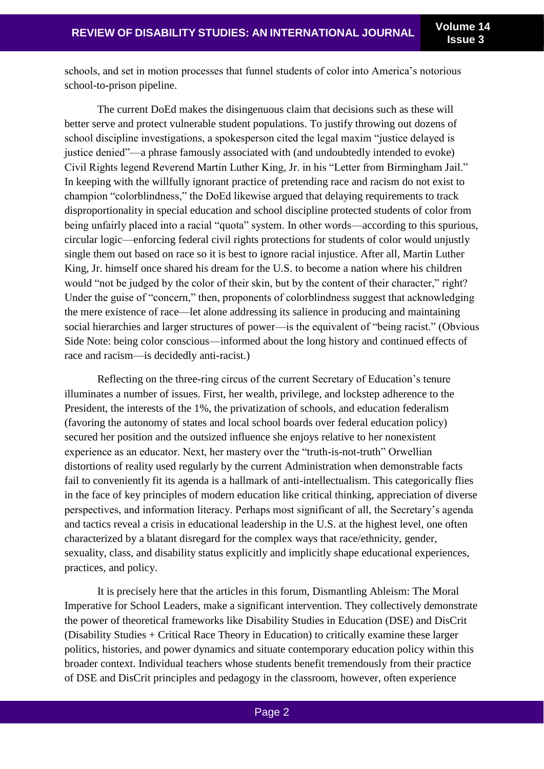schools, and set in motion processes that funnel students of color into America's notorious school-to-prison pipeline.

The current DoEd makes the disingenuous claim that decisions such as these will better serve and protect vulnerable student populations. To justify throwing out dozens of school discipline investigations, a spokesperson cited the legal maxim "justice delayed is justice denied"—a phrase famously associated with (and undoubtedly intended to evoke) Civil Rights legend Reverend Martin Luther King, Jr. in his "Letter from Birmingham Jail." In keeping with the willfully ignorant practice of pretending race and racism do not exist to champion "colorblindness," the DoEd likewise argued that delaying requirements to track disproportionality in special education and school discipline protected students of color from being unfairly placed into a racial "quota" system. In other words—according to this spurious, circular logic—enforcing federal civil rights protections for students of color would unjustly single them out based on race so it is best to ignore racial injustice. After all, Martin Luther King, Jr. himself once shared his dream for the U.S. to become a nation where his children would "not be judged by the color of their skin, but by the content of their character," right? Under the guise of "concern," then, proponents of colorblindness suggest that acknowledging the mere existence of race—let alone addressing its salience in producing and maintaining social hierarchies and larger structures of power—is the equivalent of "being racist." (Obvious Side Note: being color conscious—informed about the long history and continued effects of race and racism—is decidedly anti-racist.)

Reflecting on the three-ring circus of the current Secretary of Education's tenure illuminates a number of issues. First, her wealth, privilege, and lockstep adherence to the President, the interests of the 1%, the privatization of schools, and education federalism (favoring the autonomy of states and local school boards over federal education policy) secured her position and the outsized influence she enjoys relative to her nonexistent experience as an educator. Next, her mastery over the "truth-is-not-truth" Orwellian distortions of reality used regularly by the current Administration when demonstrable facts fail to conveniently fit its agenda is a hallmark of anti-intellectualism. This categorically flies in the face of key principles of modern education like critical thinking, appreciation of diverse perspectives, and information literacy. Perhaps most significant of all, the Secretary's agenda and tactics reveal a crisis in educational leadership in the U.S. at the highest level, one often characterized by a blatant disregard for the complex ways that race/ethnicity, gender, sexuality, class, and disability status explicitly and implicitly shape educational experiences, practices, and policy.

It is precisely here that the articles in this forum, Dismantling Ableism: The Moral Imperative for School Leaders, make a significant intervention. They collectively demonstrate the power of theoretical frameworks like Disability Studies in Education (DSE) and DisCrit (Disability Studies + Critical Race Theory in Education) to critically examine these larger politics, histories, and power dynamics and situate contemporary education policy within this broader context. Individual teachers whose students benefit tremendously from their practice of DSE and DisCrit principles and pedagogy in the classroom, however, often experience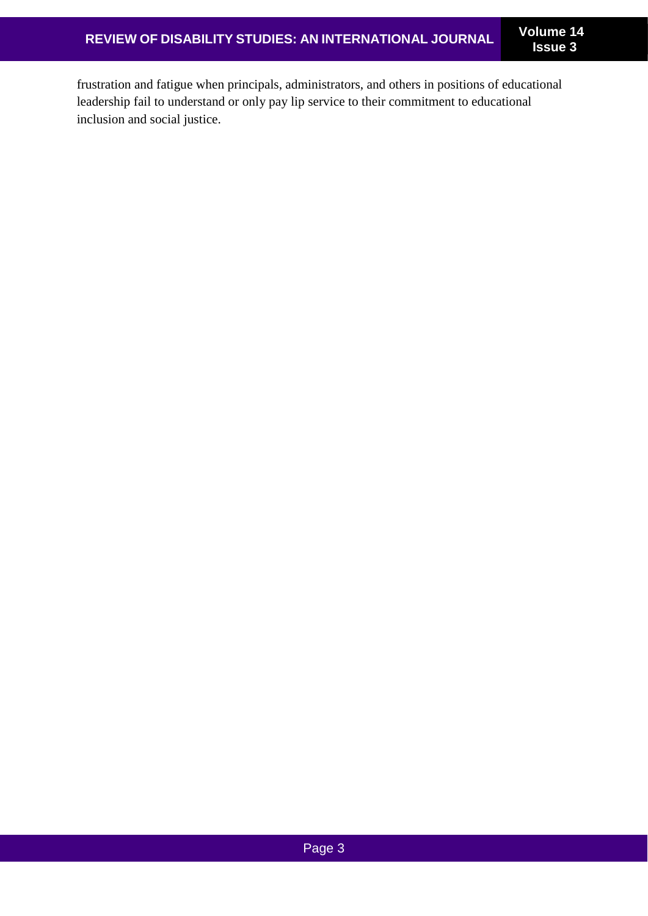frustration and fatigue when principals, administrators, and others in positions of educational leadership fail to understand or only pay lip service to their commitment to educational inclusion and social justice.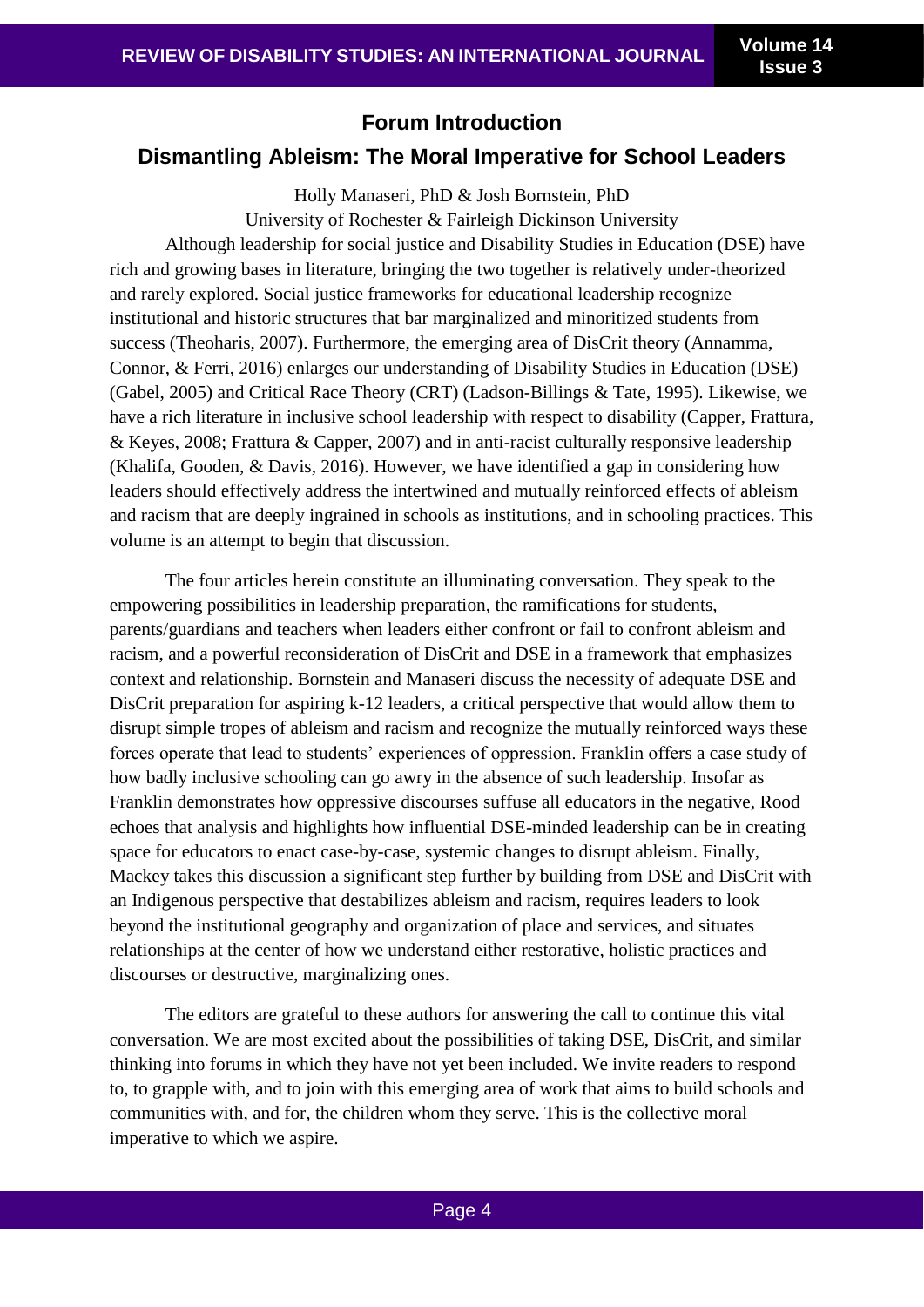## Forum Introduction

## Dismantling Ableism: The Moral Imperative for School Leaders

Holly Manaseri, PhD & Josh Bornstein, PhD
University of Rochester & Fairleigh Dickinson University

Although leadership for social justice and Disability Studies in Education (DSE) have rich and growing bases in literature, bringing the two together is relatively under-theorized and rarely explored. Social justice frameworks for educational leadership recognize institutional and historic structures that bar marginalized and minoritized students from success (Theoharis, 2007). Furthermore, the emerging area of DisCrit theory (Annamma, Connor, & Ferri, 2016) enlarges our understanding of Disability Studies in Education (DSE) (Gabel, 2005) and Critical Race Theory (CRT) (Ladson-Billings & Tate, 1995). Likewise, we have a rich literature in inclusive school leadership with respect to disability (Capper, Frattura, & Keyes, 2008; Frattura & Capper, 2007) and in anti-racist culturally responsive leadership (Khalifa, Gooden, & Davis, 2016). However, we have identified a gap in considering how leaders should effectively address the intertwined and mutually reinforced effects of ableism and racism that are deeply ingrained in schools as institutions, and in schooling practices. This volume is an attempt to begin that discussion.

The four articles herein constitute an illuminating conversation. They speak to the empowering possibilities in leadership preparation, the ramifications for students, parents/guardians and teachers when leaders either confront or fail to confront ableism and racism, and a powerful reconsideration of DisCrit and DSE in a framework that emphasizes context and relationship. Bornstein and Manaseri discuss the necessity of adequate DSE and DisCrit preparation for aspiring k-12 leaders, a critical perspective that would allow them to disrupt simple tropes of ableism and racism and recognize the mutually reinforced ways these forces operate that lead to students' experiences of oppression. Franklin offers a case study of how badly inclusive schooling can go awry in the absence of such leadership. Insofar as Franklin demonstrates how oppressive discourses suffuse all educators in the negative, Rood echoes that analysis and highlights how influential DSE-minded leadership can be in creating space for educators to enact case-by-case, systemic changes to disrupt ableism. Finally, Mackey takes this discussion a significant step further by building from DSE and DisCrit with an Indigenous perspective that destabilizes ableism and racism, requires leaders to look beyond the institutional geography and organization of place and services, and situates relationships at the center of how we understand either restorative, holistic practices and discourses or destructive, marginalizing ones.

The editors are grateful to these authors for answering the call to continue this vital conversation. We are most excited about the possibilities of taking DSE, DisCrit, and similar thinking into forums in which they have not yet been included. We invite readers to respond to, to grapple with, and to join with this emerging area of work that aims to build schools and communities with, and for, the children whom they serve. This is the collective moral imperative to which we aspire.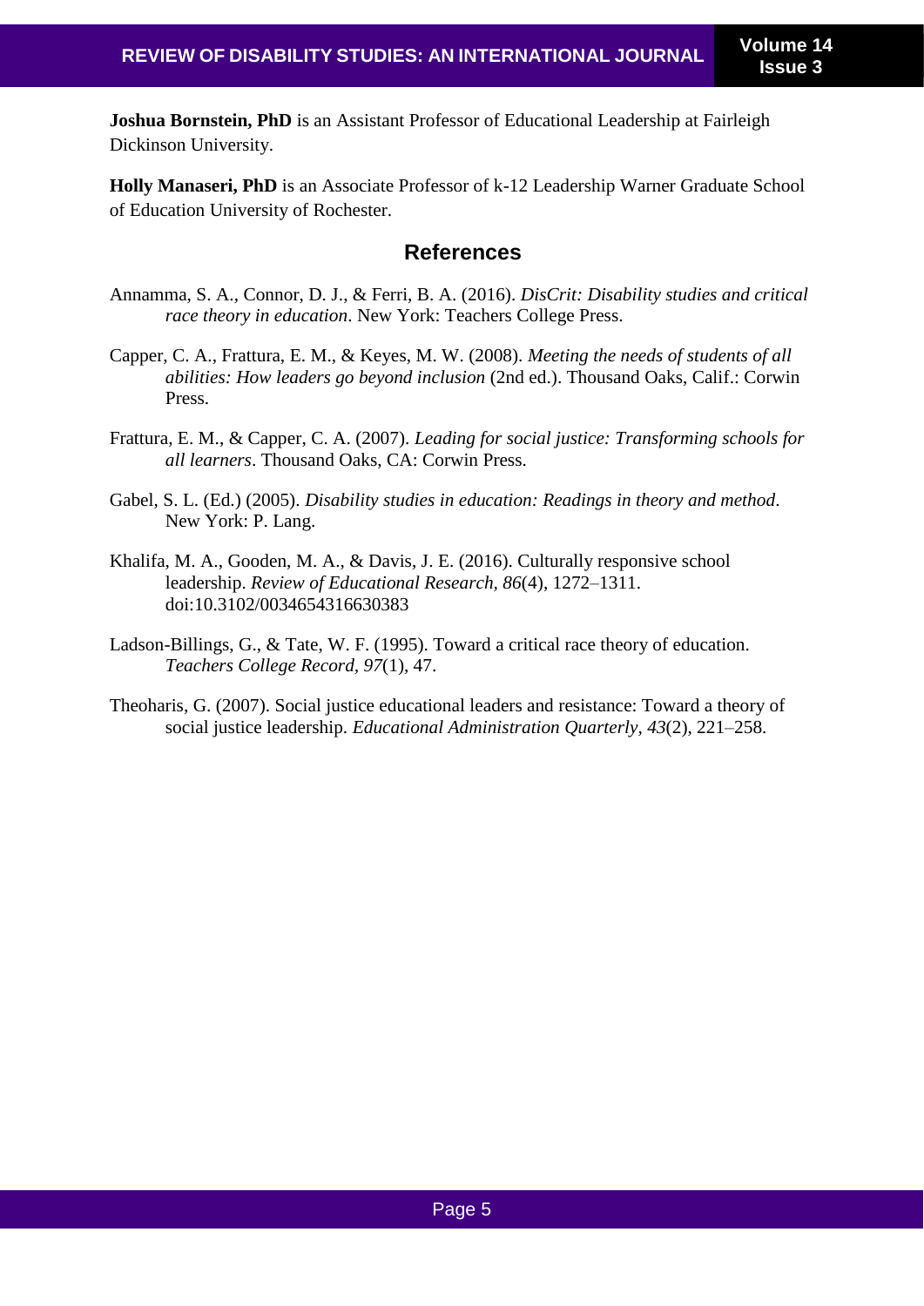**Joshua Bornstein, PhD** is an Assistant Professor of Educational Leadership at Fairleigh Dickinson University.

**Holly Manaseri, PhD** is an Associate Professor of k-12 Leadership Warner Graduate School of Education University of Rochester.

## References

Annamma, S. A., Connor, D. J., & Ferri, B. A. (2016). *DisCrit: Disability studies and critical race theory in education*. New York: Teachers College Press.

Capper, C. A., Frattura, E. M., & Keyes, M. W. (2008). *Meeting the needs of students of all abilities: How leaders go beyond inclusion* (2nd ed.). Thousand Oaks, Calif.: Corwin Press.

Frattura, E. M., & Capper, C. A. (2007). *Leading for social justice: Transforming schools for all learners*. Thousand Oaks, CA: Corwin Press.

Gabel, S. L. (Ed.) (2005). *Disability studies in education: Readings in theory and method*. New York: P. Lang.

Khalifa, M. A., Gooden, M. A., & Davis, J. E. (2016). Culturally responsive school leadership. *Review of Educational Research, 86*(4), 1272–1311. doi:10.3102/0034654316630383

Ladson-Billings, G., & Tate, W. F. (1995). Toward a critical race theory of education. *Teachers College Record, 97*(1), 47.

Theoharis, G. (2007). Social justice educational leaders and resistance: Toward a theory of social justice leadership. *Educational Administration Quarterly, 43*(2), 221–258.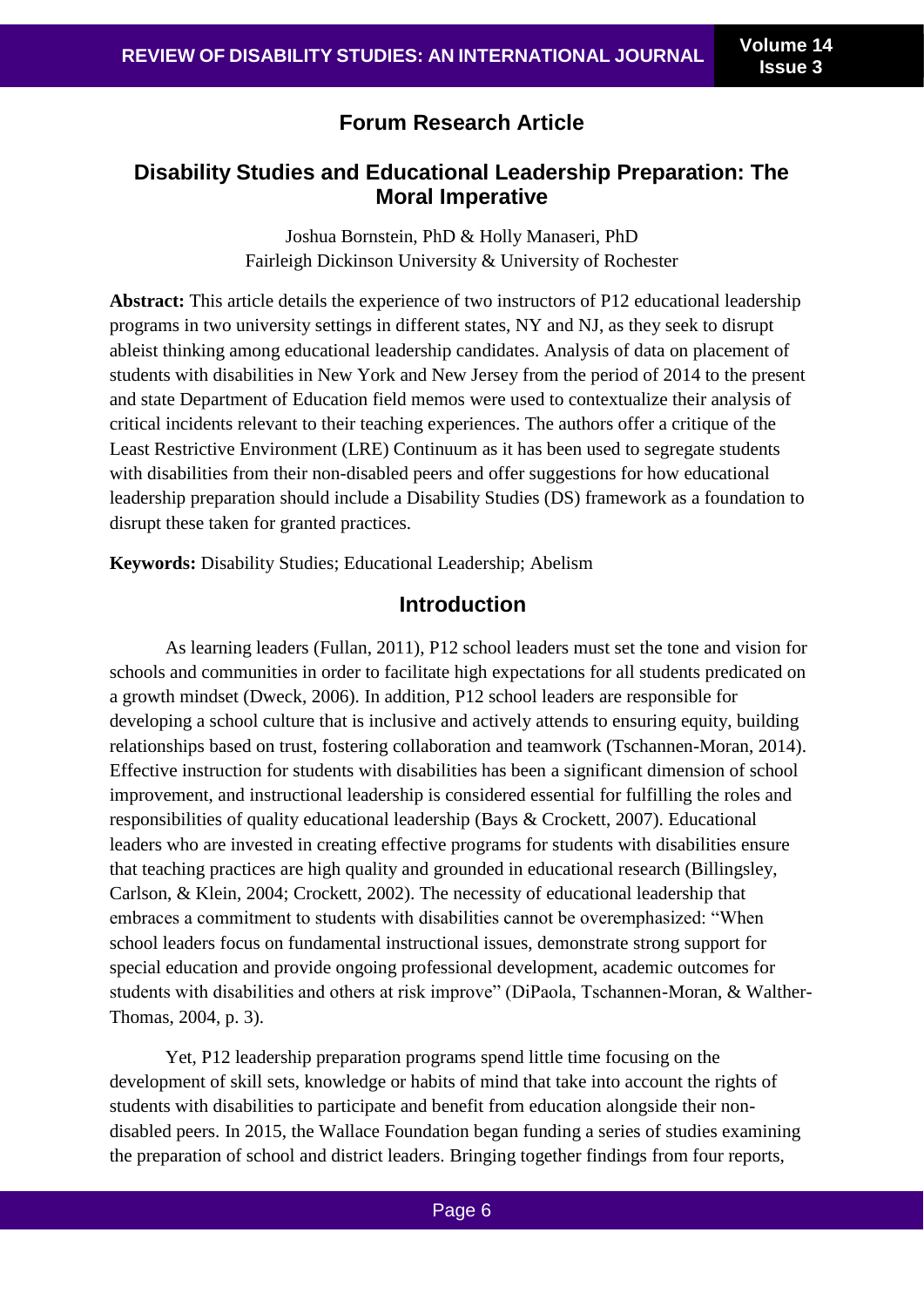## Forum Research Article

# Disability Studies and Educational Leadership Preparation: The Moral Imperative

Joshua Bornstein, PhD & Holly Manaseri, PhD
Fairleigh Dickinson University & University of Rochester

**Abstract:** This article details the experience of two instructors of P12 educational leadership programs in two university settings in different states, NY and NJ, as they seek to disrupt ableist thinking among educational leadership candidates. Analysis of data on placement of students with disabilities in New York and New Jersey from the period of 2014 to the present and state Department of Education field memos were used to contextualize their analysis of critical incidents relevant to their teaching experiences. The authors offer a critique of the Least Restrictive Environment (LRE) Continuum as it has been used to segregate students with disabilities from their non-disabled peers and offer suggestions for how educational leadership preparation should include a Disability Studies (DS) framework as a foundation to disrupt these taken for granted practices.

**Keywords:** Disability Studies; Educational Leadership; Abelism

## Introduction

As learning leaders (Fullan, 2011), P12 school leaders must set the tone and vision for schools and communities in order to facilitate high expectations for all students predicated on a growth mindset (Dweck, 2006). In addition, P12 school leaders are responsible for developing a school culture that is inclusive and actively attends to ensuring equity, building relationships based on trust, fostering collaboration and teamwork (Tschannen-Moran, 2014). Effective instruction for students with disabilities has been a significant dimension of school improvement, and instructional leadership is considered essential for fulfilling the roles and responsibilities of quality educational leadership (Bays & Crockett, 2007). Educational leaders who are invested in creating effective programs for students with disabilities ensure that teaching practices are high quality and grounded in educational research (Billingsley, Carlson, & Klein, 2004; Crockett, 2002). The necessity of educational leadership that embraces a commitment to students with disabilities cannot be overemphasized: "When school leaders focus on fundamental instructional issues, demonstrate strong support for special education and provide ongoing professional development, academic outcomes for students with disabilities and others at risk improve" (DiPaola, Tschannen-Moran, & Walther-Thomas, 2004, p. 3).

Yet, P12 leadership preparation programs spend little time focusing on the development of skill sets, knowledge or habits of mind that take into account the rights of students with disabilities to participate and benefit from education alongside their non-disabled peers. In 2015, the Wallace Foundation began funding a series of studies examining the preparation of school and district leaders. Bringing together findings from four reports,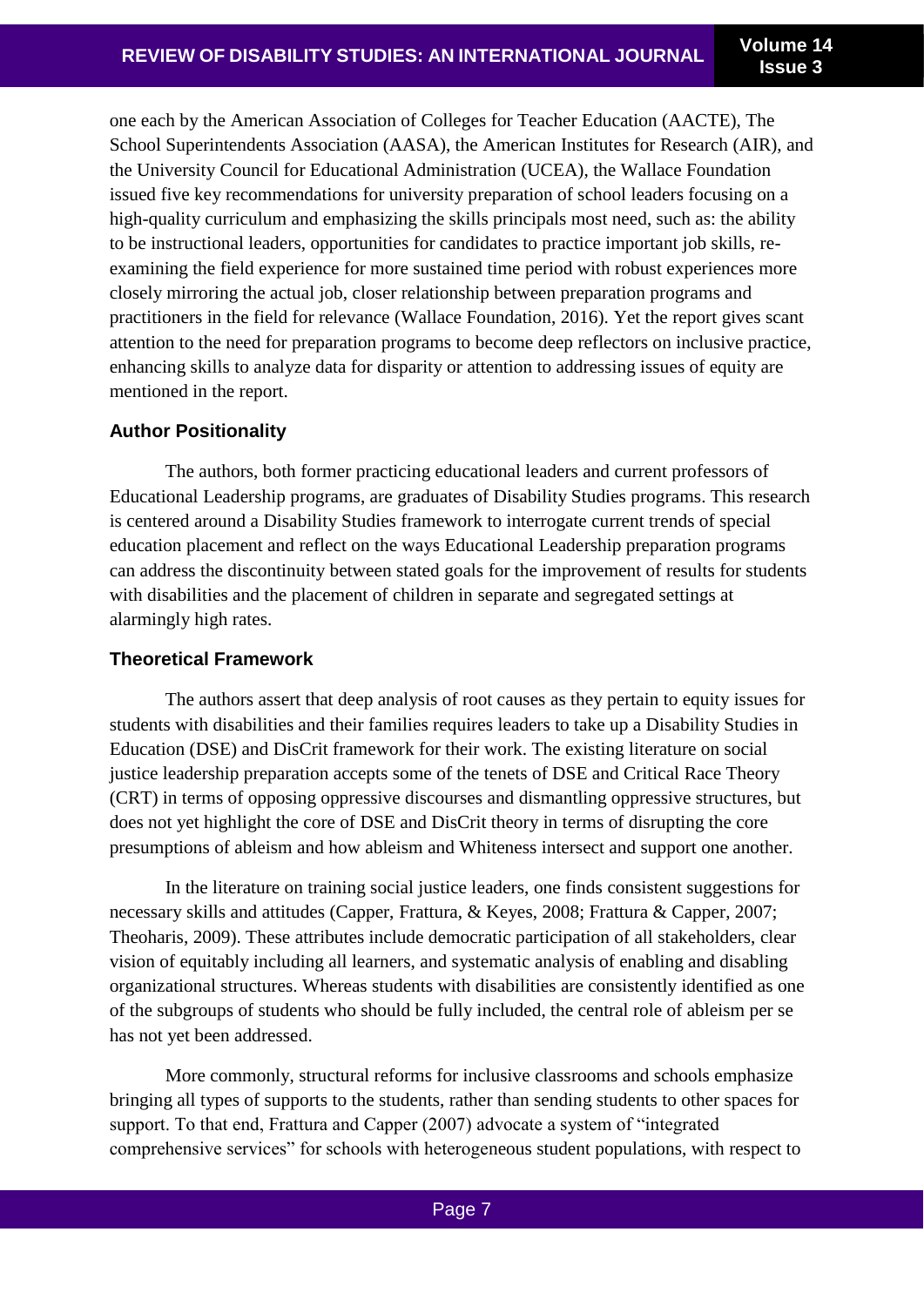one each by the American Association of Colleges for Teacher Education (AACTE), The School Superintendents Association (AASA), the American Institutes for Research (AIR), and the University Council for Educational Administration (UCEA), the Wallace Foundation issued five key recommendations for university preparation of school leaders focusing on a high-quality curriculum and emphasizing the skills principals most need, such as: the ability to be instructional leaders, opportunities for candidates to practice important job skills, re-examining the field experience for more sustained time period with robust experiences more closely mirroring the actual job, closer relationship between preparation programs and practitioners in the field for relevance (Wallace Foundation, 2016). Yet the report gives scant attention to the need for preparation programs to become deep reflectors on inclusive practice, enhancing skills to analyze data for disparity or attention to addressing issues of equity are mentioned in the report.

### Author Positionality

The authors, both former practicing educational leaders and current professors of Educational Leadership programs, are graduates of Disability Studies programs. This research is centered around a Disability Studies framework to interrogate current trends of special education placement and reflect on the ways Educational Leadership preparation programs can address the discontinuity between stated goals for the improvement of results for students with disabilities and the placement of children in separate and segregated settings at alarmingly high rates.

### Theoretical Framework

The authors assert that deep analysis of root causes as they pertain to equity issues for students with disabilities and their families requires leaders to take up a Disability Studies in Education (DSE) and DisCrit framework for their work. The existing literature on social justice leadership preparation accepts some of the tenets of DSE and Critical Race Theory (CRT) in terms of opposing oppressive discourses and dismantling oppressive structures, but does not yet highlight the core of DSE and DisCrit theory in terms of disrupting the core presumptions of ableism and how ableism and Whiteness intersect and support one another.

In the literature on training social justice leaders, one finds consistent suggestions for necessary skills and attitudes (Capper, Frattura, & Keyes, 2008; Frattura & Capper, 2007; Theoharis, 2009). These attributes include democratic participation of all stakeholders, clear vision of equitably including all learners, and systematic analysis of enabling and disabling organizational structures. Whereas students with disabilities are consistently identified as one of the subgroups of students who should be fully included, the central role of ableism per se has not yet been addressed.

More commonly, structural reforms for inclusive classrooms and schools emphasize bringing all types of supports to the students, rather than sending students to other spaces for support. To that end, Frattura and Capper (2007) advocate a system of "integrated comprehensive services" for schools with heterogeneous student populations, with respect to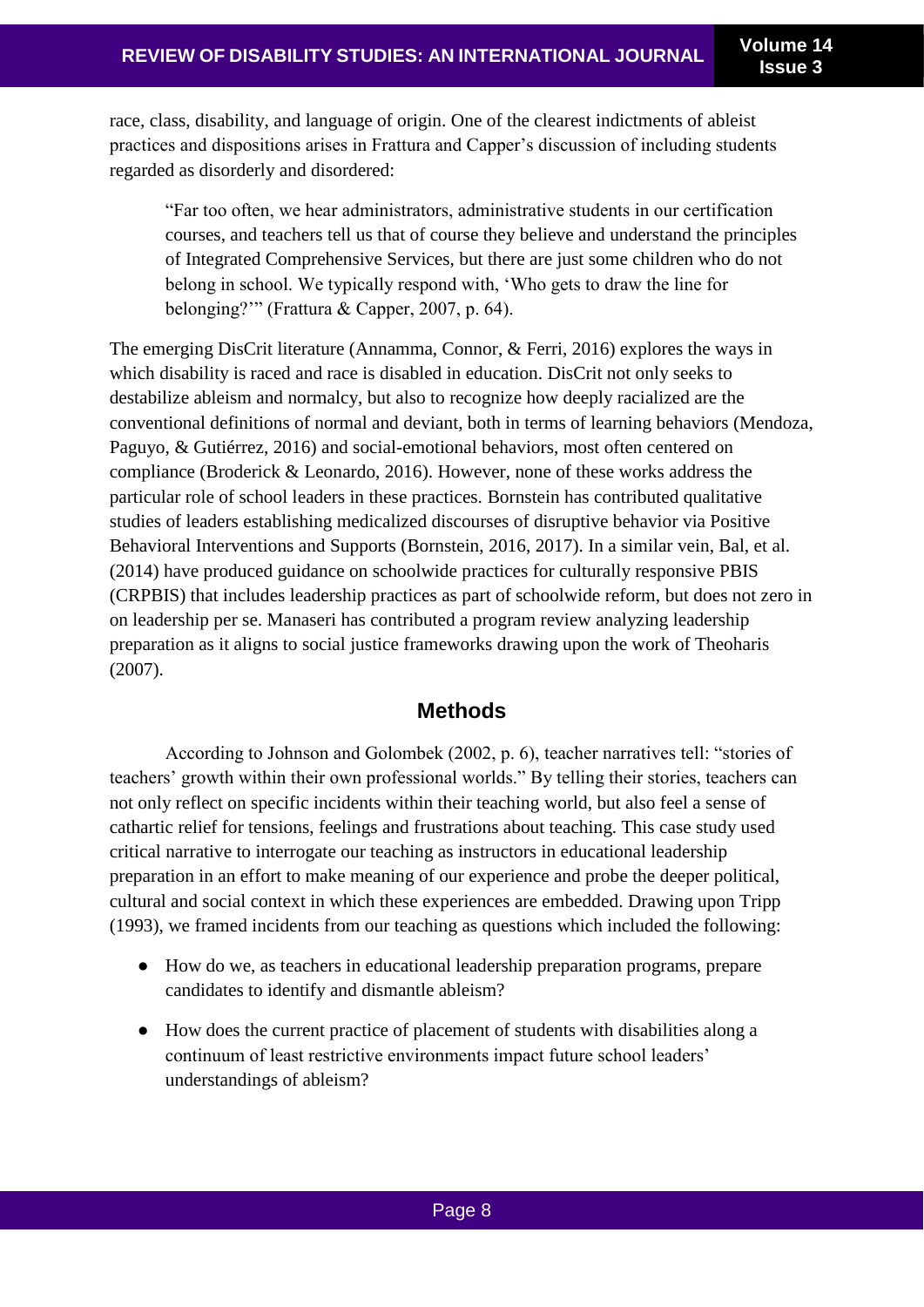race, class, disability, and language of origin. One of the clearest indictments of ableist practices and dispositions arises in Frattura and Capper's discussion of including students regarded as disorderly and disordered:

> "Far too often, we hear administrators, administrative students in our certification courses, and teachers tell us that of course they believe and understand the principles of Integrated Comprehensive Services, but there are just some children who do not belong in school. We typically respond with, 'Who gets to draw the line for belonging?'" (Frattura & Capper, 2007, p. 64).

The emerging DisCrit literature (Annamma, Connor, & Ferri, 2016) explores the ways in which disability is raced and race is disabled in education. DisCrit not only seeks to destabilize ableism and normalcy, but also to recognize how deeply racialized are the conventional definitions of normal and deviant, both in terms of learning behaviors (Mendoza, Paguyo, & Gutiérrez, 2016) and social-emotional behaviors, most often centered on compliance (Broderick & Leonardo, 2016). However, none of these works address the particular role of school leaders in these practices. Bornstein has contributed qualitative studies of leaders establishing medicalized discourses of disruptive behavior via Positive Behavioral Interventions and Supports (Bornstein, 2016, 2017). In a similar vein, Bal, et al. (2014) have produced guidance on schoolwide practices for culturally responsive PBIS (CRPBIS) that includes leadership practices as part of schoolwide reform, but does not zero in on leadership per se. Manaseri has contributed a program review analyzing leadership preparation as it aligns to social justice frameworks drawing upon the work of Theoharis (2007).

## Methods

According to Johnson and Golombek (2002, p. 6), teacher narratives tell: "stories of teachers' growth within their own professional worlds." By telling their stories, teachers can not only reflect on specific incidents within their teaching world, but also feel a sense of cathartic relief for tensions, feelings and frustrations about teaching. This case study used critical narrative to interrogate our teaching as instructors in educational leadership preparation in an effort to make meaning of our experience and probe the deeper political, cultural and social context in which these experiences are embedded. Drawing upon Tripp (1993), we framed incidents from our teaching as questions which included the following:

- How do we, as teachers in educational leadership preparation programs, prepare candidates to identify and dismantle ableism?
- How does the current practice of placement of students with disabilities along a continuum of least restrictive environments impact future school leaders' understandings of ableism?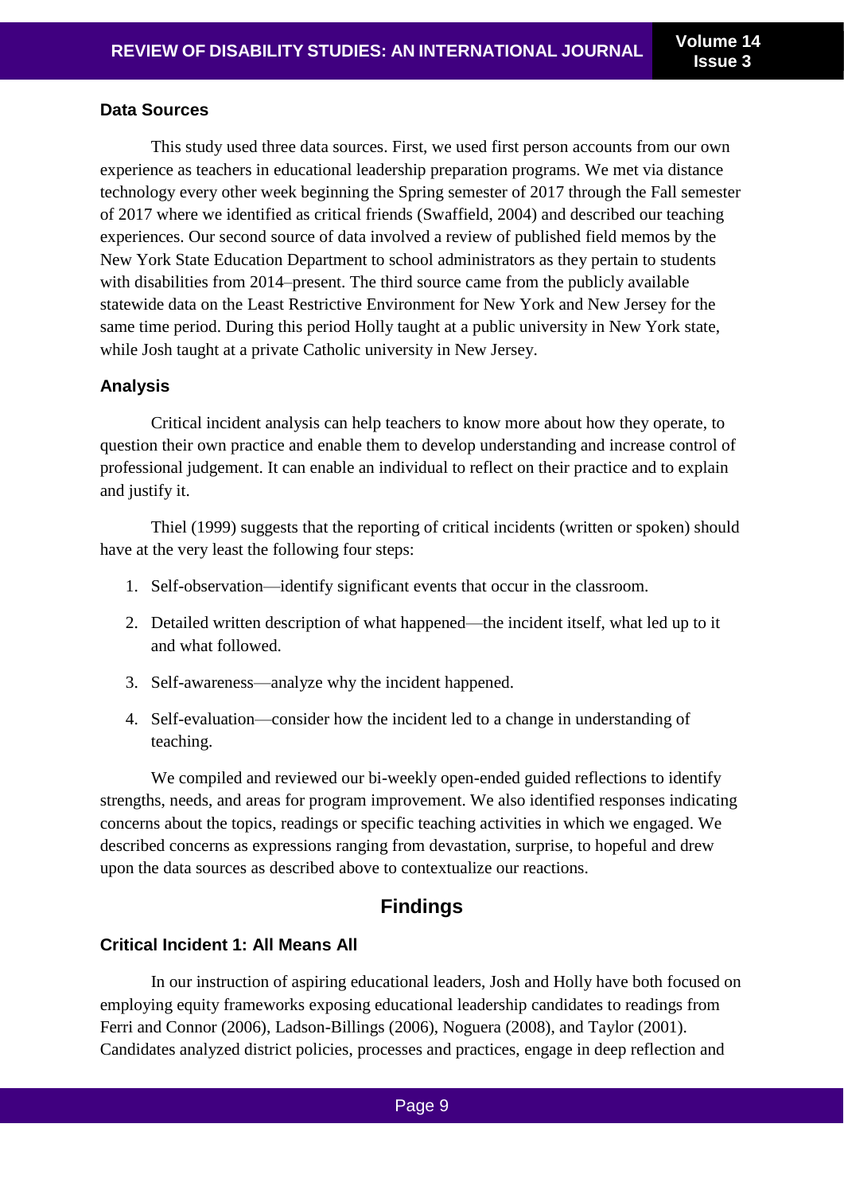### Data Sources

This study used three data sources. First, we used first person accounts from our own experience as teachers in educational leadership preparation programs. We met via distance technology every other week beginning the Spring semester of 2017 through the Fall semester of 2017 where we identified as critical friends (Swaffield, 2004) and described our teaching experiences. Our second source of data involved a review of published field memos by the New York State Education Department to school administrators as they pertain to students with disabilities from 2014–present. The third source came from the publicly available statewide data on the Least Restrictive Environment for New York and New Jersey for the same time period. During this period Holly taught at a public university in New York state, while Josh taught at a private Catholic university in New Jersey.

### Analysis

Critical incident analysis can help teachers to know more about how they operate, to question their own practice and enable them to develop understanding and increase control of professional judgement. It can enable an individual to reflect on their practice and to explain and justify it.

Thiel (1999) suggests that the reporting of critical incidents (written or spoken) should have at the very least the following four steps:

1. Self-observation—identify significant events that occur in the classroom.
2. Detailed written description of what happened—the incident itself, what led up to it and what followed.
3. Self-awareness—analyze why the incident happened.
4. Self-evaluation—consider how the incident led to a change in understanding of teaching.

We compiled and reviewed our bi-weekly open-ended guided reflections to identify strengths, needs, and areas for program improvement. We also identified responses indicating concerns about the topics, readings or specific teaching activities in which we engaged. We described concerns as expressions ranging from devastation, surprise, to hopeful and drew upon the data sources as described above to contextualize our reactions.

## Findings

### Critical Incident 1: All Means All

In our instruction of aspiring educational leaders, Josh and Holly have both focused on employing equity frameworks exposing educational leadership candidates to readings from Ferri and Connor (2006), Ladson-Billings (2006), Noguera (2008), and Taylor (2001). Candidates analyzed district policies, processes and practices, engage in deep reflection and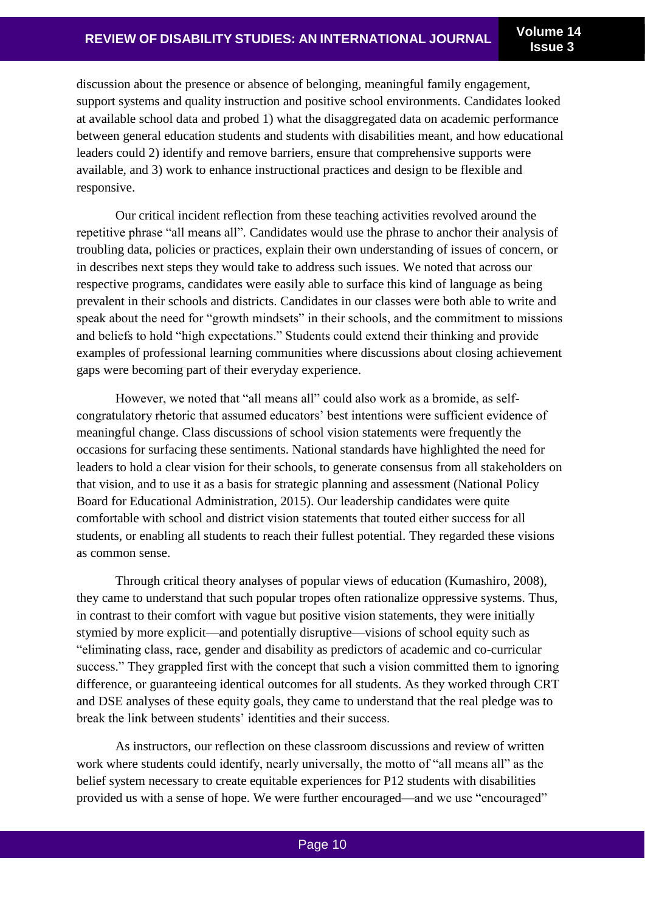discussion about the presence or absence of belonging, meaningful family engagement, support systems and quality instruction and positive school environments. Candidates looked at available school data and probed 1) what the disaggregated data on academic performance between general education students and students with disabilities meant, and how educational leaders could 2) identify and remove barriers, ensure that comprehensive supports were available, and 3) work to enhance instructional practices and design to be flexible and responsive.

Our critical incident reflection from these teaching activities revolved around the repetitive phrase "all means all". Candidates would use the phrase to anchor their analysis of troubling data, policies or practices, explain their own understanding of issues of concern, or in describes next steps they would take to address such issues. We noted that across our respective programs, candidates were easily able to surface this kind of language as being prevalent in their schools and districts. Candidates in our classes were both able to write and speak about the need for "growth mindsets" in their schools, and the commitment to missions and beliefs to hold "high expectations." Students could extend their thinking and provide examples of professional learning communities where discussions about closing achievement gaps were becoming part of their everyday experience.

However, we noted that "all means all" could also work as a bromide, as self-congratulatory rhetoric that assumed educators' best intentions were sufficient evidence of meaningful change. Class discussions of school vision statements were frequently the occasions for surfacing these sentiments. National standards have highlighted the need for leaders to hold a clear vision for their schools, to generate consensus from all stakeholders on that vision, and to use it as a basis for strategic planning and assessment (National Policy Board for Educational Administration, 2015). Our leadership candidates were quite comfortable with school and district vision statements that touted either success for all students, or enabling all students to reach their fullest potential. They regarded these visions as common sense.

Through critical theory analyses of popular views of education (Kumashiro, 2008), they came to understand that such popular tropes often rationalize oppressive systems. Thus, in contrast to their comfort with vague but positive vision statements, they were initially stymied by more explicit—and potentially disruptive—visions of school equity such as "eliminating class, race, gender and disability as predictors of academic and co-curricular success." They grappled first with the concept that such a vision committed them to ignoring difference, or guaranteeing identical outcomes for all students. As they worked through CRT and DSE analyses of these equity goals, they came to understand that the real pledge was to break the link between students' identities and their success.

As instructors, our reflection on these classroom discussions and review of written work where students could identify, nearly universally, the motto of "all means all" as the belief system necessary to create equitable experiences for P12 students with disabilities provided us with a sense of hope. We were further encouraged—and we use "encouraged"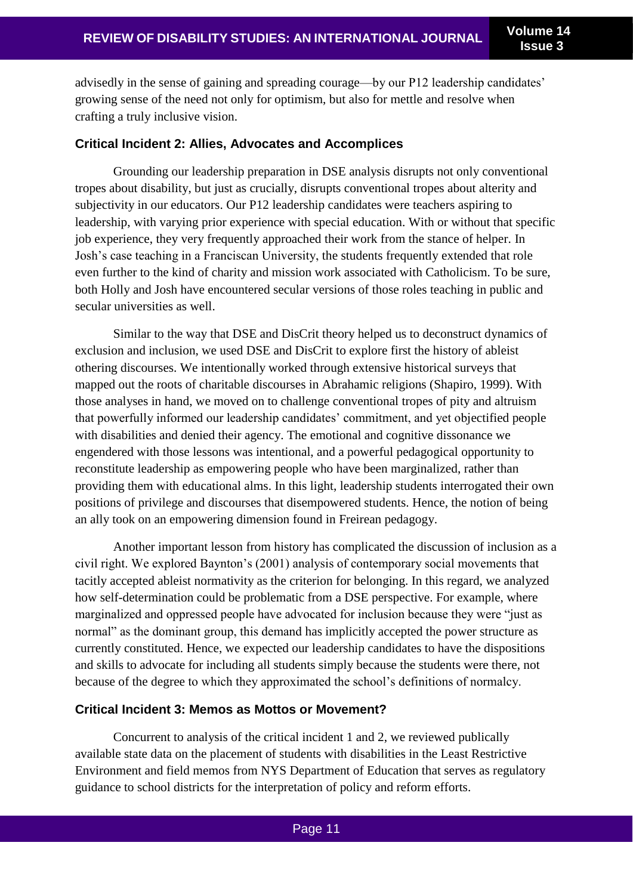advisedly in the sense of gaining and spreading courage—by our P12 leadership candidates' growing sense of the need not only for optimism, but also for mettle and resolve when crafting a truly inclusive vision.

### Critical Incident 2: Allies, Advocates and Accomplices

Grounding our leadership preparation in DSE analysis disrupts not only conventional tropes about disability, but just as crucially, disrupts conventional tropes about alterity and subjectivity in our educators. Our P12 leadership candidates were teachers aspiring to leadership, with varying prior experience with special education. With or without that specific job experience, they very frequently approached their work from the stance of helper. In Josh's case teaching in a Franciscan University, the students frequently extended that role even further to the kind of charity and mission work associated with Catholicism. To be sure, both Holly and Josh have encountered secular versions of those roles teaching in public and secular universities as well.

Similar to the way that DSE and DisCrit theory helped us to deconstruct dynamics of exclusion and inclusion, we used DSE and DisCrit to explore first the history of ableist othering discourses. We intentionally worked through extensive historical surveys that mapped out the roots of charitable discourses in Abrahamic religions (Shapiro, 1999). With those analyses in hand, we moved on to challenge conventional tropes of pity and altruism that powerfully informed our leadership candidates' commitment, and yet objectified people with disabilities and denied their agency. The emotional and cognitive dissonance we engendered with those lessons was intentional, and a powerful pedagogical opportunity to reconstitute leadership as empowering people who have been marginalized, rather than providing them with educational alms. In this light, leadership students interrogated their own positions of privilege and discourses that disempowered students. Hence, the notion of being an ally took on an empowering dimension found in Freirean pedagogy.

Another important lesson from history has complicated the discussion of inclusion as a civil right. We explored Baynton's (2001) analysis of contemporary social movements that tacitly accepted ableist normativity as the criterion for belonging. In this regard, we analyzed how self-determination could be problematic from a DSE perspective. For example, where marginalized and oppressed people have advocated for inclusion because they were "just as normal" as the dominant group, this demand has implicitly accepted the power structure as currently constituted. Hence, we expected our leadership candidates to have the dispositions and skills to advocate for including all students simply because the students were there, not because of the degree to which they approximated the school's definitions of normalcy.

### Critical Incident 3: Memos as Mottos or Movement?

Concurrent to analysis of the critical incident 1 and 2, we reviewed publically available state data on the placement of students with disabilities in the Least Restrictive Environment and field memos from NYS Department of Education that serves as regulatory guidance to school districts for the interpretation of policy and reform efforts.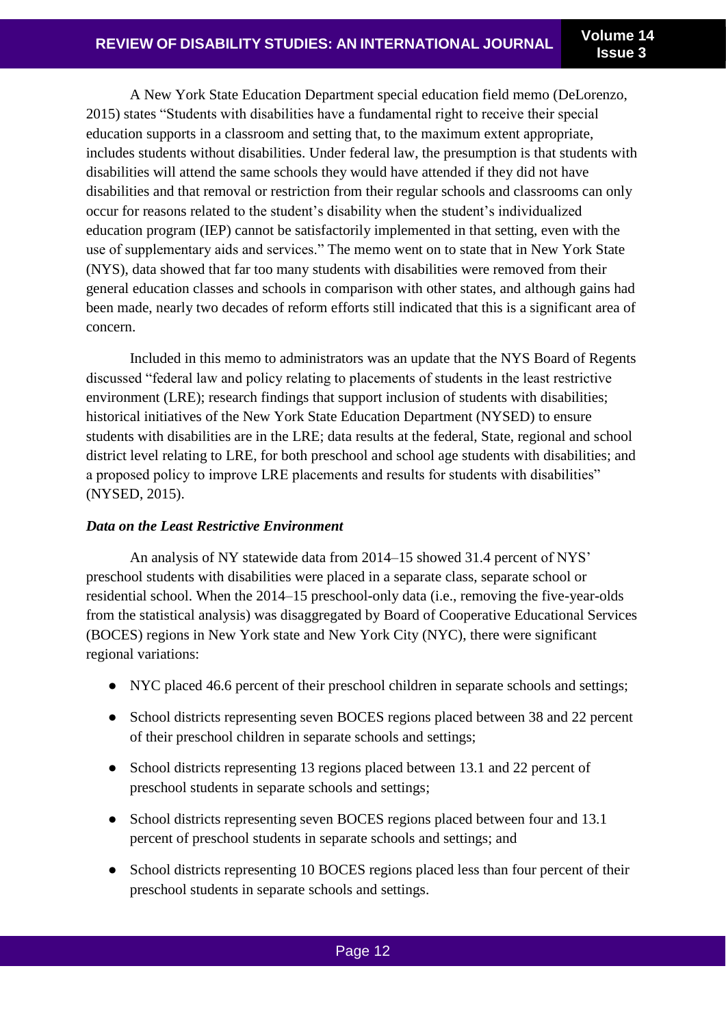A New York State Education Department special education field memo (DeLorenzo, 2015) states "Students with disabilities have a fundamental right to receive their special education supports in a classroom and setting that, to the maximum extent appropriate, includes students without disabilities. Under federal law, the presumption is that students with disabilities will attend the same schools they would have attended if they did not have disabilities and that removal or restriction from their regular schools and classrooms can only occur for reasons related to the student's disability when the student's individualized education program (IEP) cannot be satisfactorily implemented in that setting, even with the use of supplementary aids and services." The memo went on to state that in New York State (NYS), data showed that far too many students with disabilities were removed from their general education classes and schools in comparison with other states, and although gains had been made, nearly two decades of reform efforts still indicated that this is a significant area of concern.

Included in this memo to administrators was an update that the NYS Board of Regents discussed "federal law and policy relating to placements of students in the least restrictive environment (LRE); research findings that support inclusion of students with disabilities; historical initiatives of the New York State Education Department (NYSED) to ensure students with disabilities are in the LRE; data results at the federal, State, regional and school district level relating to LRE, for both preschool and school age students with disabilities; and a proposed policy to improve LRE placements and results for students with disabilities" (NYSED, 2015).

### *Data on the Least Restrictive Environment*

An analysis of NY statewide data from 2014–15 showed 31.4 percent of NYS' preschool students with disabilities were placed in a separate class, separate school or residential school. When the 2014–15 preschool-only data (i.e., removing the five-year-olds from the statistical analysis) was disaggregated by Board of Cooperative Educational Services (BOCES) regions in New York state and New York City (NYC), there were significant regional variations:

- NYC placed 46.6 percent of their preschool children in separate schools and settings;
- School districts representing seven BOCES regions placed between 38 and 22 percent of their preschool children in separate schools and settings;
- School districts representing 13 regions placed between 13.1 and 22 percent of preschool students in separate schools and settings;
- School districts representing seven BOCES regions placed between four and 13.1 percent of preschool students in separate schools and settings; and
- School districts representing 10 BOCES regions placed less than four percent of their preschool students in separate schools and settings.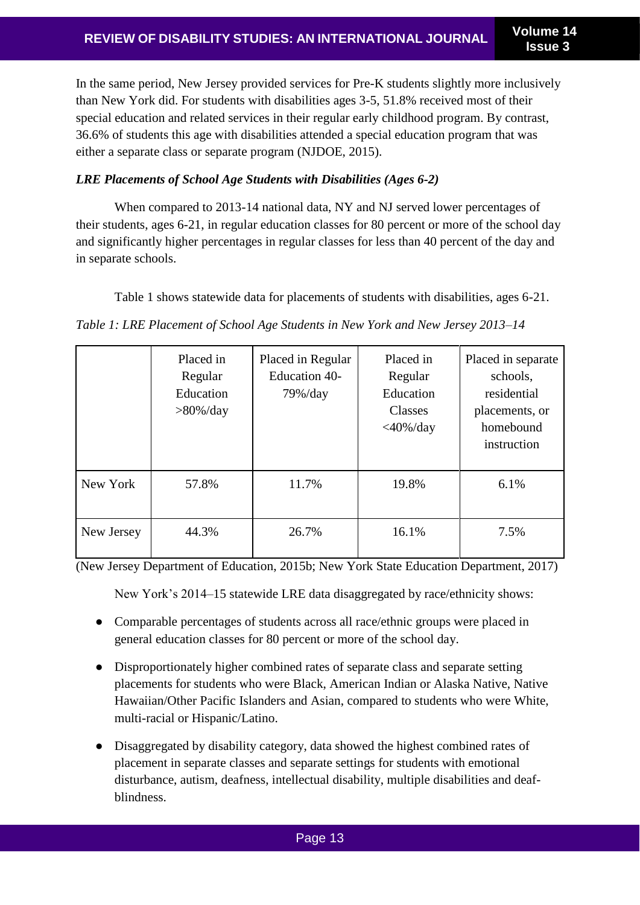In the same period, New Jersey provided services for Pre-K students slightly more inclusively than New York did. For students with disabilities ages 3-5, 51.8% received most of their special education and related services in their regular early childhood program. By contrast, 36.6% of students this age with disabilities attended a special education program that was either a separate class or separate program (NJDOE, 2015).

### *LRE Placements of School Age Students with Disabilities (Ages 6-2)*

When compared to 2013-14 national data, NY and NJ served lower percentages of their students, ages 6-21, in regular education classes for 80 percent or more of the school day and significantly higher percentages in regular classes for less than 40 percent of the day and in separate schools.

Table 1 shows statewide data for placements of students with disabilities, ages 6-21.

*Table 1: LRE Placement of School Age Students in New York and New Jersey 2013–14*

| | Placed in Regular Education >80%/day | Placed in Regular Education 40-79%/day | Placed in Regular Education Classes <40%/day | Placed in separate schools, residential placements, or homebound instruction |
|---|---|---|---|---|
| New York | 57.8% | 11.7% | 19.8% | 6.1% |
| New Jersey | 44.3% | 26.7% | 16.1% | 7.5% |

(New Jersey Department of Education, 2015b; New York State Education Department, 2017)

New York's 2014–15 statewide LRE data disaggregated by race/ethnicity shows:

- Comparable percentages of students across all race/ethnic groups were placed in general education classes for 80 percent or more of the school day.
- Disproportionately higher combined rates of separate class and separate setting placements for students who were Black, American Indian or Alaska Native, Native Hawaiian/Other Pacific Islanders and Asian, compared to students who were White, multi-racial or Hispanic/Latino.
- Disaggregated by disability category, data showed the highest combined rates of placement in separate classes and separate settings for students with emotional disturbance, autism, deafness, intellectual disability, multiple disabilities and deaf-blindness.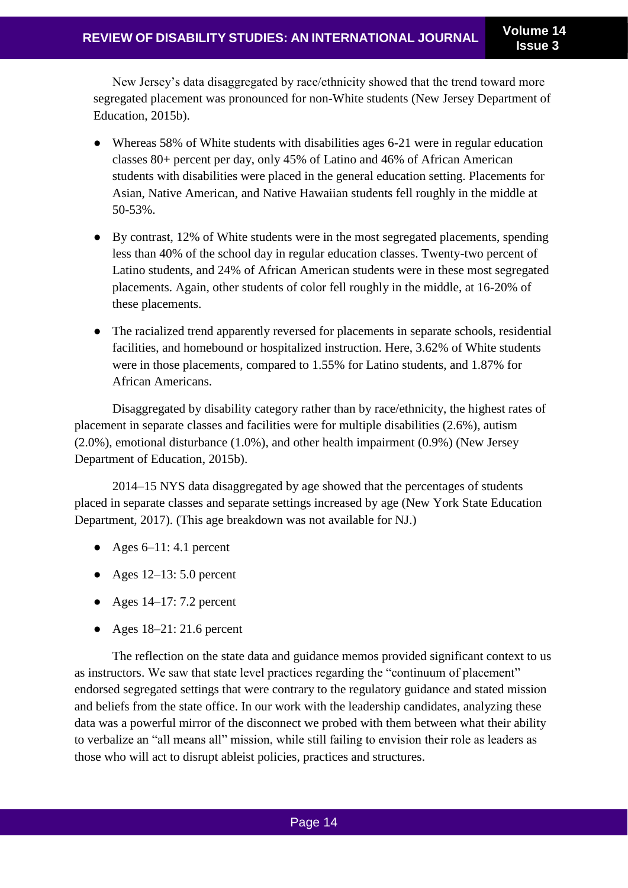New Jersey's data disaggregated by race/ethnicity showed that the trend toward more segregated placement was pronounced for non-White students (New Jersey Department of Education, 2015b).

- Whereas 58% of White students with disabilities ages 6-21 were in regular education classes 80+ percent per day, only 45% of Latino and 46% of African American students with disabilities were placed in the general education setting. Placements for Asian, Native American, and Native Hawaiian students fell roughly in the middle at 50-53%.
- By contrast, 12% of White students were in the most segregated placements, spending less than 40% of the school day in regular education classes. Twenty-two percent of Latino students, and 24% of African American students were in these most segregated placements. Again, other students of color fell roughly in the middle, at 16-20% of these placements.
- The racialized trend apparently reversed for placements in separate schools, residential facilities, and homebound or hospitalized instruction. Here, 3.62% of White students were in those placements, compared to 1.55% for Latino students, and 1.87% for African Americans.

Disaggregated by disability category rather than by race/ethnicity, the highest rates of placement in separate classes and facilities were for multiple disabilities (2.6%), autism (2.0%), emotional disturbance (1.0%), and other health impairment (0.9%) (New Jersey Department of Education, 2015b).

2014–15 NYS data disaggregated by age showed that the percentages of students placed in separate classes and separate settings increased by age (New York State Education Department, 2017). (This age breakdown was not available for NJ.)

- Ages 6–11: 4.1 percent
- Ages 12–13: 5.0 percent
- Ages 14–17: 7.2 percent
- Ages 18–21: 21.6 percent

The reflection on the state data and guidance memos provided significant context to us as instructors. We saw that state level practices regarding the "continuum of placement" endorsed segregated settings that were contrary to the regulatory guidance and stated mission and beliefs from the state office. In our work with the leadership candidates, analyzing these data was a powerful mirror of the disconnect we probed with them between what their ability to verbalize an "all means all" mission, while still failing to envision their role as leaders as those who will act to disrupt ableist policies, practices and structures.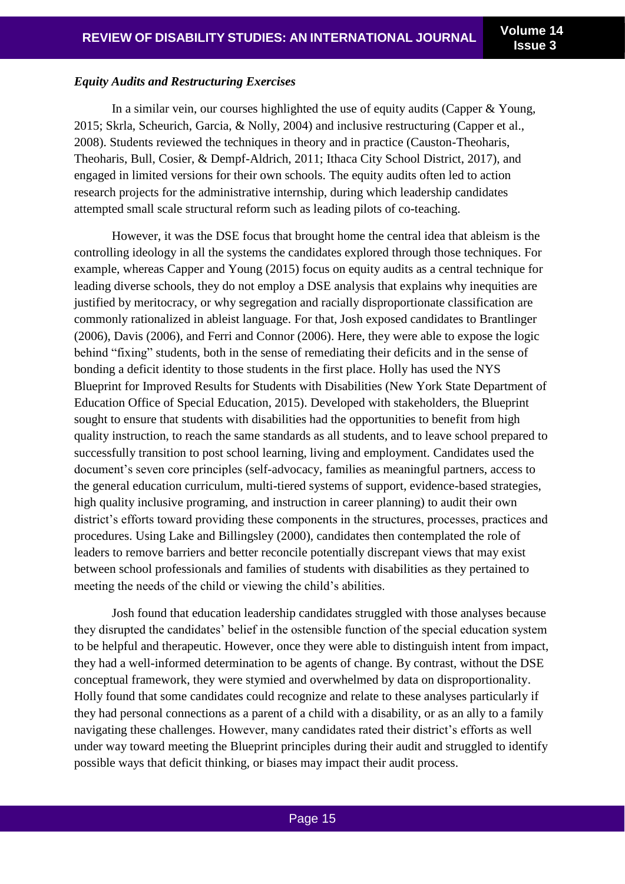### *Equity Audits and Restructuring Exercises*

In a similar vein, our courses highlighted the use of equity audits (Capper & Young, 2015; Skrla, Scheurich, Garcia, & Nolly, 2004) and inclusive restructuring (Capper et al., 2008). Students reviewed the techniques in theory and in practice (Causton-Theoharis, Theoharis, Bull, Cosier, & Dempf-Aldrich, 2011; Ithaca City School District, 2017), and engaged in limited versions for their own schools. The equity audits often led to action research projects for the administrative internship, during which leadership candidates attempted small scale structural reform such as leading pilots of co-teaching.

However, it was the DSE focus that brought home the central idea that ableism is the controlling ideology in all the systems the candidates explored through those techniques. For example, whereas Capper and Young (2015) focus on equity audits as a central technique for leading diverse schools, they do not employ a DSE analysis that explains why inequities are justified by meritocracy, or why segregation and racially disproportionate classification are commonly rationalized in ableist language. For that, Josh exposed candidates to Brantlinger (2006), Davis (2006), and Ferri and Connor (2006). Here, they were able to expose the logic behind "fixing" students, both in the sense of remediating their deficits and in the sense of bonding a deficit identity to those students in the first place. Holly has used the NYS Blueprint for Improved Results for Students with Disabilities (New York State Department of Education Office of Special Education, 2015). Developed with stakeholders, the Blueprint sought to ensure that students with disabilities had the opportunities to benefit from high quality instruction, to reach the same standards as all students, and to leave school prepared to successfully transition to post school learning, living and employment. Candidates used the document's seven core principles (self-advocacy, families as meaningful partners, access to the general education curriculum, multi-tiered systems of support, evidence-based strategies, high quality inclusive programing, and instruction in career planning) to audit their own district's efforts toward providing these components in the structures, processes, practices and procedures. Using Lake and Billingsley (2000), candidates then contemplated the role of leaders to remove barriers and better reconcile potentially discrepant views that may exist between school professionals and families of students with disabilities as they pertained to meeting the needs of the child or viewing the child's abilities.

Josh found that education leadership candidates struggled with those analyses because they disrupted the candidates' belief in the ostensible function of the special education system to be helpful and therapeutic. However, once they were able to distinguish intent from impact, they had a well-informed determination to be agents of change. By contrast, without the DSE conceptual framework, they were stymied and overwhelmed by data on disproportionality. Holly found that some candidates could recognize and relate to these analyses particularly if they had personal connections as a parent of a child with a disability, or as an ally to a family navigating these challenges. However, many candidates rated their district's efforts as well under way toward meeting the Blueprint principles during their audit and struggled to identify possible ways that deficit thinking, or biases may impact their audit process.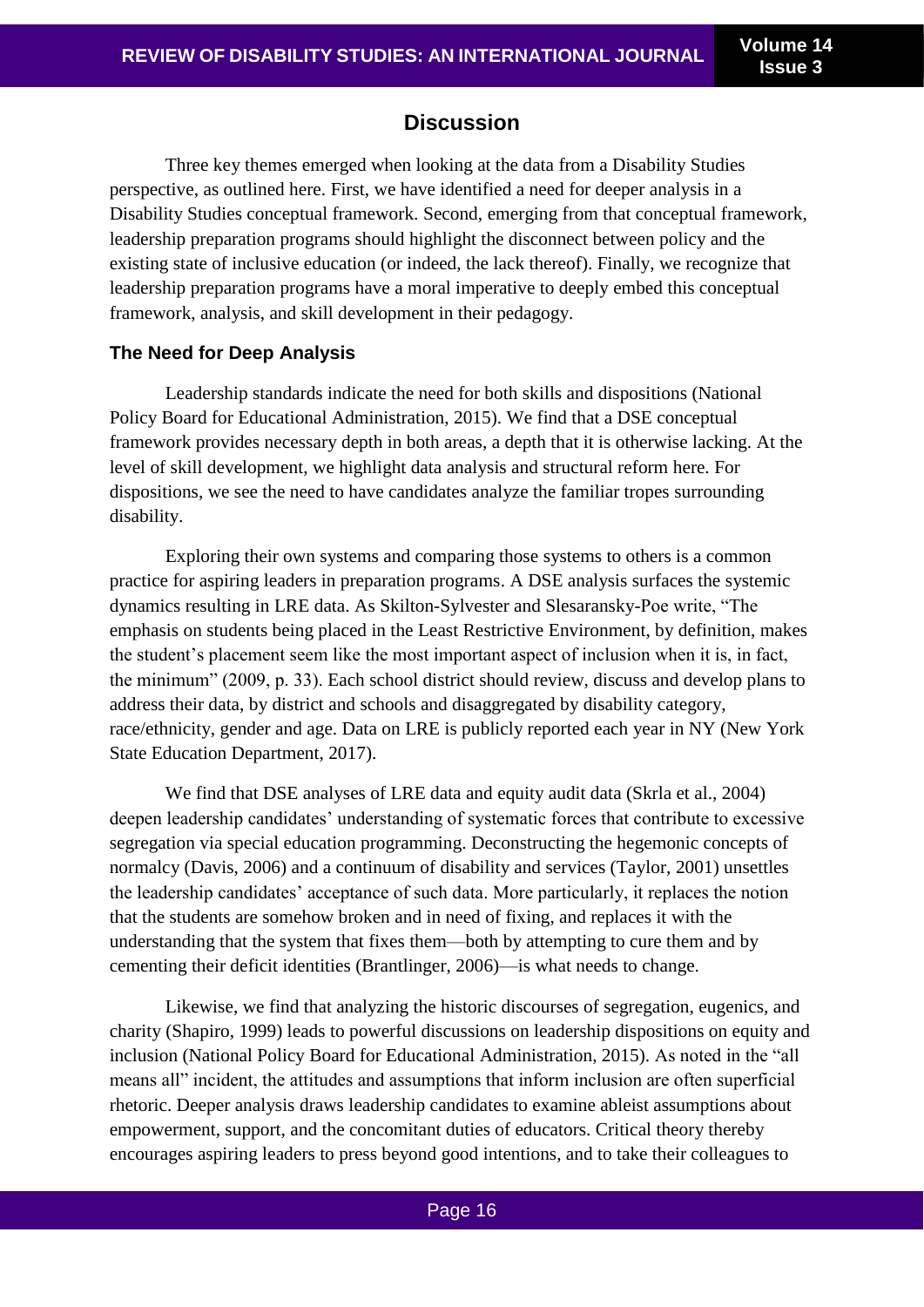## Discussion

Three key themes emerged when looking at the data from a Disability Studies perspective, as outlined here. First, we have identified a need for deeper analysis in a Disability Studies conceptual framework. Second, emerging from that conceptual framework, leadership preparation programs should highlight the disconnect between policy and the existing state of inclusive education (or indeed, the lack thereof). Finally, we recognize that leadership preparation programs have a moral imperative to deeply embed this conceptual framework, analysis, and skill development in their pedagogy.

### The Need for Deep Analysis

Leadership standards indicate the need for both skills and dispositions (National Policy Board for Educational Administration, 2015). We find that a DSE conceptual framework provides necessary depth in both areas, a depth that it is otherwise lacking. At the level of skill development, we highlight data analysis and structural reform here. For dispositions, we see the need to have candidates analyze the familiar tropes surrounding disability.

Exploring their own systems and comparing those systems to others is a common practice for aspiring leaders in preparation programs. A DSE analysis surfaces the systemic dynamics resulting in LRE data. As Skilton-Sylvester and Slesaransky-Poe write, "The emphasis on students being placed in the Least Restrictive Environment, by definition, makes the student's placement seem like the most important aspect of inclusion when it is, in fact, the minimum" (2009, p. 33). Each school district should review, discuss and develop plans to address their data, by district and schools and disaggregated by disability category, race/ethnicity, gender and age. Data on LRE is publicly reported each year in NY (New York State Education Department, 2017).

We find that DSE analyses of LRE data and equity audit data (Skrla et al., 2004) deepen leadership candidates' understanding of systematic forces that contribute to excessive segregation via special education programming. Deconstructing the hegemonic concepts of normalcy (Davis, 2006) and a continuum of disability and services (Taylor, 2001) unsettles the leadership candidates' acceptance of such data. More particularly, it replaces the notion that the students are somehow broken and in need of fixing, and replaces it with the understanding that the system that fixes them—both by attempting to cure them and by cementing their deficit identities (Brantlinger, 2006)—is what needs to change.

Likewise, we find that analyzing the historic discourses of segregation, eugenics, and charity (Shapiro, 1999) leads to powerful discussions on leadership dispositions on equity and inclusion (National Policy Board for Educational Administration, 2015). As noted in the "all means all" incident, the attitudes and assumptions that inform inclusion are often superficial rhetoric. Deeper analysis draws leadership candidates to examine ableist assumptions about empowerment, support, and the concomitant duties of educators. Critical theory thereby encourages aspiring leaders to press beyond good intentions, and to take their colleagues to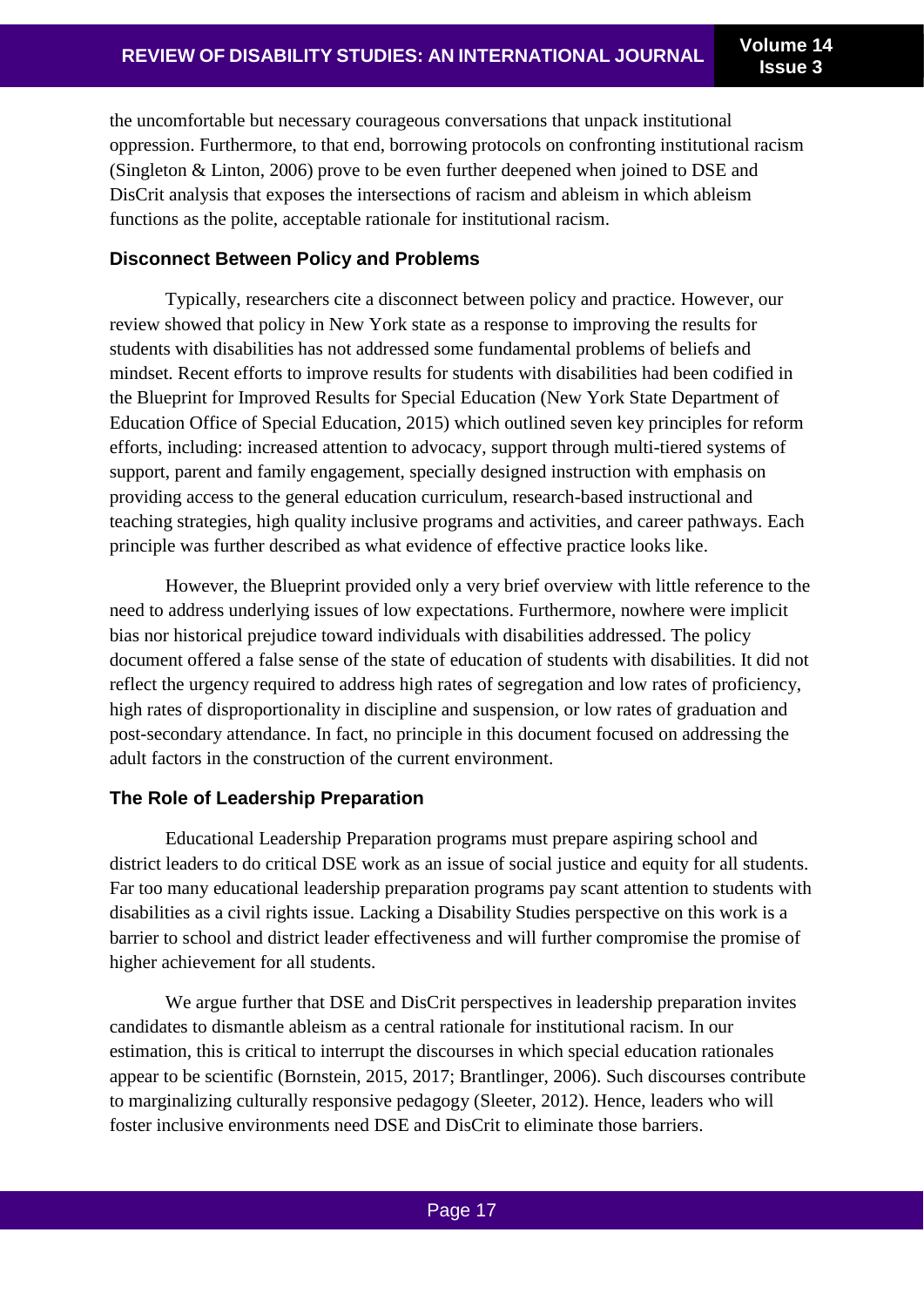the uncomfortable but necessary courageous conversations that unpack institutional oppression. Furthermore, to that end, borrowing protocols on confronting institutional racism (Singleton & Linton, 2006) prove to be even further deepened when joined to DSE and DisCrit analysis that exposes the intersections of racism and ableism in which ableism functions as the polite, acceptable rationale for institutional racism.

### Disconnect Between Policy and Problems

Typically, researchers cite a disconnect between policy and practice. However, our review showed that policy in New York state as a response to improving the results for students with disabilities has not addressed some fundamental problems of beliefs and mindset. Recent efforts to improve results for students with disabilities had been codified in the Blueprint for Improved Results for Special Education (New York State Department of Education Office of Special Education, 2015) which outlined seven key principles for reform efforts, including: increased attention to advocacy, support through multi-tiered systems of support, parent and family engagement, specially designed instruction with emphasis on providing access to the general education curriculum, research-based instructional and teaching strategies, high quality inclusive programs and activities, and career pathways. Each principle was further described as what evidence of effective practice looks like.

However, the Blueprint provided only a very brief overview with little reference to the need to address underlying issues of low expectations. Furthermore, nowhere were implicit bias nor historical prejudice toward individuals with disabilities addressed. The policy document offered a false sense of the state of education of students with disabilities. It did not reflect the urgency required to address high rates of segregation and low rates of proficiency, high rates of disproportionality in discipline and suspension, or low rates of graduation and post-secondary attendance. In fact, no principle in this document focused on addressing the adult factors in the construction of the current environment.

### The Role of Leadership Preparation

Educational Leadership Preparation programs must prepare aspiring school and district leaders to do critical DSE work as an issue of social justice and equity for all students. Far too many educational leadership preparation programs pay scant attention to students with disabilities as a civil rights issue. Lacking a Disability Studies perspective on this work is a barrier to school and district leader effectiveness and will further compromise the promise of higher achievement for all students.

We argue further that DSE and DisCrit perspectives in leadership preparation invites candidates to dismantle ableism as a central rationale for institutional racism. In our estimation, this is critical to interrupt the discourses in which special education rationales appear to be scientific (Bornstein, 2015, 2017; Brantlinger, 2006). Such discourses contribute to marginalizing culturally responsive pedagogy (Sleeter, 2012). Hence, leaders who will foster inclusive environments need DSE and DisCrit to eliminate those barriers.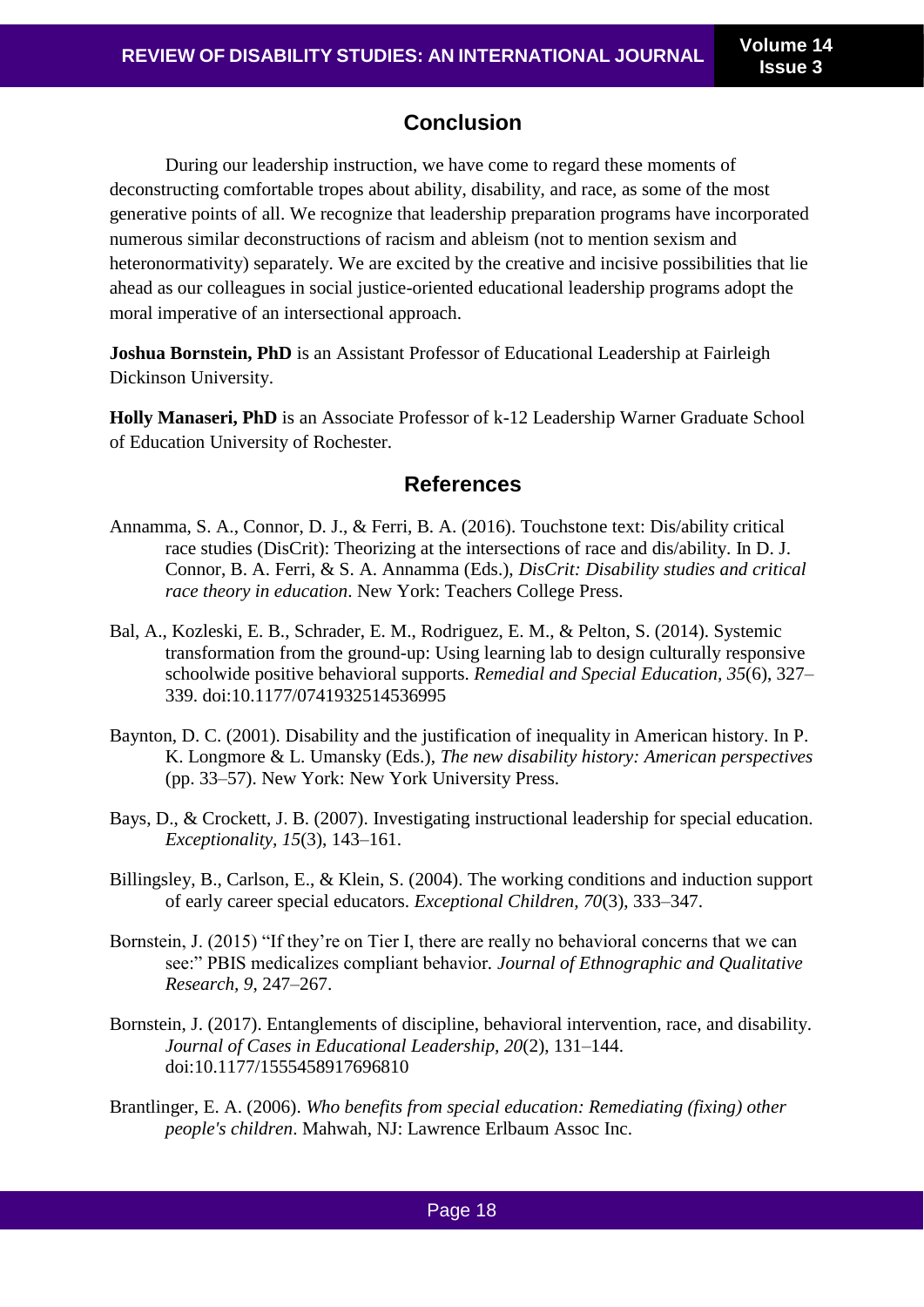## Conclusion

During our leadership instruction, we have come to regard these moments of deconstructing comfortable tropes about ability, disability, and race, as some of the most generative points of all. We recognize that leadership preparation programs have incorporated numerous similar deconstructions of racism and ableism (not to mention sexism and heteronormativity) separately. We are excited by the creative and incisive possibilities that lie ahead as our colleagues in social justice-oriented educational leadership programs adopt the moral imperative of an intersectional approach.

**Joshua Bornstein, PhD** is an Assistant Professor of Educational Leadership at Fairleigh Dickinson University.

**Holly Manaseri, PhD** is an Associate Professor of k-12 Leadership Warner Graduate School of Education University of Rochester.

## References

Annamma, S. A., Connor, D. J., & Ferri, B. A. (2016). Touchstone text: Dis/ability critical race studies (DisCrit): Theorizing at the intersections of race and dis/ability. In D. J. Connor, B. A. Ferri, & S. A. Annamma (Eds.), *DisCrit: Disability studies and critical race theory in education*. New York: Teachers College Press.

Bal, A., Kozleski, E. B., Schrader, E. M., Rodriguez, E. M., & Pelton, S. (2014). Systemic transformation from the ground-up: Using learning lab to design culturally responsive schoolwide positive behavioral supports. *Remedial and Special Education, 35*(6), 327–339. doi:10.1177/0741932514536995

Baynton, D. C. (2001). Disability and the justification of inequality in American history. In P. K. Longmore & L. Umansky (Eds.), *The new disability history: American perspectives* (pp. 33–57). New York: New York University Press.

Bays, D., & Crockett, J. B. (2007). Investigating instructional leadership for special education. *Exceptionality, 15*(3), 143–161.

Billingsley, B., Carlson, E., & Klein, S. (2004). The working conditions and induction support of early career special educators. *Exceptional Children, 70*(3), 333–347.

Bornstein, J. (2015) "If they're on Tier I, there are really no behavioral concerns that we can see:" PBIS medicalizes compliant behavior. *Journal of Ethnographic and Qualitative Research, 9*, 247–267.

Bornstein, J. (2017). Entanglements of discipline, behavioral intervention, race, and disability. *Journal of Cases in Educational Leadership, 20*(2), 131–144. doi:10.1177/1555458917696810

Brantlinger, E. A. (2006). *Who benefits from special education: Remediating (fixing) other people's children*. Mahwah, NJ: Lawrence Erlbaum Assoc Inc.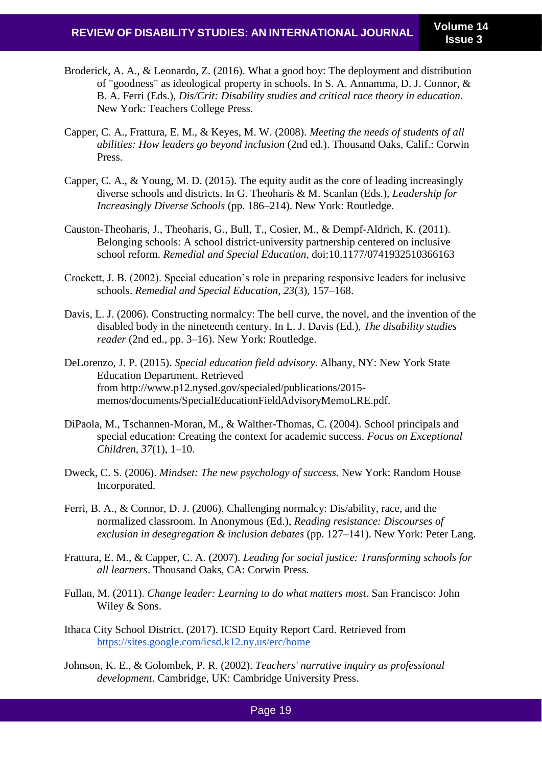Broderick, A. A., & Leonardo, Z. (2016). What a good boy: The deployment and distribution of "goodness" as ideological property in schools. In S. A. Annamma, D. J. Connor, & B. A. Ferri (Eds.), *Dis/Crit: Disability studies and critical race theory in education*. New York: Teachers College Press.

Capper, C. A., Frattura, E. M., & Keyes, M. W. (2008). *Meeting the needs of students of all abilities: How leaders go beyond inclusion* (2nd ed.). Thousand Oaks, Calif.: Corwin Press.

Capper, C. A., & Young, M. D. (2015). The equity audit as the core of leading increasingly diverse schools and districts. In G. Theoharis & M. Scanlan (Eds.), *Leadership for Increasingly Diverse Schools* (pp. 186–214). New York: Routledge.

Causton-Theoharis, J., Theoharis, G., Bull, T., Cosier, M., & Dempf-Aldrich, K. (2011). Belonging schools: A school district-university partnership centered on inclusive school reform. *Remedial and Special Education*, doi:10.1177/0741932510366163

Crockett, J. B. (2002). Special education's role in preparing responsive leaders for inclusive schools. *Remedial and Special Education*, *23*(3), 157–168.

Davis, L. J. (2006). Constructing normalcy: The bell curve, the novel, and the invention of the disabled body in the nineteenth century. In L. J. Davis (Ed.), *The disability studies reader* (2nd ed., pp. 3–16). New York: Routledge.

DeLorenzo, J. P. (2015). *Special education field advisory*. Albany, NY: New York State Education Department. Retrieved from http://www.p12.nysed.gov/specialed/publications/2015-memos/documents/SpecialEducationFieldAdvisoryMemoLRE.pdf.

DiPaola, M., Tschannen-Moran, M., & Walther-Thomas, C. (2004). School principals and special education: Creating the context for academic success. *Focus on Exceptional Children*, *37*(1), 1–10.

Dweck, C. S. (2006). *Mindset: The new psychology of success*. New York: Random House Incorporated.

Ferri, B. A., & Connor, D. J. (2006). Challenging normalcy: Dis/ability, race, and the normalized classroom. In Anonymous (Ed.), *Reading resistance: Discourses of exclusion in desegregation & inclusion debates* (pp. 127–141). New York: Peter Lang.

Frattura, E. M., & Capper, C. A. (2007). *Leading for social justice: Transforming schools for all learners*. Thousand Oaks, CA: Corwin Press.

Fullan, M. (2011). *Change leader: Learning to do what matters most*. San Francisco: John Wiley & Sons.

Ithaca City School District. (2017). ICSD Equity Report Card. Retrieved from https://sites.google.com/icsd.k12.ny.us/erc/home

Johnson, K. E., & Golombek, P. R. (2002). *Teachers' narrative inquiry as professional development*. Cambridge, UK: Cambridge University Press.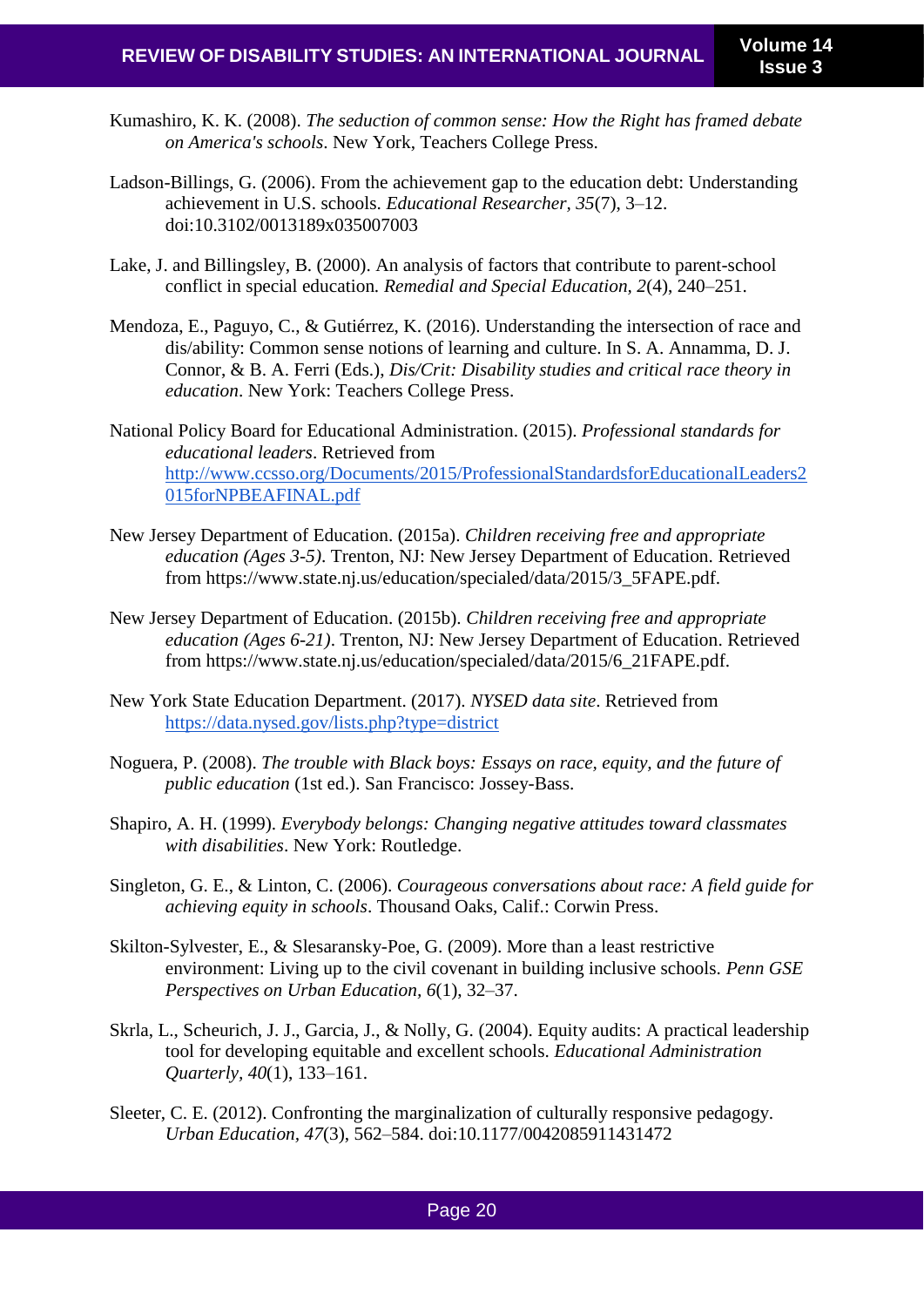Kumashiro, K. K. (2008). *The seduction of common sense: How the Right has framed debate on America's schools*. New York, Teachers College Press.

Ladson-Billings, G. (2006). From the achievement gap to the education debt: Understanding achievement in U.S. schools. *Educational Researcher, 35*(7), 3–12. doi:10.3102/0013189x035007003

Lake, J. and Billingsley, B. (2000). An analysis of factors that contribute to parent-school conflict in special education*. Remedial and Special Education, 2*(4), 240–251.

Mendoza, E., Paguyo, C., & Gutiérrez, K. (2016). Understanding the intersection of race and dis/ability: Common sense notions of learning and culture. In S. A. Annamma, D. J. Connor, & B. A. Ferri (Eds.), *Dis/Crit: Disability studies and critical race theory in education*. New York: Teachers College Press.

National Policy Board for Educational Administration. (2015). *Professional standards for educational leaders*. Retrieved from http://www.ccsso.org/Documents/2015/ProfessionalStandardsforEducationalLeaders2015forNPBEAFINAL.pdf

New Jersey Department of Education. (2015a). *Children receiving free and appropriate education (Ages 3-5)*. Trenton, NJ: New Jersey Department of Education. Retrieved from https://www.state.nj.us/education/specialed/data/2015/3_5FAPE.pdf.

New Jersey Department of Education. (2015b). *Children receiving free and appropriate education (Ages 6-21)*. Trenton, NJ: New Jersey Department of Education. Retrieved from https://www.state.nj.us/education/specialed/data/2015/6_21FAPE.pdf.

New York State Education Department. (2017). *NYSED data site*. Retrieved from https://data.nysed.gov/lists.php?type=district

Noguera, P. (2008). *The trouble with Black boys: Essays on race, equity, and the future of public education* (1st ed.). San Francisco: Jossey-Bass.

Shapiro, A. H. (1999). *Everybody belongs: Changing negative attitudes toward classmates with disabilities*. New York: Routledge.

Singleton, G. E., & Linton, C. (2006). *Courageous conversations about race: A field guide for achieving equity in schools*. Thousand Oaks, Calif.: Corwin Press.

Skilton-Sylvester, E., & Slesaransky-Poe, G. (2009). More than a least restrictive environment: Living up to the civil covenant in building inclusive schools. *Penn GSE Perspectives on Urban Education, 6*(1), 32–37.

Skrla, L., Scheurich, J. J., Garcia, J., & Nolly, G. (2004). Equity audits: A practical leadership tool for developing equitable and excellent schools. *Educational Administration Quarterly, 40*(1), 133–161.

Sleeter, C. E. (2012). Confronting the marginalization of culturally responsive pedagogy. *Urban Education, 47*(3), 562–584. doi:10.1177/0042085911431472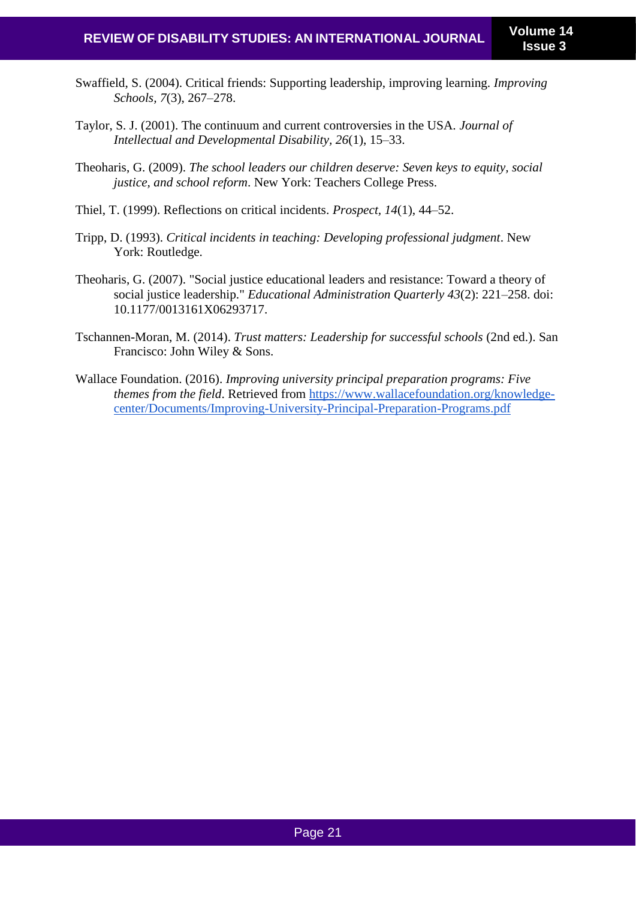Swaffield, S. (2004). Critical friends: Supporting leadership, improving learning. *Improving Schools, 7*(3), 267–278.

Taylor, S. J. (2001). The continuum and current controversies in the USA. *Journal of Intellectual and Developmental Disability, 26*(1), 15–33.

Theoharis, G. (2009). *The school leaders our children deserve: Seven keys to equity, social justice, and school reform*. New York: Teachers College Press.

Thiel, T. (1999). Reflections on critical incidents. *Prospect, 14*(1), 44–52.

Tripp, D. (1993). *Critical incidents in teaching: Developing professional judgment*. New York: Routledge.

Theoharis, G. (2007). "Social justice educational leaders and resistance: Toward a theory of social justice leadership." *Educational Administration Quarterly 43*(2): 221–258. doi: 10.1177/0013161X06293717.

Tschannen-Moran, M. (2014). *Trust matters: Leadership for successful schools* (2nd ed.). San Francisco: John Wiley & Sons.

Wallace Foundation. (2016). *Improving university principal preparation programs: Five themes from the field*. Retrieved from https://www.wallacefoundation.org/knowledge-center/Documents/Improving-University-Principal-Preparation-Programs.pdf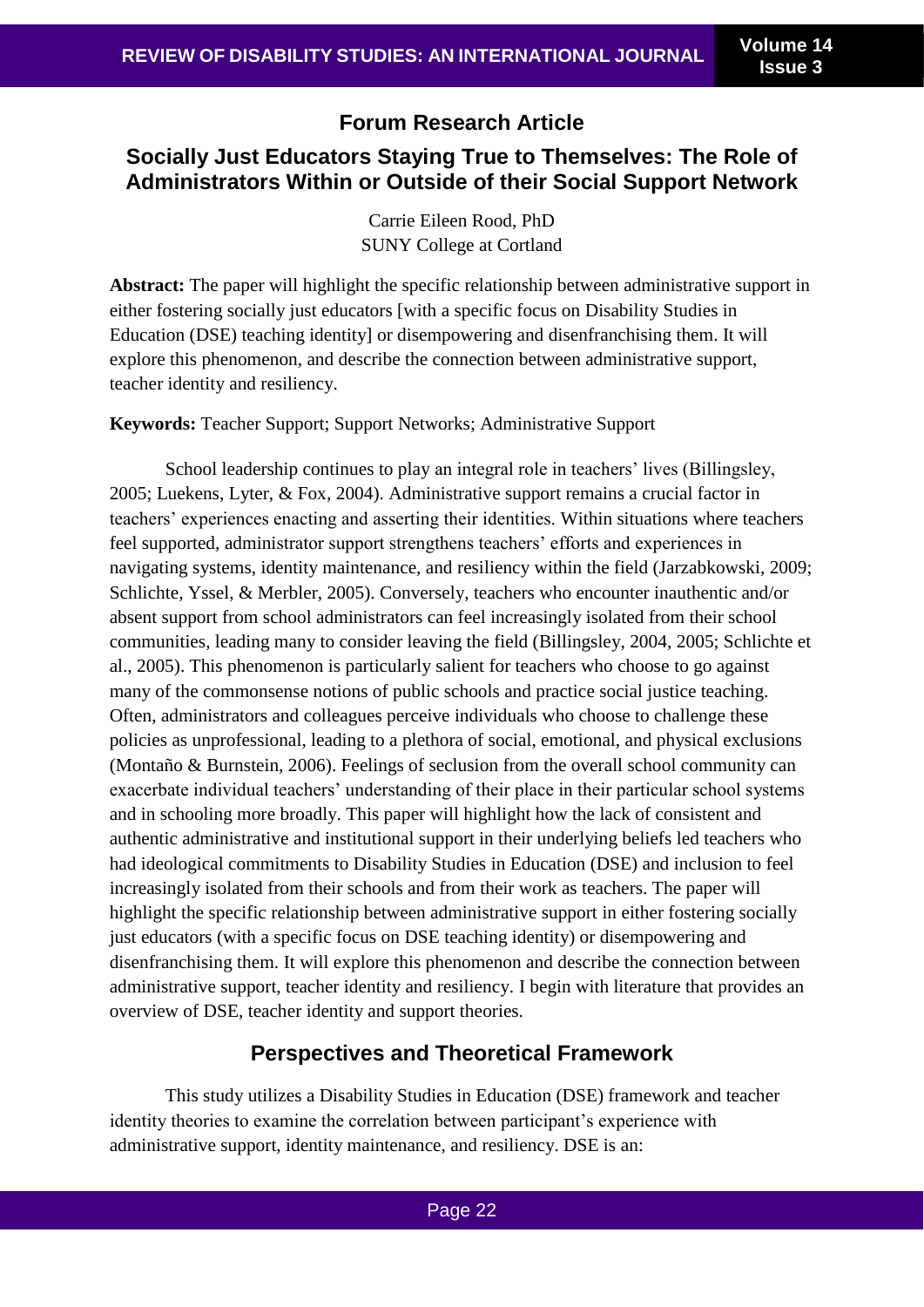## Forum Research Article

# Socially Just Educators Staying True to Themselves: The Role of Administrators Within or Outside of their Social Support Network

Carrie Eileen Rood, PhD
SUNY College at Cortland

**Abstract:** The paper will highlight the specific relationship between administrative support in either fostering socially just educators [with a specific focus on Disability Studies in Education (DSE) teaching identity] or disempowering and disenfranchising them. It will explore this phenomenon, and describe the connection between administrative support, teacher identity and resiliency.

**Keywords:** Teacher Support; Support Networks; Administrative Support

School leadership continues to play an integral role in teachers' lives (Billingsley, 2005; Luekens, Lyter, & Fox, 2004). Administrative support remains a crucial factor in teachers' experiences enacting and asserting their identities. Within situations where teachers feel supported, administrator support strengthens teachers' efforts and experiences in navigating systems, identity maintenance, and resiliency within the field (Jarzabkowski, 2009; Schlichte, Yssel, & Merbler, 2005). Conversely, teachers who encounter inauthentic and/or absent support from school administrators can feel increasingly isolated from their school communities, leading many to consider leaving the field (Billingsley, 2004, 2005; Schlichte et al., 2005). This phenomenon is particularly salient for teachers who choose to go against many of the commonsense notions of public schools and practice social justice teaching. Often, administrators and colleagues perceive individuals who choose to challenge these policies as unprofessional, leading to a plethora of social, emotional, and physical exclusions (Montaño & Burnstein, 2006). Feelings of seclusion from the overall school community can exacerbate individual teachers' understanding of their place in their particular school systems and in schooling more broadly. This paper will highlight how the lack of consistent and authentic administrative and institutional support in their underlying beliefs led teachers who had ideological commitments to Disability Studies in Education (DSE) and inclusion to feel increasingly isolated from their schools and from their work as teachers. The paper will highlight the specific relationship between administrative support in either fostering socially just educators (with a specific focus on DSE teaching identity) or disempowering and disenfranchising them. It will explore this phenomenon and describe the connection between administrative support, teacher identity and resiliency. I begin with literature that provides an overview of DSE, teacher identity and support theories.

## Perspectives and Theoretical Framework

This study utilizes a Disability Studies in Education (DSE) framework and teacher identity theories to examine the correlation between participant's experience with administrative support, identity maintenance, and resiliency. DSE is an: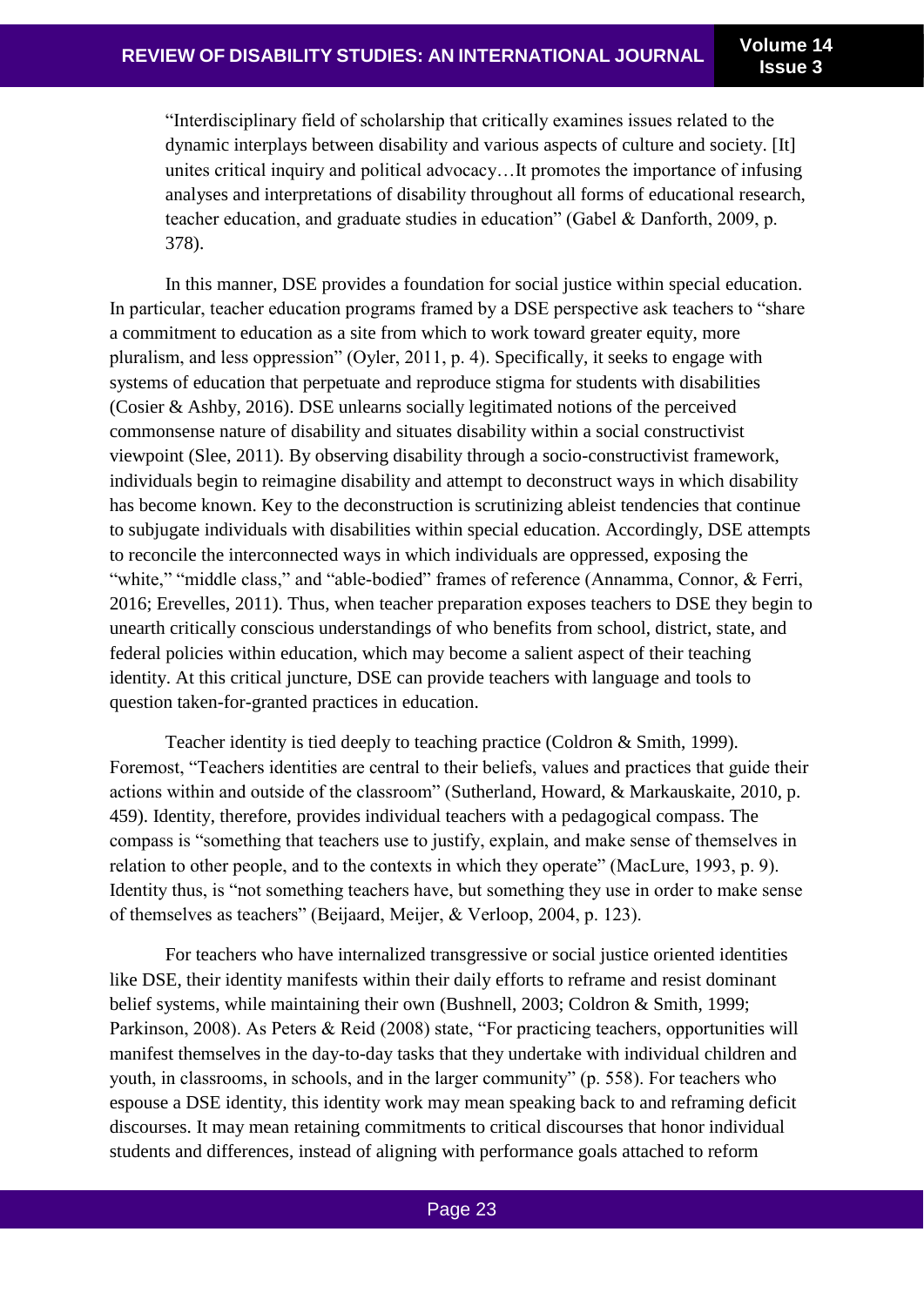> "Interdisciplinary field of scholarship that critically examines issues related to the dynamic interplays between disability and various aspects of culture and society. [It] unites critical inquiry and political advocacy…It promotes the importance of infusing analyses and interpretations of disability throughout all forms of educational research, teacher education, and graduate studies in education" (Gabel & Danforth, 2009, p. 378).

In this manner, DSE provides a foundation for social justice within special education. In particular, teacher education programs framed by a DSE perspective ask teachers to "share a commitment to education as a site from which to work toward greater equity, more pluralism, and less oppression" (Oyler, 2011, p. 4). Specifically, it seeks to engage with systems of education that perpetuate and reproduce stigma for students with disabilities (Cosier & Ashby, 2016). DSE unlearns socially legitimated notions of the perceived commonsense nature of disability and situates disability within a social constructivist viewpoint (Slee, 2011). By observing disability through a socio-constructivist framework, individuals begin to reimagine disability and attempt to deconstruct ways in which disability has become known. Key to the deconstruction is scrutinizing ableist tendencies that continue to subjugate individuals with disabilities within special education. Accordingly, DSE attempts to reconcile the interconnected ways in which individuals are oppressed, exposing the "white," "middle class," and "able-bodied" frames of reference (Annamma, Connor, & Ferri, 2016; Erevelles, 2011). Thus, when teacher preparation exposes teachers to DSE they begin to unearth critically conscious understandings of who benefits from school, district, state, and federal policies within education, which may become a salient aspect of their teaching identity. At this critical juncture, DSE can provide teachers with language and tools to question taken-for-granted practices in education.

Teacher identity is tied deeply to teaching practice (Coldron & Smith, 1999). Foremost, "Teachers identities are central to their beliefs, values and practices that guide their actions within and outside of the classroom" (Sutherland, Howard, & Markauskaite, 2010, p. 459). Identity, therefore, provides individual teachers with a pedagogical compass. The compass is "something that teachers use to justify, explain, and make sense of themselves in relation to other people, and to the contexts in which they operate" (MacLure, 1993, p. 9). Identity thus, is "not something teachers have, but something they use in order to make sense of themselves as teachers" (Beijaard, Meijer, & Verloop, 2004, p. 123).

For teachers who have internalized transgressive or social justice oriented identities like DSE, their identity manifests within their daily efforts to reframe and resist dominant belief systems, while maintaining their own (Bushnell, 2003; Coldron & Smith, 1999; Parkinson, 2008). As Peters & Reid (2008) state, "For practicing teachers, opportunities will manifest themselves in the day-to-day tasks that they undertake with individual children and youth, in classrooms, in schools, and in the larger community" (p. 558). For teachers who espouse a DSE identity, this identity work may mean speaking back to and reframing deficit discourses. It may mean retaining commitments to critical discourses that honor individual students and differences, instead of aligning with performance goals attached to reform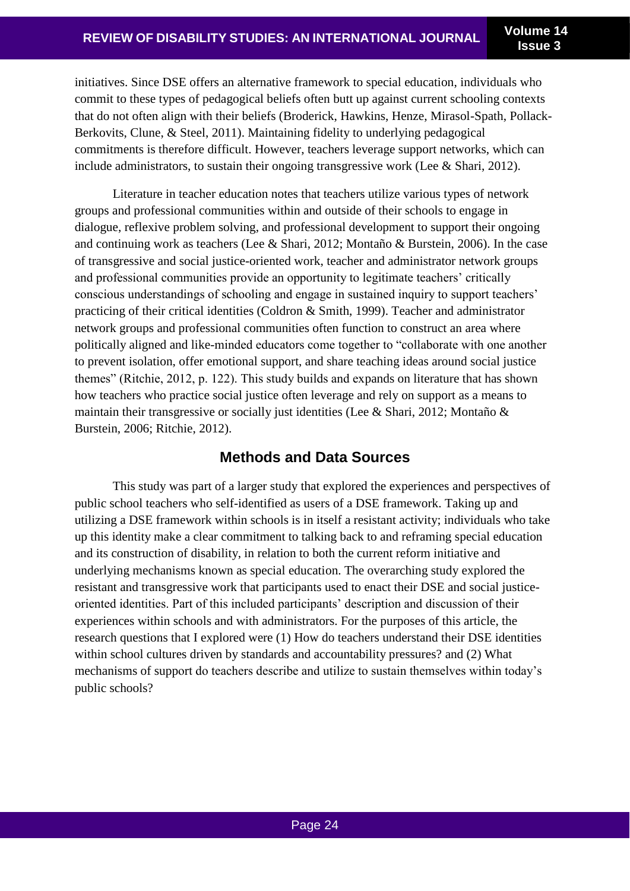initiatives. Since DSE offers an alternative framework to special education, individuals who commit to these types of pedagogical beliefs often butt up against current schooling contexts that do not often align with their beliefs (Broderick, Hawkins, Henze, Mirasol-Spath, Pollack-Berkovits, Clune, & Steel, 2011). Maintaining fidelity to underlying pedagogical commitments is therefore difficult. However, teachers leverage support networks, which can include administrators, to sustain their ongoing transgressive work (Lee & Shari, 2012).

Literature in teacher education notes that teachers utilize various types of network groups and professional communities within and outside of their schools to engage in dialogue, reflexive problem solving, and professional development to support their ongoing and continuing work as teachers (Lee & Shari, 2012; Montaño & Burstein, 2006). In the case of transgressive and social justice-oriented work, teacher and administrator network groups and professional communities provide an opportunity to legitimate teachers' critically conscious understandings of schooling and engage in sustained inquiry to support teachers' practicing of their critical identities (Coldron & Smith, 1999). Teacher and administrator network groups and professional communities often function to construct an area where politically aligned and like-minded educators come together to "collaborate with one another to prevent isolation, offer emotional support, and share teaching ideas around social justice themes" (Ritchie, 2012, p. 122). This study builds and expands on literature that has shown how teachers who practice social justice often leverage and rely on support as a means to maintain their transgressive or socially just identities (Lee & Shari, 2012; Montaño & Burstein, 2006; Ritchie, 2012).

## Methods and Data Sources

This study was part of a larger study that explored the experiences and perspectives of public school teachers who self-identified as users of a DSE framework. Taking up and utilizing a DSE framework within schools is in itself a resistant activity; individuals who take up this identity make a clear commitment to talking back to and reframing special education and its construction of disability, in relation to both the current reform initiative and underlying mechanisms known as special education. The overarching study explored the resistant and transgressive work that participants used to enact their DSE and social justice-oriented identities. Part of this included participants' description and discussion of their experiences within schools and with administrators. For the purposes of this article, the research questions that I explored were (1) How do teachers understand their DSE identities within school cultures driven by standards and accountability pressures? and (2) What mechanisms of support do teachers describe and utilize to sustain themselves within today's public schools?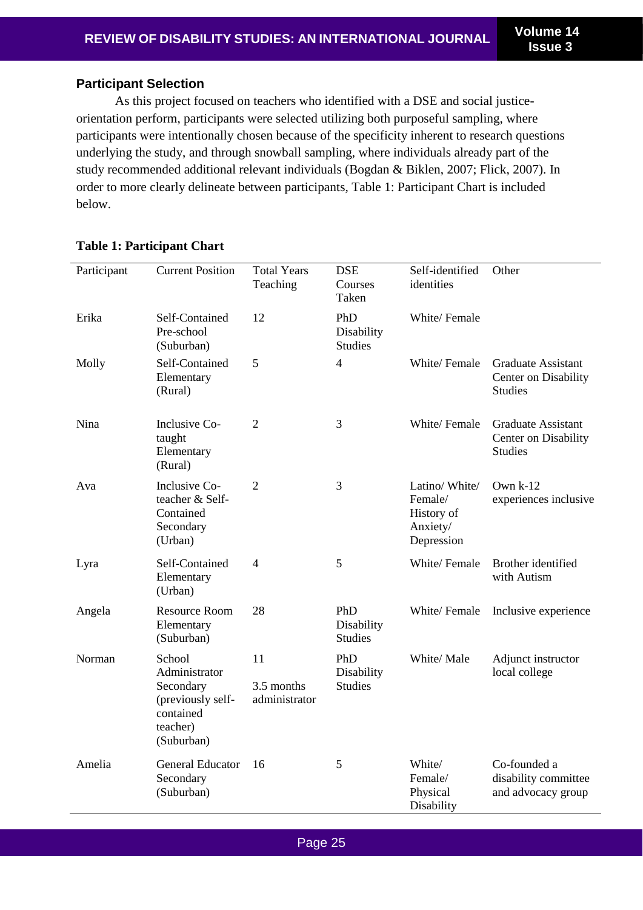### Participant Selection

As this project focused on teachers who identified with a DSE and social justice-orientation perform, participants were selected utilizing both purposeful sampling, where participants were intentionally chosen because of the specificity inherent to research questions underlying the study, and through snowball sampling, where individuals already part of the study recommended additional relevant individuals (Bogdan & Biklen, 2007; Flick, 2007). In order to more clearly delineate between participants, Table 1: Participant Chart is included below.

**Table 1: Participant Chart**

| Participant | Current Position | Total Years Teaching | DSE Courses Taken | Self-identified identities | Other |
|---|---|---|---|---|---|
| Erika | Self-Contained Pre-school (Suburban) | 12 | PhD Disability Studies | White/ Female | |
| Molly | Self-Contained Elementary (Rural) | 5 | 4 | White/ Female | Graduate Assistant Center on Disability Studies |
| Nina | Inclusive Co-taught Elementary (Rural) | 2 | 3 | White/ Female | Graduate Assistant Center on Disability Studies |
| Ava | Inclusive Co-teacher & Self-Contained Secondary (Urban) | 2 | 3 | Latino/ White/ Female/ History of Anxiety/ Depression | Own k-12 experiences inclusive |
| Lyra | Self-Contained Elementary (Urban) | 4 | 5 | White/ Female | Brother identified with Autism |
| Angela | Resource Room Elementary (Suburban) | 28 | PhD Disability Studies | White/ Female | Inclusive experience |
| Norman | School Administrator Secondary (previously self-contained teacher) (Suburban) | 11<br>3.5 months administrator | PhD Disability Studies | White/ Male | Adjunct instructor local college |
| Amelia | General Educator Secondary (Suburban) | 16 | 5 | White/ Female/ Physical Disability | Co-founded a disability committee and advocacy group |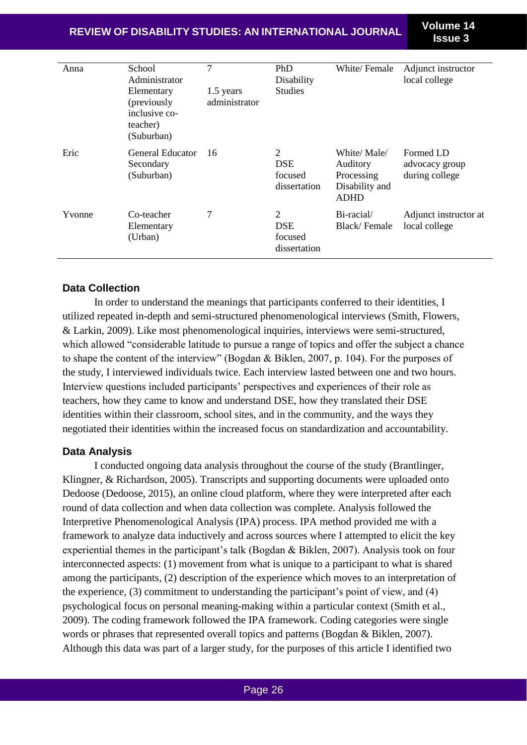| | | | | | |
|---|---|---|---|---|---|
| Anna | School Administrator Elementary (previously inclusive co-teacher) (Suburban) | 7<br><br>1.5 years administrator | PhD Disability Studies | White/ Female | Adjunct instructor local college |
| Eric | General Educator Secondary (Suburban) | 16 | 2<br>DSE focused dissertation | White/ Male/ Auditory Processing Disability and ADHD | Formed LD advocacy group during college |
| Yvonne | Co-teacher Elementary (Urban) | 7 | 2<br>DSE focused dissertation | Bi-racial/ Black/ Female | Adjunct instructor at local college |

### Data Collection

In order to understand the meanings that participants conferred to their identities, I utilized repeated in-depth and semi-structured phenomenological interviews (Smith, Flowers, & Larkin, 2009). Like most phenomenological inquiries, interviews were semi-structured, which allowed "considerable latitude to pursue a range of topics and offer the subject a chance to shape the content of the interview" (Bogdan & Biklen, 2007, p. 104). For the purposes of the study, I interviewed individuals twice. Each interview lasted between one and two hours. Interview questions included participants' perspectives and experiences of their role as teachers, how they came to know and understand DSE, how they translated their DSE identities within their classroom, school sites, and in the community, and the ways they negotiated their identities within the increased focus on standardization and accountability.

### Data Analysis

I conducted ongoing data analysis throughout the course of the study (Brantlinger, Klingner, & Richardson, 2005). Transcripts and supporting documents were uploaded onto Dedoose (Dedoose, 2015), an online cloud platform, where they were interpreted after each round of data collection and when data collection was complete. Analysis followed the Interpretive Phenomenological Analysis (IPA) process. IPA method provided me with a framework to analyze data inductively and across sources where I attempted to elicit the key experiential themes in the participant's talk (Bogdan & Biklen, 2007). Analysis took on four interconnected aspects: (1) movement from what is unique to a participant to what is shared among the participants, (2) description of the experience which moves to an interpretation of the experience, (3) commitment to understanding the participant's point of view, and (4) psychological focus on personal meaning-making within a particular context (Smith et al., 2009). The coding framework followed the IPA framework. Coding categories were single words or phrases that represented overall topics and patterns (Bogdan & Biklen, 2007). Although this data was part of a larger study, for the purposes of this article I identified two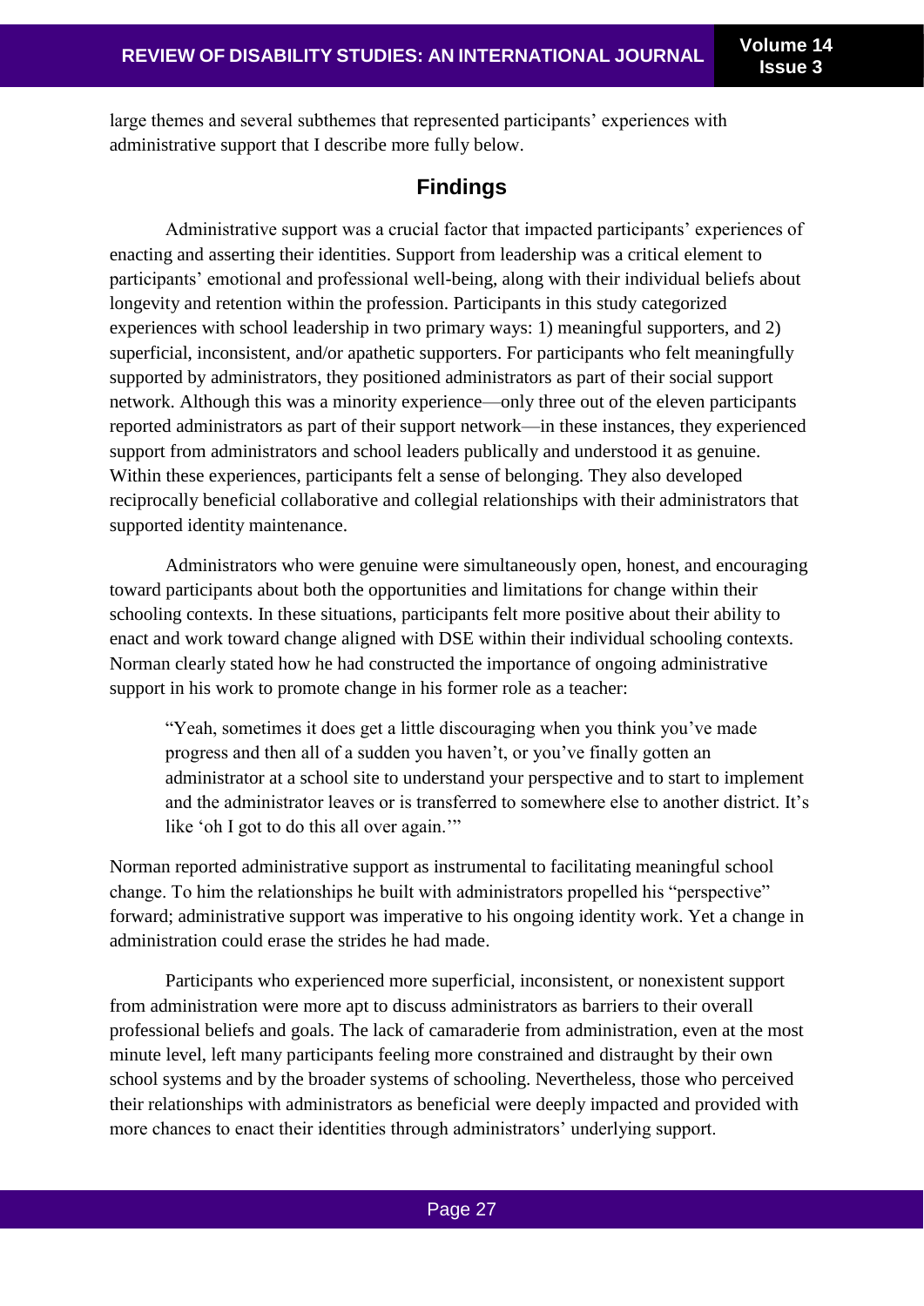large themes and several subthemes that represented participants' experiences with administrative support that I describe more fully below.

## Findings

Administrative support was a crucial factor that impacted participants' experiences of enacting and asserting their identities. Support from leadership was a critical element to participants' emotional and professional well-being, along with their individual beliefs about longevity and retention within the profession. Participants in this study categorized experiences with school leadership in two primary ways: 1) meaningful supporters, and 2) superficial, inconsistent, and/or apathetic supporters. For participants who felt meaningfully supported by administrators, they positioned administrators as part of their social support network. Although this was a minority experience—only three out of the eleven participants reported administrators as part of their support network—in these instances, they experienced support from administrators and school leaders publically and understood it as genuine. Within these experiences, participants felt a sense of belonging. They also developed reciprocally beneficial collaborative and collegial relationships with their administrators that supported identity maintenance.

Administrators who were genuine were simultaneously open, honest, and encouraging toward participants about both the opportunities and limitations for change within their schooling contexts. In these situations, participants felt more positive about their ability to enact and work toward change aligned with DSE within their individual schooling contexts. Norman clearly stated how he had constructed the importance of ongoing administrative support in his work to promote change in his former role as a teacher:

> "Yeah, sometimes it does get a little discouraging when you think you've made progress and then all of a sudden you haven't, or you've finally gotten an administrator at a school site to understand your perspective and to start to implement and the administrator leaves or is transferred to somewhere else to another district. It's like 'oh I got to do this all over again.'"

Norman reported administrative support as instrumental to facilitating meaningful school change. To him the relationships he built with administrators propelled his "perspective" forward; administrative support was imperative to his ongoing identity work. Yet a change in administration could erase the strides he had made.

Participants who experienced more superficial, inconsistent, or nonexistent support from administration were more apt to discuss administrators as barriers to their overall professional beliefs and goals. The lack of camaraderie from administration, even at the most minute level, left many participants feeling more constrained and distraught by their own school systems and by the broader systems of schooling. Nevertheless, those who perceived their relationships with administrators as beneficial were deeply impacted and provided with more chances to enact their identities through administrators' underlying support.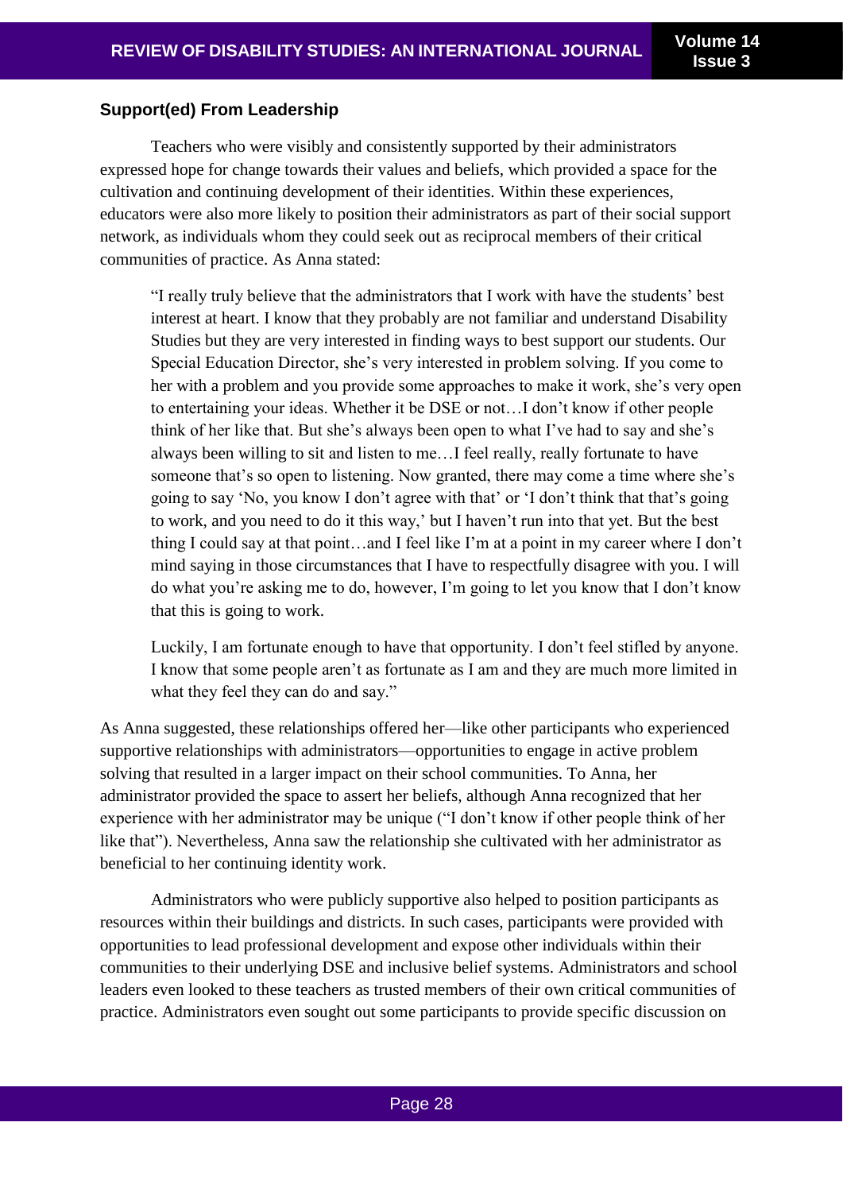### Support(ed) From Leadership

Teachers who were visibly and consistently supported by their administrators expressed hope for change towards their values and beliefs, which provided a space for the cultivation and continuing development of their identities. Within these experiences, educators were also more likely to position their administrators as part of their social support network, as individuals whom they could seek out as reciprocal members of their critical communities of practice. As Anna stated:

> "I really truly believe that the administrators that I work with have the students' best interest at heart. I know that they probably are not familiar and understand Disability Studies but they are very interested in finding ways to best support our students. Our Special Education Director, she's very interested in problem solving. If you come to her with a problem and you provide some approaches to make it work, she's very open to entertaining your ideas. Whether it be DSE or not…I don't know if other people think of her like that. But she's always been open to what I've had to say and she's always been willing to sit and listen to me…I feel really, really fortunate to have someone that's so open to listening. Now granted, there may come a time where she's going to say 'No, you know I don't agree with that' or 'I don't think that that's going to work, and you need to do it this way,' but I haven't run into that yet. But the best thing I could say at that point…and I feel like I'm at a point in my career where I don't mind saying in those circumstances that I have to respectfully disagree with you. I will do what you're asking me to do, however, I'm going to let you know that I don't know that this is going to work.
>
> Luckily, I am fortunate enough to have that opportunity. I don't feel stifled by anyone. I know that some people aren't as fortunate as I am and they are much more limited in what they feel they can do and say."

As Anna suggested, these relationships offered her—like other participants who experienced supportive relationships with administrators—opportunities to engage in active problem solving that resulted in a larger impact on their school communities. To Anna, her administrator provided the space to assert her beliefs, although Anna recognized that her experience with her administrator may be unique ("I don't know if other people think of her like that"). Nevertheless, Anna saw the relationship she cultivated with her administrator as beneficial to her continuing identity work.

Administrators who were publicly supportive also helped to position participants as resources within their buildings and districts. In such cases, participants were provided with opportunities to lead professional development and expose other individuals within their communities to their underlying DSE and inclusive belief systems. Administrators and school leaders even looked to these teachers as trusted members of their own critical communities of practice. Administrators even sought out some participants to provide specific discussion on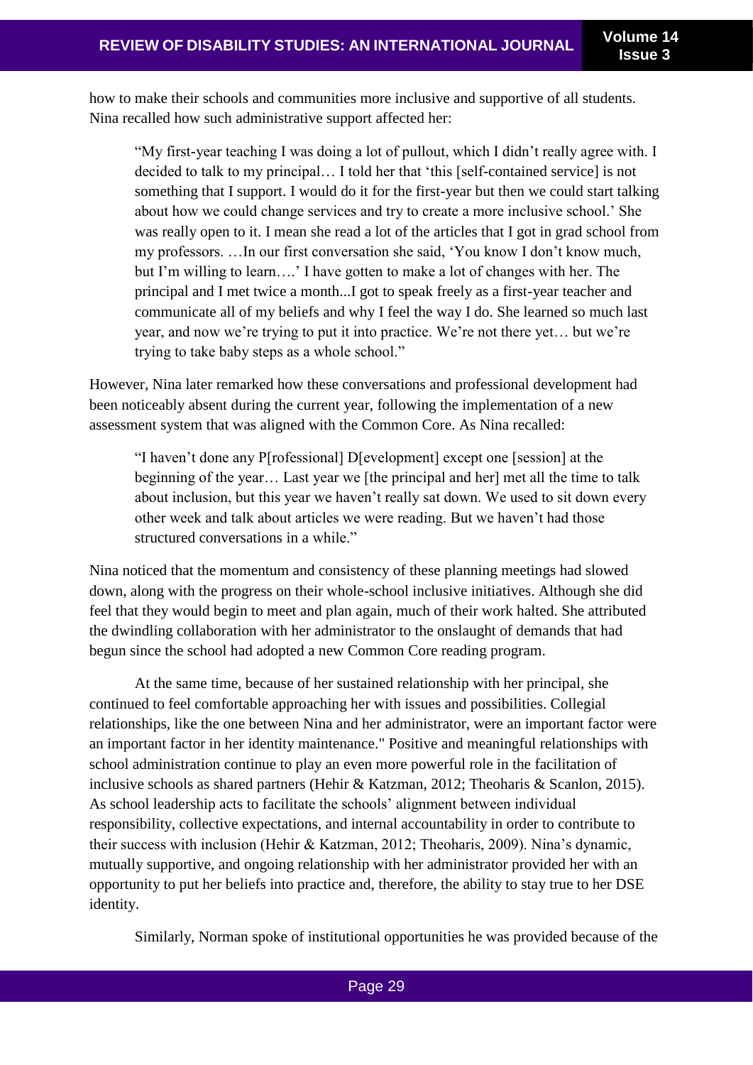how to make their schools and communities more inclusive and supportive of all students. Nina recalled how such administrative support affected her:

> "My first-year teaching I was doing a lot of pullout, which I didn't really agree with. I decided to talk to my principal… I told her that 'this [self-contained service] is not something that I support. I would do it for the first-year but then we could start talking about how we could change services and try to create a more inclusive school.' She was really open to it. I mean she read a lot of the articles that I got in grad school from my professors. …In our first conversation she said, 'You know I don't know much, but I'm willing to learn….' I have gotten to make a lot of changes with her. The principal and I met twice a month...I got to speak freely as a first-year teacher and communicate all of my beliefs and why I feel the way I do. She learned so much last year, and now we're trying to put it into practice. We're not there yet… but we're trying to take baby steps as a whole school."

However, Nina later remarked how these conversations and professional development had been noticeably absent during the current year, following the implementation of a new assessment system that was aligned with the Common Core. As Nina recalled:

> "I haven't done any P[rofessional] D[evelopment] except one [session] at the beginning of the year… Last year we [the principal and her] met all the time to talk about inclusion, but this year we haven't really sat down. We used to sit down every other week and talk about articles we were reading. But we haven't had those structured conversations in a while."

Nina noticed that the momentum and consistency of these planning meetings had slowed down, along with the progress on their whole-school inclusive initiatives. Although she did feel that they would begin to meet and plan again, much of their work halted. She attributed the dwindling collaboration with her administrator to the onslaught of demands that had begun since the school had adopted a new Common Core reading program.

At the same time, because of her sustained relationship with her principal, she continued to feel comfortable approaching her with issues and possibilities. Collegial relationships, like the one between Nina and her administrator, were an important factor were an important factor in her identity maintenance." Positive and meaningful relationships with school administration continue to play an even more powerful role in the facilitation of inclusive schools as shared partners (Hehir & Katzman, 2012; Theoharis & Scanlon, 2015). As school leadership acts to facilitate the schools' alignment between individual responsibility, collective expectations, and internal accountability in order to contribute to their success with inclusion (Hehir & Katzman, 2012; Theoharis, 2009). Nina's dynamic, mutually supportive, and ongoing relationship with her administrator provided her with an opportunity to put her beliefs into practice and, therefore, the ability to stay true to her DSE identity.

Similarly, Norman spoke of institutional opportunities he was provided because of the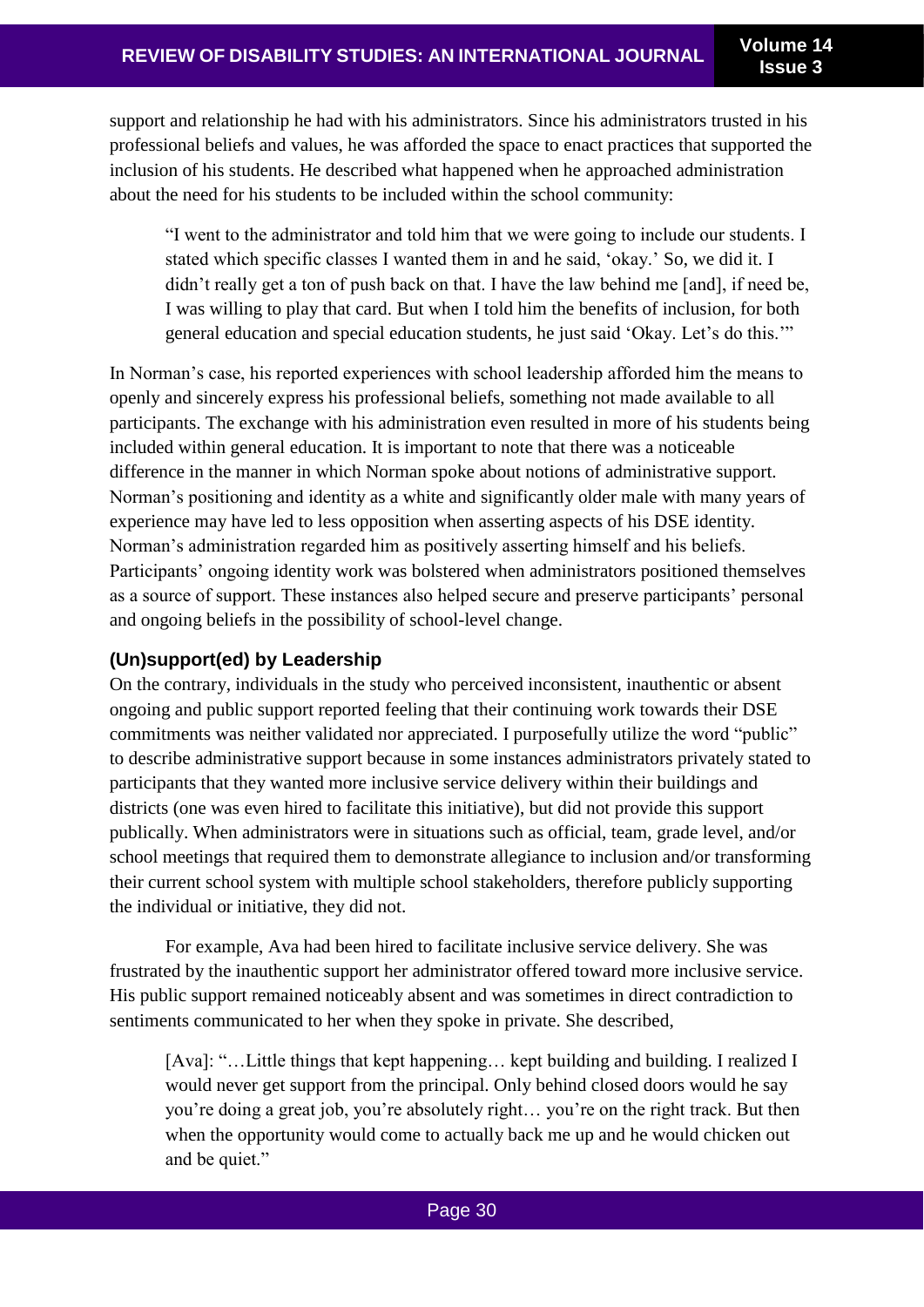support and relationship he had with his administrators. Since his administrators trusted in his professional beliefs and values, he was afforded the space to enact practices that supported the inclusion of his students. He described what happened when he approached administration about the need for his students to be included within the school community:

> "I went to the administrator and told him that we were going to include our students. I stated which specific classes I wanted them in and he said, 'okay.' So, we did it. I didn't really get a ton of push back on that. I have the law behind me [and], if need be, I was willing to play that card. But when I told him the benefits of inclusion, for both general education and special education students, he just said 'Okay. Let's do this.'"

In Norman's case, his reported experiences with school leadership afforded him the means to openly and sincerely express his professional beliefs, something not made available to all participants. The exchange with his administration even resulted in more of his students being included within general education. It is important to note that there was a noticeable difference in the manner in which Norman spoke about notions of administrative support. Norman's positioning and identity as a white and significantly older male with many years of experience may have led to less opposition when asserting aspects of his DSE identity. Norman's administration regarded him as positively asserting himself and his beliefs. Participants' ongoing identity work was bolstered when administrators positioned themselves as a source of support. These instances also helped secure and preserve participants' personal and ongoing beliefs in the possibility of school-level change.

### (Un)support(ed) by Leadership

On the contrary, individuals in the study who perceived inconsistent, inauthentic or absent ongoing and public support reported feeling that their continuing work towards their DSE commitments was neither validated nor appreciated. I purposefully utilize the word "public" to describe administrative support because in some instances administrators privately stated to participants that they wanted more inclusive service delivery within their buildings and districts (one was even hired to facilitate this initiative), but did not provide this support publically. When administrators were in situations such as official, team, grade level, and/or school meetings that required them to demonstrate allegiance to inclusion and/or transforming their current school system with multiple school stakeholders, therefore publicly supporting the individual or initiative, they did not.

For example, Ava had been hired to facilitate inclusive service delivery. She was frustrated by the inauthentic support her administrator offered toward more inclusive service. His public support remained noticeably absent and was sometimes in direct contradiction to sentiments communicated to her when they spoke in private. She described,

> [Ava]: "…Little things that kept happening… kept building and building. I realized I would never get support from the principal. Only behind closed doors would he say you're doing a great job, you're absolutely right… you're on the right track. But then when the opportunity would come to actually back me up and he would chicken out and be quiet."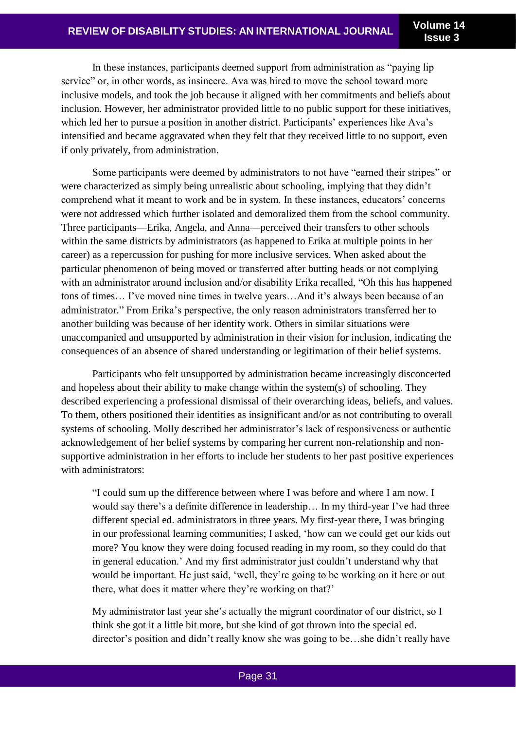In these instances, participants deemed support from administration as "paying lip service" or, in other words, as insincere. Ava was hired to move the school toward more inclusive models, and took the job because it aligned with her commitments and beliefs about inclusion. However, her administrator provided little to no public support for these initiatives, which led her to pursue a position in another district. Participants' experiences like Ava's intensified and became aggravated when they felt that they received little to no support, even if only privately, from administration.

Some participants were deemed by administrators to not have "earned their stripes" or were characterized as simply being unrealistic about schooling, implying that they didn't comprehend what it meant to work and be in system. In these instances, educators' concerns were not addressed which further isolated and demoralized them from the school community. Three participants—Erika, Angela, and Anna—perceived their transfers to other schools within the same districts by administrators (as happened to Erika at multiple points in her career) as a repercussion for pushing for more inclusive services. When asked about the particular phenomenon of being moved or transferred after butting heads or not complying with an administrator around inclusion and/or disability Erika recalled, "Oh this has happened tons of times… I've moved nine times in twelve years…And it's always been because of an administrator." From Erika's perspective, the only reason administrators transferred her to another building was because of her identity work. Others in similar situations were unaccompanied and unsupported by administration in their vision for inclusion, indicating the consequences of an absence of shared understanding or legitimation of their belief systems.

Participants who felt unsupported by administration became increasingly disconcerted and hopeless about their ability to make change within the system(s) of schooling. They described experiencing a professional dismissal of their overarching ideas, beliefs, and values. To them, others positioned their identities as insignificant and/or as not contributing to overall systems of schooling. Molly described her administrator's lack of responsiveness or authentic acknowledgement of her belief systems by comparing her current non-relationship and non-supportive administration in her efforts to include her students to her past positive experiences with administrators:

> "I could sum up the difference between where I was before and where I am now. I would say there's a definite difference in leadership… In my third-year I've had three different special ed. administrators in three years. My first-year there, I was bringing in our professional learning communities; I asked, 'how can we could get our kids out more? You know they were doing focused reading in my room, so they could do that in general education.' And my first administrator just couldn't understand why that would be important. He just said, 'well, they're going to be working on it here or out there, what does it matter where they're working on that?'
>
> My administrator last year she's actually the migrant coordinator of our district, so I think she got it a little bit more, but she kind of got thrown into the special ed. director's position and didn't really know she was going to be…she didn't really have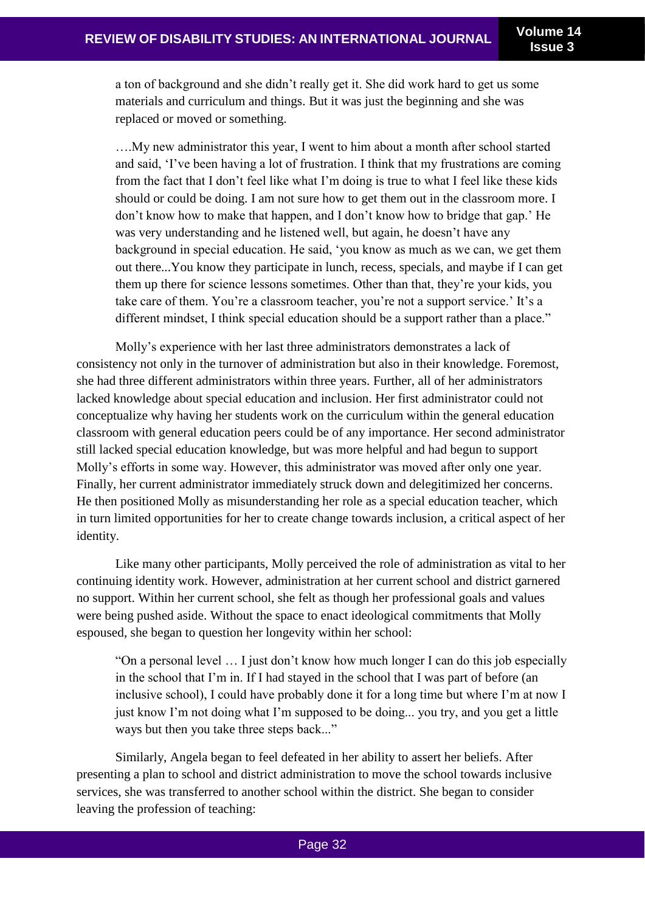> a ton of background and she didn't really get it. She did work hard to get us some materials and curriculum and things. But it was just the beginning and she was replaced or moved or something.
>
> ….My new administrator this year, I went to him about a month after school started and said, 'I've been having a lot of frustration. I think that my frustrations are coming from the fact that I don't feel like what I'm doing is true to what I feel like these kids should or could be doing. I am not sure how to get them out in the classroom more. I don't know how to make that happen, and I don't know how to bridge that gap.' He was very understanding and he listened well, but again, he doesn't have any background in special education. He said, 'you know as much as we can, we get them out there...You know they participate in lunch, recess, specials, and maybe if I can get them up there for science lessons sometimes. Other than that, they're your kids, you take care of them. You're a classroom teacher, you're not a support service.' It's a different mindset, I think special education should be a support rather than a place."

Molly's experience with her last three administrators demonstrates a lack of consistency not only in the turnover of administration but also in their knowledge. Foremost, she had three different administrators within three years. Further, all of her administrators lacked knowledge about special education and inclusion. Her first administrator could not conceptualize why having her students work on the curriculum within the general education classroom with general education peers could be of any importance. Her second administrator still lacked special education knowledge, but was more helpful and had begun to support Molly's efforts in some way. However, this administrator was moved after only one year. Finally, her current administrator immediately struck down and delegitimized her concerns. He then positioned Molly as misunderstanding her role as a special education teacher, which in turn limited opportunities for her to create change towards inclusion, a critical aspect of her identity.

Like many other participants, Molly perceived the role of administration as vital to her continuing identity work. However, administration at her current school and district garnered no support. Within her current school, she felt as though her professional goals and values were being pushed aside. Without the space to enact ideological commitments that Molly espoused, she began to question her longevity within her school:

> "On a personal level … I just don't know how much longer I can do this job especially in the school that I'm in. If I had stayed in the school that I was part of before (an inclusive school), I could have probably done it for a long time but where I'm at now I just know I'm not doing what I'm supposed to be doing... you try, and you get a little ways but then you take three steps back..."

Similarly, Angela began to feel defeated in her ability to assert her beliefs. After presenting a plan to school and district administration to move the school towards inclusive services, she was transferred to another school within the district. She began to consider leaving the profession of teaching: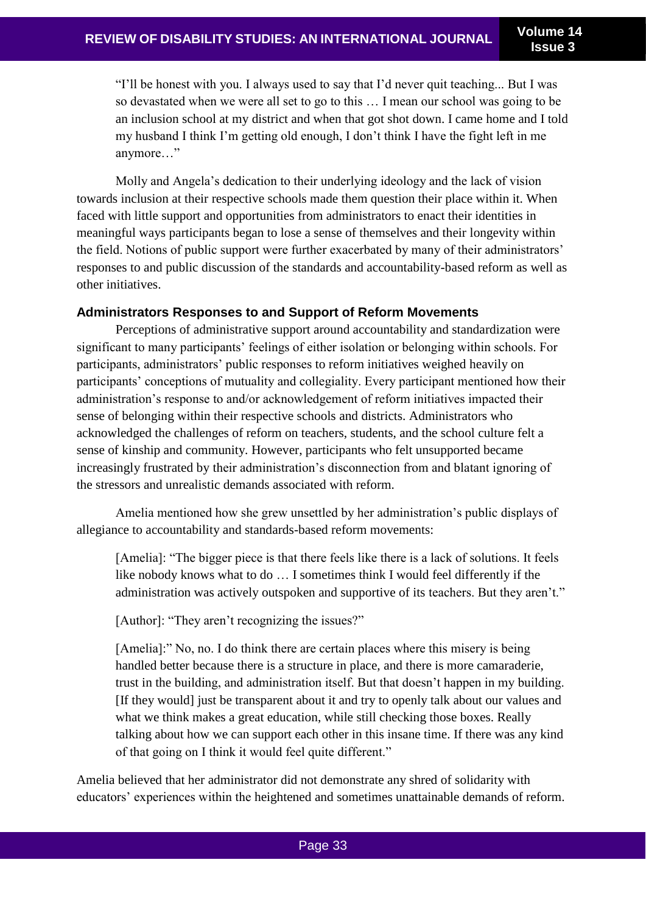> "I'll be honest with you. I always used to say that I'd never quit teaching... But I was so devastated when we were all set to go to this … I mean our school was going to be an inclusion school at my district and when that got shot down. I came home and I told my husband I think I'm getting old enough, I don't think I have the fight left in me anymore…"

Molly and Angela's dedication to their underlying ideology and the lack of vision towards inclusion at their respective schools made them question their place within it. When faced with little support and opportunities from administrators to enact their identities in meaningful ways participants began to lose a sense of themselves and their longevity within the field. Notions of public support were further exacerbated by many of their administrators' responses to and public discussion of the standards and accountability-based reform as well as other initiatives.

### Administrators Responses to and Support of Reform Movements

Perceptions of administrative support around accountability and standardization were significant to many participants' feelings of either isolation or belonging within schools. For participants, administrators' public responses to reform initiatives weighed heavily on participants' conceptions of mutuality and collegiality. Every participant mentioned how their administration's response to and/or acknowledgement of reform initiatives impacted their sense of belonging within their respective schools and districts. Administrators who acknowledged the challenges of reform on teachers, students, and the school culture felt a sense of kinship and community. However, participants who felt unsupported became increasingly frustrated by their administration's disconnection from and blatant ignoring of the stressors and unrealistic demands associated with reform.

Amelia mentioned how she grew unsettled by her administration's public displays of allegiance to accountability and standards-based reform movements:

> [Amelia]: "The bigger piece is that there feels like there is a lack of solutions. It feels like nobody knows what to do … I sometimes think I would feel differently if the administration was actively outspoken and supportive of its teachers. But they aren't."
>
> [Author]: "They aren't recognizing the issues?"
>
> [Amelia]:" No, no. I do think there are certain places where this misery is being handled better because there is a structure in place, and there is more camaraderie, trust in the building, and administration itself. But that doesn't happen in my building. [If they would] just be transparent about it and try to openly talk about our values and what we think makes a great education, while still checking those boxes. Really talking about how we can support each other in this insane time. If there was any kind of that going on I think it would feel quite different."

Amelia believed that her administrator did not demonstrate any shred of solidarity with educators' experiences within the heightened and sometimes unattainable demands of reform.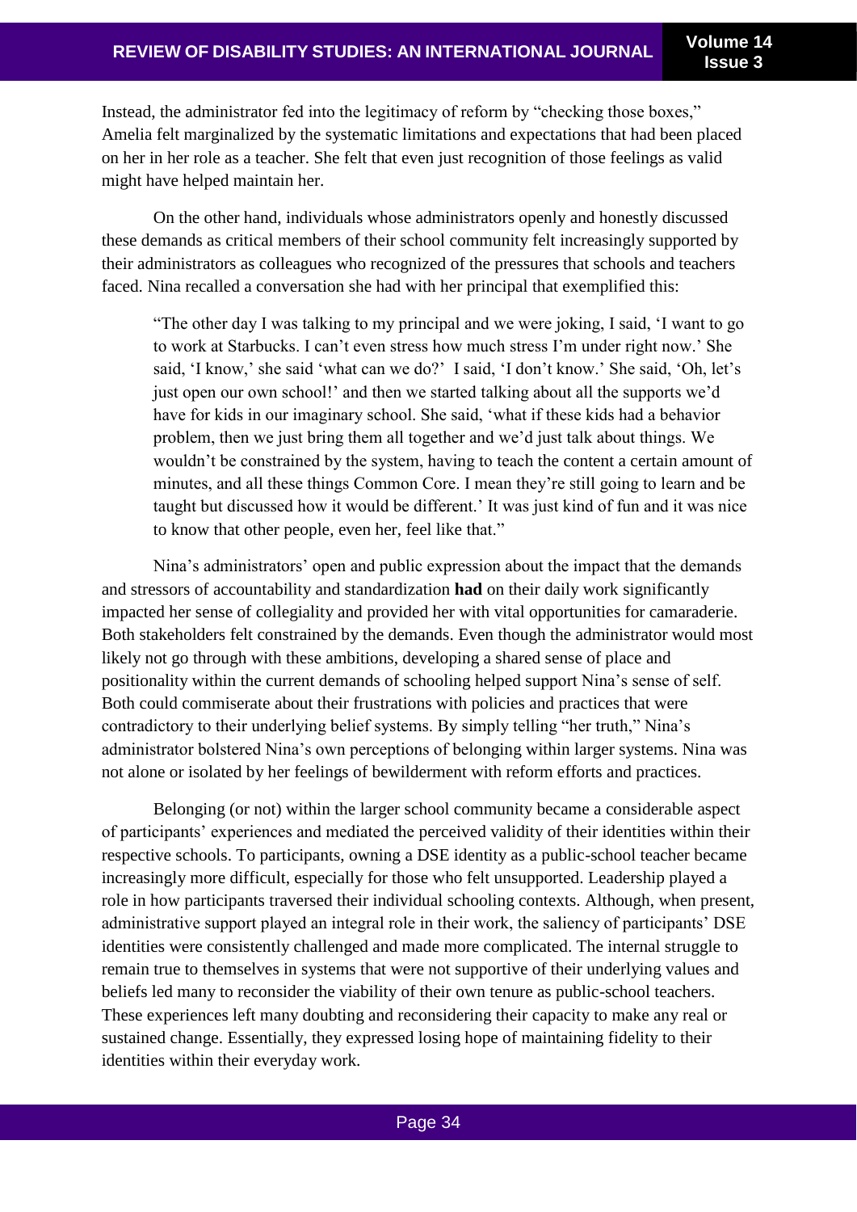Instead, the administrator fed into the legitimacy of reform by "checking those boxes," Amelia felt marginalized by the systematic limitations and expectations that had been placed on her in her role as a teacher. She felt that even just recognition of those feelings as valid might have helped maintain her.

On the other hand, individuals whose administrators openly and honestly discussed these demands as critical members of their school community felt increasingly supported by their administrators as colleagues who recognized of the pressures that schools and teachers faced. Nina recalled a conversation she had with her principal that exemplified this:

> "The other day I was talking to my principal and we were joking, I said, 'I want to go to work at Starbucks. I can't even stress how much stress I'm under right now.' She said, 'I know,' she said 'what can we do?' I said, 'I don't know.' She said, 'Oh, let's just open our own school!' and then we started talking about all the supports we'd have for kids in our imaginary school. She said, 'what if these kids had a behavior problem, then we just bring them all together and we'd just talk about things. We wouldn't be constrained by the system, having to teach the content a certain amount of minutes, and all these things Common Core. I mean they're still going to learn and be taught but discussed how it would be different.' It was just kind of fun and it was nice to know that other people, even her, feel like that."

Nina's administrators' open and public expression about the impact that the demands and stressors of accountability and standardization **had** on their daily work significantly impacted her sense of collegiality and provided her with vital opportunities for camaraderie. Both stakeholders felt constrained by the demands. Even though the administrator would most likely not go through with these ambitions, developing a shared sense of place and positionality within the current demands of schooling helped support Nina's sense of self. Both could commiserate about their frustrations with policies and practices that were contradictory to their underlying belief systems. By simply telling "her truth," Nina's administrator bolstered Nina's own perceptions of belonging within larger systems. Nina was not alone or isolated by her feelings of bewilderment with reform efforts and practices.

Belonging (or not) within the larger school community became a considerable aspect of participants' experiences and mediated the perceived validity of their identities within their respective schools. To participants, owning a DSE identity as a public-school teacher became increasingly more difficult, especially for those who felt unsupported. Leadership played a role in how participants traversed their individual schooling contexts. Although, when present, administrative support played an integral role in their work, the saliency of participants' DSE identities were consistently challenged and made more complicated. The internal struggle to remain true to themselves in systems that were not supportive of their underlying values and beliefs led many to reconsider the viability of their own tenure as public-school teachers. These experiences left many doubting and reconsidering their capacity to make any real or sustained change. Essentially, they expressed losing hope of maintaining fidelity to their identities within their everyday work.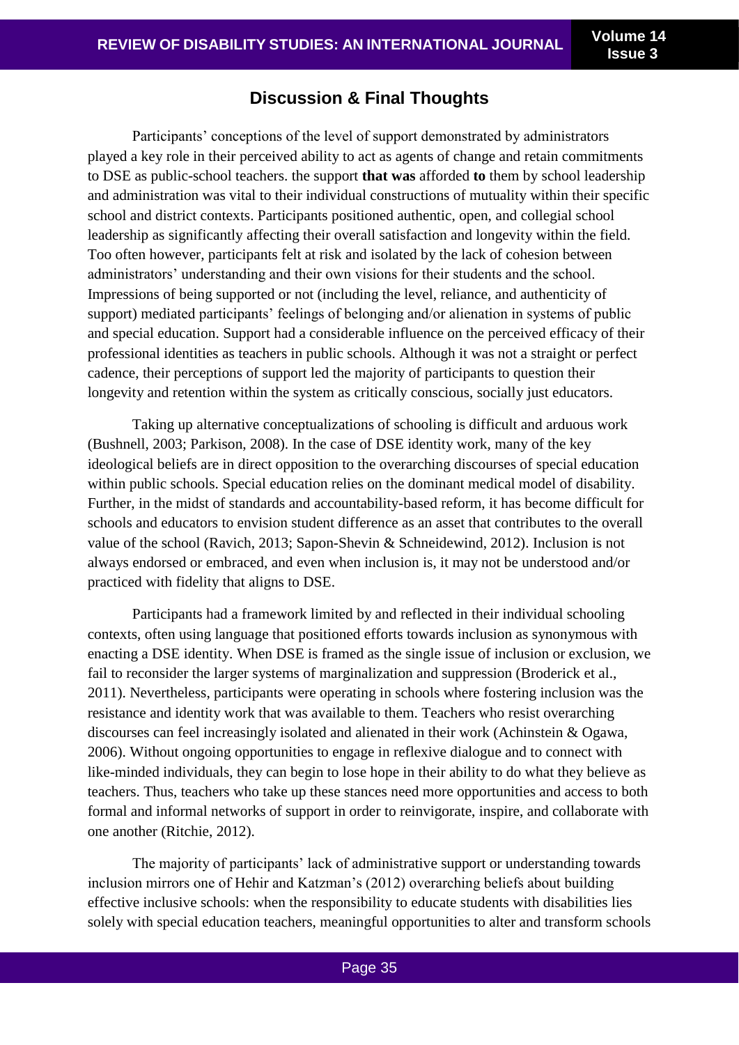## Discussion & Final Thoughts

Participants' conceptions of the level of support demonstrated by administrators played a key role in their perceived ability to act as agents of change and retain commitments to DSE as public-school teachers. the support **that was** afforded **to** them by school leadership and administration was vital to their individual constructions of mutuality within their specific school and district contexts. Participants positioned authentic, open, and collegial school leadership as significantly affecting their overall satisfaction and longevity within the field. Too often however, participants felt at risk and isolated by the lack of cohesion between administrators' understanding and their own visions for their students and the school. Impressions of being supported or not (including the level, reliance, and authenticity of support) mediated participants' feelings of belonging and/or alienation in systems of public and special education. Support had a considerable influence on the perceived efficacy of their professional identities as teachers in public schools. Although it was not a straight or perfect cadence, their perceptions of support led the majority of participants to question their longevity and retention within the system as critically conscious, socially just educators.

Taking up alternative conceptualizations of schooling is difficult and arduous work (Bushnell, 2003; Parkison, 2008). In the case of DSE identity work, many of the key ideological beliefs are in direct opposition to the overarching discourses of special education within public schools. Special education relies on the dominant medical model of disability. Further, in the midst of standards and accountability-based reform, it has become difficult for schools and educators to envision student difference as an asset that contributes to the overall value of the school (Ravich, 2013; Sapon-Shevin & Schneidewind, 2012). Inclusion is not always endorsed or embraced, and even when inclusion is, it may not be understood and/or practiced with fidelity that aligns to DSE.

Participants had a framework limited by and reflected in their individual schooling contexts, often using language that positioned efforts towards inclusion as synonymous with enacting a DSE identity. When DSE is framed as the single issue of inclusion or exclusion, we fail to reconsider the larger systems of marginalization and suppression (Broderick et al., 2011). Nevertheless, participants were operating in schools where fostering inclusion was the resistance and identity work that was available to them. Teachers who resist overarching discourses can feel increasingly isolated and alienated in their work (Achinstein & Ogawa, 2006). Without ongoing opportunities to engage in reflexive dialogue and to connect with like-minded individuals, they can begin to lose hope in their ability to do what they believe as teachers. Thus, teachers who take up these stances need more opportunities and access to both formal and informal networks of support in order to reinvigorate, inspire, and collaborate with one another (Ritchie, 2012).

The majority of participants' lack of administrative support or understanding towards inclusion mirrors one of Hehir and Katzman's (2012) overarching beliefs about building effective inclusive schools: when the responsibility to educate students with disabilities lies solely with special education teachers, meaningful opportunities to alter and transform schools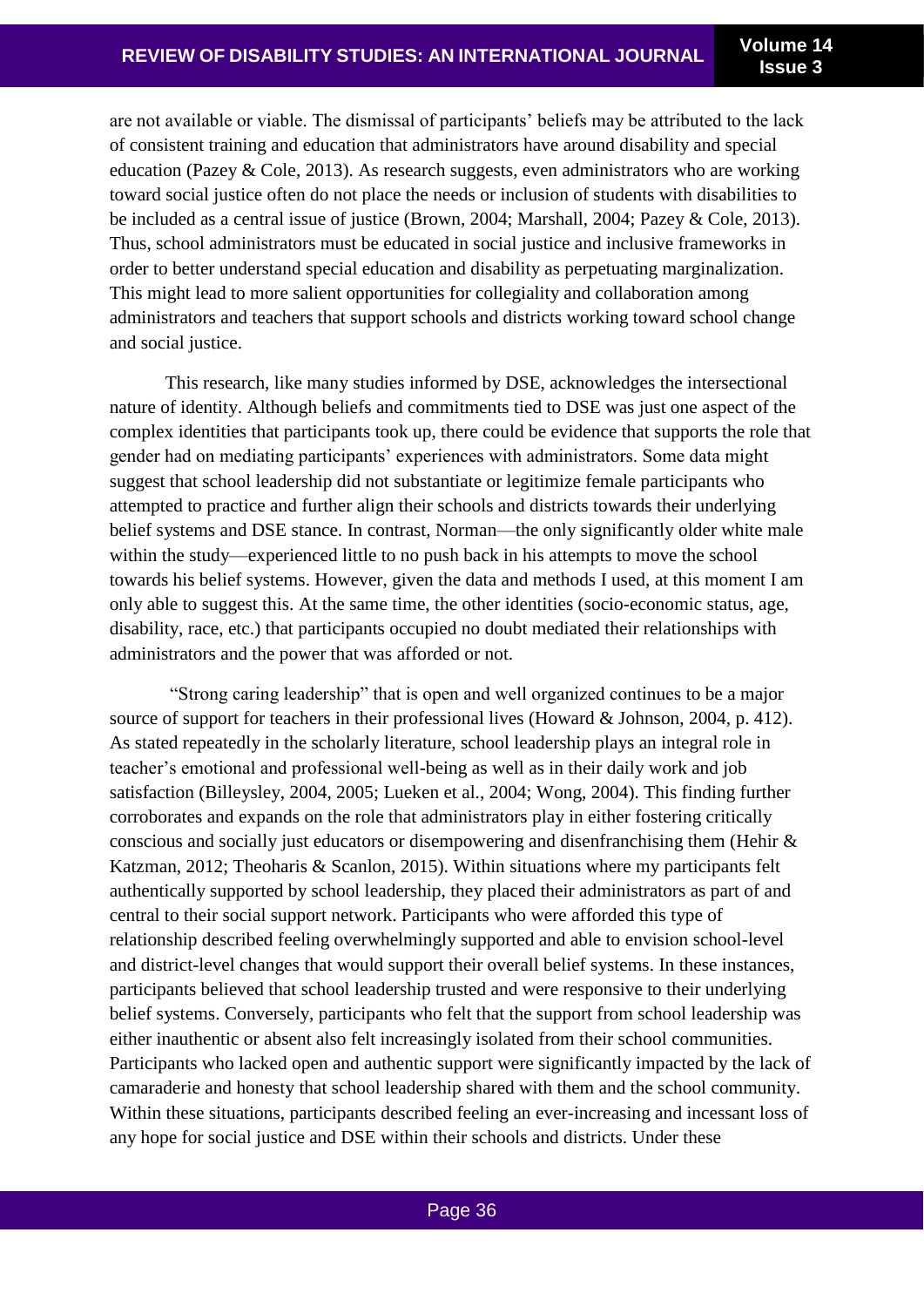are not available or viable. The dismissal of participants' beliefs may be attributed to the lack of consistent training and education that administrators have around disability and special education (Pazey & Cole, 2013). As research suggests, even administrators who are working toward social justice often do not place the needs or inclusion of students with disabilities to be included as a central issue of justice (Brown, 2004; Marshall, 2004; Pazey & Cole, 2013). Thus, school administrators must be educated in social justice and inclusive frameworks in order to better understand special education and disability as perpetuating marginalization. This might lead to more salient opportunities for collegiality and collaboration among administrators and teachers that support schools and districts working toward school change and social justice.

This research, like many studies informed by DSE, acknowledges the intersectional nature of identity. Although beliefs and commitments tied to DSE was just one aspect of the complex identities that participants took up, there could be evidence that supports the role that gender had on mediating participants' experiences with administrators. Some data might suggest that school leadership did not substantiate or legitimize female participants who attempted to practice and further align their schools and districts towards their underlying belief systems and DSE stance. In contrast, Norman—the only significantly older white male within the study—experienced little to no push back in his attempts to move the school towards his belief systems. However, given the data and methods I used, at this moment I am only able to suggest this. At the same time, the other identities (socio-economic status, age, disability, race, etc.) that participants occupied no doubt mediated their relationships with administrators and the power that was afforded or not.

"Strong caring leadership" that is open and well organized continues to be a major source of support for teachers in their professional lives (Howard & Johnson, 2004, p. 412). As stated repeatedly in the scholarly literature, school leadership plays an integral role in teacher's emotional and professional well-being as well as in their daily work and job satisfaction (Billeysley, 2004, 2005; Lueken et al., 2004; Wong, 2004). This finding further corroborates and expands on the role that administrators play in either fostering critically conscious and socially just educators or disempowering and disenfranchising them (Hehir & Katzman, 2012; Theoharis & Scanlon, 2015). Within situations where my participants felt authentically supported by school leadership, they placed their administrators as part of and central to their social support network. Participants who were afforded this type of relationship described feeling overwhelmingly supported and able to envision school-level and district-level changes that would support their overall belief systems. In these instances, participants believed that school leadership trusted and were responsive to their underlying belief systems. Conversely, participants who felt that the support from school leadership was either inauthentic or absent also felt increasingly isolated from their school communities. Participants who lacked open and authentic support were significantly impacted by the lack of camaraderie and honesty that school leadership shared with them and the school community. Within these situations, participants described feeling an ever-increasing and incessant loss of any hope for social justice and DSE within their schools and districts. Under these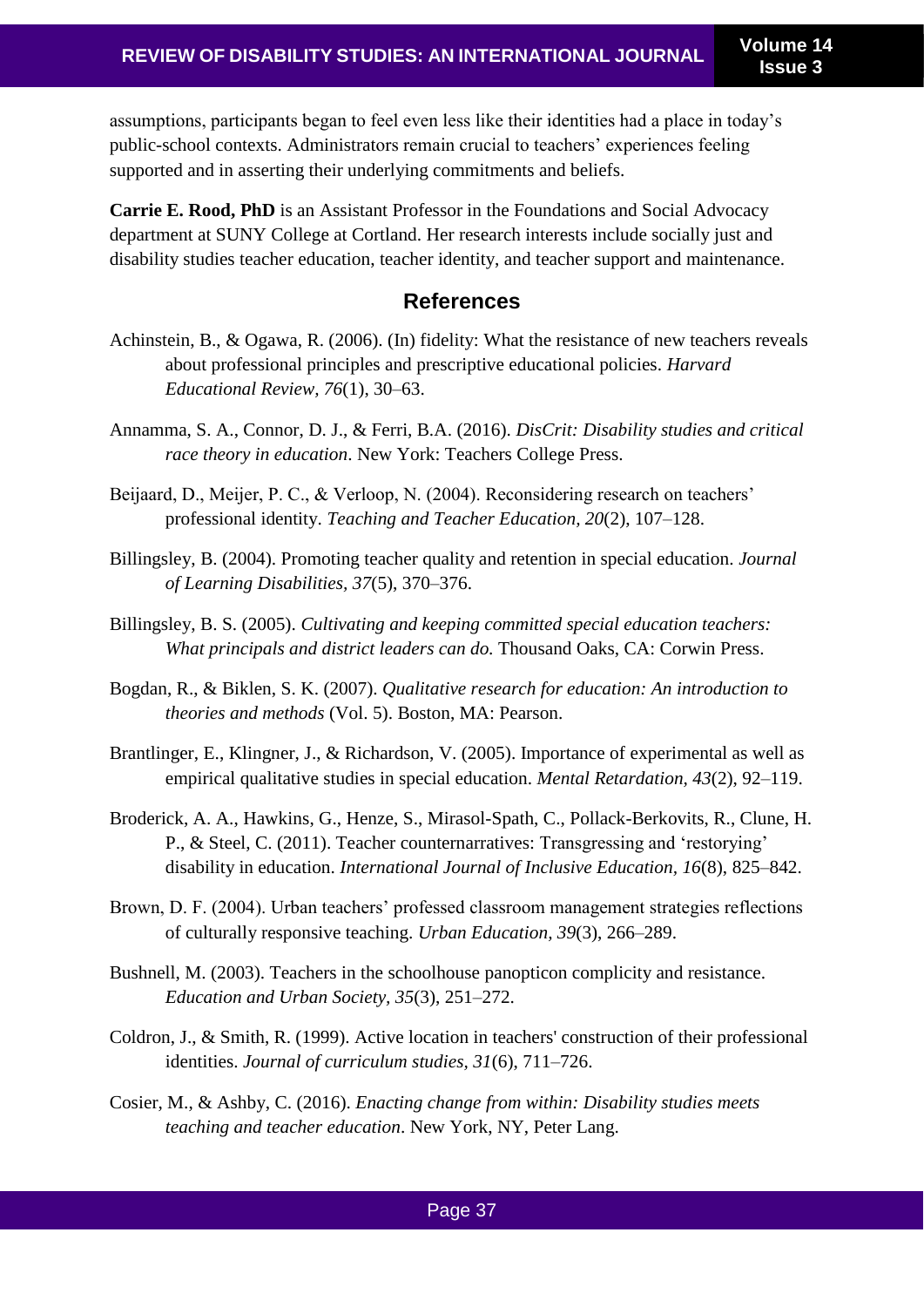assumptions, participants began to feel even less like their identities had a place in today's public-school contexts. Administrators remain crucial to teachers' experiences feeling supported and in asserting their underlying commitments and beliefs.

**Carrie E. Rood, PhD** is an Assistant Professor in the Foundations and Social Advocacy department at SUNY College at Cortland. Her research interests include socially just and disability studies teacher education, teacher identity, and teacher support and maintenance.

## References

Achinstein, B., & Ogawa, R. (2006). (In) fidelity: What the resistance of new teachers reveals about professional principles and prescriptive educational policies. *Harvard Educational Review, 76*(1), 30–63.

Annamma, S. A., Connor, D. J., & Ferri, B.A. (2016). *DisCrit: Disability studies and critical race theory in education*. New York: Teachers College Press.

Beijaard, D., Meijer, P. C., & Verloop, N. (2004). Reconsidering research on teachers' professional identity. *Teaching and Teacher Education, 20*(2), 107–128.

Billingsley, B. (2004). Promoting teacher quality and retention in special education. *Journal of Learning Disabilities, 37*(5), 370–376.

Billingsley, B. S. (2005). *Cultivating and keeping committed special education teachers: What principals and district leaders can do.* Thousand Oaks, CA: Corwin Press.

Bogdan, R., & Biklen, S. K. (2007). *Qualitative research for education: An introduction to theories and methods* (Vol. 5). Boston, MA: Pearson.

Brantlinger, E., Klingner, J., & Richardson, V. (2005). Importance of experimental as well as empirical qualitative studies in special education. *Mental Retardation, 43*(2), 92–119.

Broderick, A. A., Hawkins, G., Henze, S., Mirasol-Spath, C., Pollack-Berkovits, R., Clune, H. P., & Steel, C. (2011). Teacher counternarratives: Transgressing and 'restorying' disability in education. *International Journal of Inclusive Education, 16*(8), 825–842.

Brown, D. F. (2004). Urban teachers' professed classroom management strategies reflections of culturally responsive teaching. *Urban Education, 39*(3), 266–289.

Bushnell, M. (2003). Teachers in the schoolhouse panopticon complicity and resistance. *Education and Urban Society, 35*(3), 251–272.

Coldron, J., & Smith, R. (1999). Active location in teachers' construction of their professional identities. *Journal of curriculum studies, 31*(6), 711–726.

Cosier, M., & Ashby, C. (2016). *Enacting change from within: Disability studies meets teaching and teacher education*. New York, NY, Peter Lang.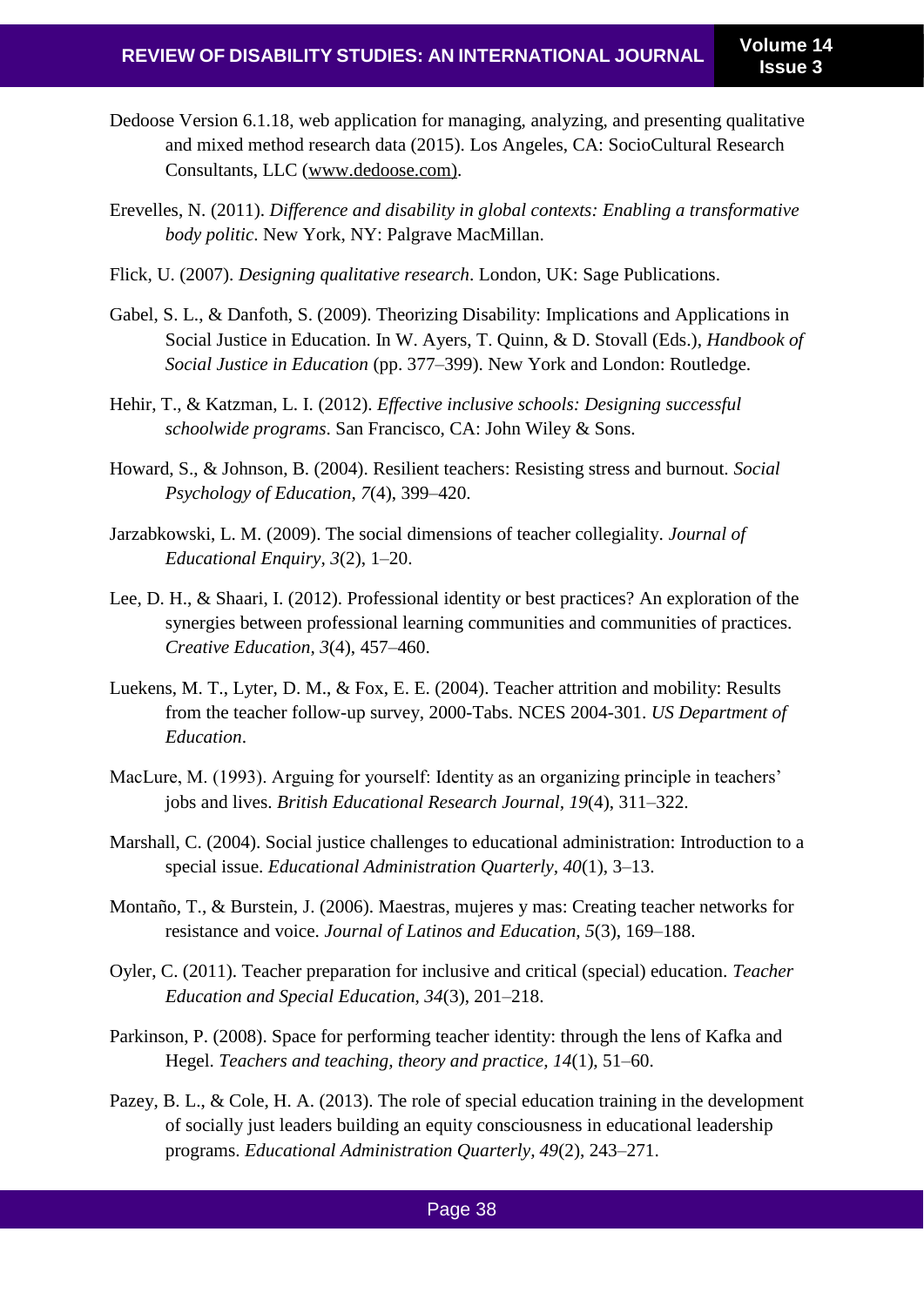Dedoose Version 6.1.18, web application for managing, analyzing, and presenting qualitative and mixed method research data (2015). Los Angeles, CA: SocioCultural Research Consultants, LLC (www.dedoose.com).

Erevelles, N. (2011). *Difference and disability in global contexts: Enabling a transformative body politic*. New York, NY: Palgrave MacMillan.

Flick, U. (2007). *Designing qualitative research*. London, UK: Sage Publications.

Gabel, S. L., & Danfoth, S. (2009). Theorizing Disability: Implications and Applications in Social Justice in Education. In W. Ayers, T. Quinn, & D. Stovall (Eds.), *Handbook of Social Justice in Education* (pp. 377–399). New York and London: Routledge.

Hehir, T., & Katzman, L. I. (2012). *Effective inclusive schools: Designing successful schoolwide programs*. San Francisco, CA: John Wiley & Sons.

Howard, S., & Johnson, B. (2004). Resilient teachers: Resisting stress and burnout. *Social Psychology of Education, 7*(4), 399–420.

Jarzabkowski, L. M. (2009). The social dimensions of teacher collegiality. *Journal of Educational Enquiry, 3*(2), 1–20.

Lee, D. H., & Shaari, I. (2012). Professional identity or best practices? An exploration of the synergies between professional learning communities and communities of practices. *Creative Education, 3*(4), 457–460.

Luekens, M. T., Lyter, D. M., & Fox, E. E. (2004). Teacher attrition and mobility: Results from the teacher follow-up survey, 2000-Tabs. NCES 2004-301. *US Department of Education*.

MacLure, M. (1993). Arguing for yourself: Identity as an organizing principle in teachers' jobs and lives. *British Educational Research Journal, 19*(4), 311–322.

Marshall, C. (2004). Social justice challenges to educational administration: Introduction to a special issue. *Educational Administration Quarterly, 40*(1), 3–13.

Montaño, T., & Burstein, J. (2006). Maestras, mujeres y mas: Creating teacher networks for resistance and voice. *Journal of Latinos and Education, 5*(3), 169–188.

Oyler, C. (2011). Teacher preparation for inclusive and critical (special) education. *Teacher Education and Special Education, 34*(3), 201–218.

Parkinson, P. (2008). Space for performing teacher identity: through the lens of Kafka and Hegel. *Teachers and teaching, theory and practice, 14*(1), 51–60.

Pazey, B. L., & Cole, H. A. (2013). The role of special education training in the development of socially just leaders building an equity consciousness in educational leadership programs. *Educational Administration Quarterly, 49*(2), 243–271.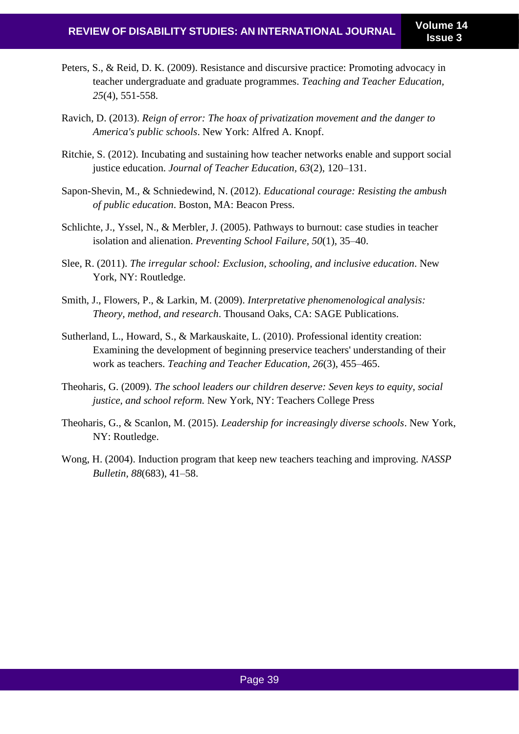Peters, S., & Reid, D. K. (2009). Resistance and discursive practice: Promoting advocacy in teacher undergraduate and graduate programmes. *Teaching and Teacher Education, 25*(4), 551-558.

Ravich, D. (2013). *Reign of error: The hoax of privatization movement and the danger to America's public schools*. New York: Alfred A. Knopf.

Ritchie, S. (2012). Incubating and sustaining how teacher networks enable and support social justice education. *Journal of Teacher Education, 63*(2), 120–131.

Sapon-Shevin, M., & Schniedewind, N. (2012). *Educational courage: Resisting the ambush of public education*. Boston, MA: Beacon Press.

Schlichte, J., Yssel, N., & Merbler, J. (2005). Pathways to burnout: case studies in teacher isolation and alienation. *Preventing School Failure, 50*(1), 35–40.

Slee, R. (2011). *The irregular school: Exclusion, schooling, and inclusive education*. New York, NY: Routledge.

Smith, J., Flowers, P., & Larkin, M. (2009). *Interpretative phenomenological analysis: Theory, method, and research*. Thousand Oaks, CA: SAGE Publications.

Sutherland, L., Howard, S., & Markauskaite, L. (2010). Professional identity creation: Examining the development of beginning preservice teachers' understanding of their work as teachers. *Teaching and Teacher Education, 26*(3), 455–465.

Theoharis, G. (2009). *The school leaders our children deserve: Seven keys to equity, social justice, and school reform.* New York, NY: Teachers College Press

Theoharis, G., & Scanlon, M. (2015). *Leadership for increasingly diverse schools*. New York, NY: Routledge.

Wong, H. (2004). Induction program that keep new teachers teaching and improving. *NASSP Bulletin, 88*(683), 41–58.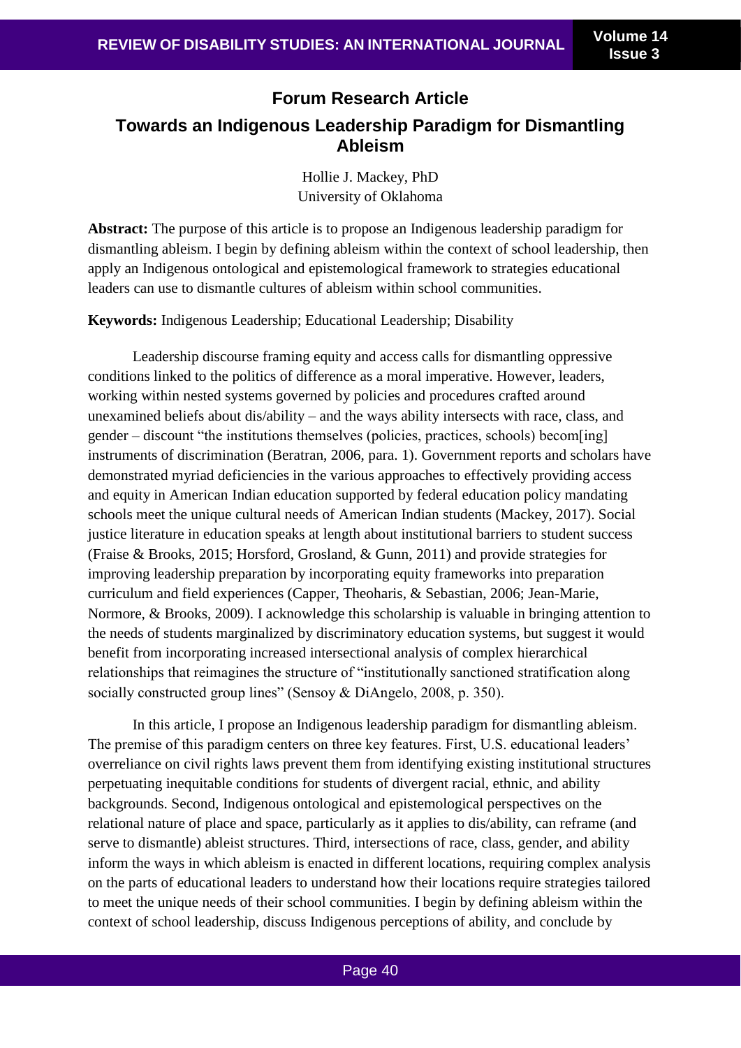## Forum Research Article

# Towards an Indigenous Leadership Paradigm for Dismantling Ableism

Hollie J. Mackey, PhD
University of Oklahoma

**Abstract:** The purpose of this article is to propose an Indigenous leadership paradigm for dismantling ableism. I begin by defining ableism within the context of school leadership, then apply an Indigenous ontological and epistemological framework to strategies educational leaders can use to dismantle cultures of ableism within school communities.

**Keywords:** Indigenous Leadership; Educational Leadership; Disability

Leadership discourse framing equity and access calls for dismantling oppressive conditions linked to the politics of difference as a moral imperative. However, leaders, working within nested systems governed by policies and procedures crafted around unexamined beliefs about dis/ability – and the ways ability intersects with race, class, and gender – discount "the institutions themselves (policies, practices, schools) becom[ing] instruments of discrimination (Beratran, 2006, para. 1). Government reports and scholars have demonstrated myriad deficiencies in the various approaches to effectively providing access and equity in American Indian education supported by federal education policy mandating schools meet the unique cultural needs of American Indian students (Mackey, 2017). Social justice literature in education speaks at length about institutional barriers to student success (Fraise & Brooks, 2015; Horsford, Grosland, & Gunn, 2011) and provide strategies for improving leadership preparation by incorporating equity frameworks into preparation curriculum and field experiences (Capper, Theoharis, & Sebastian, 2006; Jean-Marie, Normore, & Brooks, 2009). I acknowledge this scholarship is valuable in bringing attention to the needs of students marginalized by discriminatory education systems, but suggest it would benefit from incorporating increased intersectional analysis of complex hierarchical relationships that reimagines the structure of "institutionally sanctioned stratification along socially constructed group lines" (Sensoy & DiAngelo, 2008, p. 350).

In this article, I propose an Indigenous leadership paradigm for dismantling ableism. The premise of this paradigm centers on three key features. First, U.S. educational leaders' overreliance on civil rights laws prevent them from identifying existing institutional structures perpetuating inequitable conditions for students of divergent racial, ethnic, and ability backgrounds. Second, Indigenous ontological and epistemological perspectives on the relational nature of place and space, particularly as it applies to dis/ability, can reframe (and serve to dismantle) ableist structures. Third, intersections of race, class, gender, and ability inform the ways in which ableism is enacted in different locations, requiring complex analysis on the parts of educational leaders to understand how their locations require strategies tailored to meet the unique needs of their school communities. I begin by defining ableism within the context of school leadership, discuss Indigenous perceptions of ability, and conclude by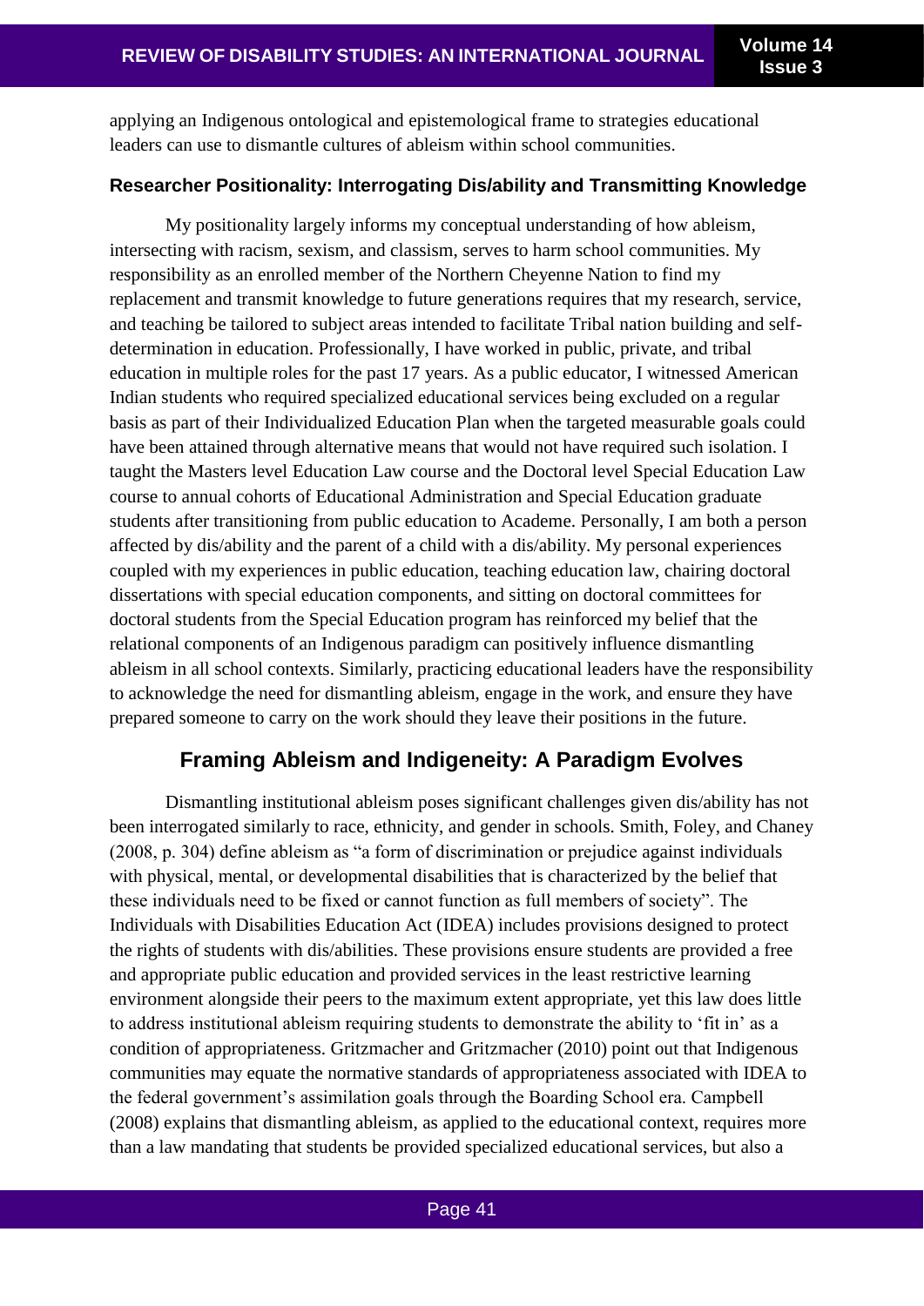applying an Indigenous ontological and epistemological frame to strategies educational leaders can use to dismantle cultures of ableism within school communities.

### Researcher Positionality: Interrogating Dis/ability and Transmitting Knowledge

My positionality largely informs my conceptual understanding of how ableism, intersecting with racism, sexism, and classism, serves to harm school communities. My responsibility as an enrolled member of the Northern Cheyenne Nation to find my replacement and transmit knowledge to future generations requires that my research, service, and teaching be tailored to subject areas intended to facilitate Tribal nation building and self-determination in education. Professionally, I have worked in public, private, and tribal education in multiple roles for the past 17 years. As a public educator, I witnessed American Indian students who required specialized educational services being excluded on a regular basis as part of their Individualized Education Plan when the targeted measurable goals could have been attained through alternative means that would not have required such isolation. I taught the Masters level Education Law course and the Doctoral level Special Education Law course to annual cohorts of Educational Administration and Special Education graduate students after transitioning from public education to Academe. Personally, I am both a person affected by dis/ability and the parent of a child with a dis/ability. My personal experiences coupled with my experiences in public education, teaching education law, chairing doctoral dissertations with special education components, and sitting on doctoral committees for doctoral students from the Special Education program has reinforced my belief that the relational components of an Indigenous paradigm can positively influence dismantling ableism in all school contexts. Similarly, practicing educational leaders have the responsibility to acknowledge the need for dismantling ableism, engage in the work, and ensure they have prepared someone to carry on the work should they leave their positions in the future.

## Framing Ableism and Indigeneity: A Paradigm Evolves

Dismantling institutional ableism poses significant challenges given dis/ability has not been interrogated similarly to race, ethnicity, and gender in schools. Smith, Foley, and Chaney (2008, p. 304) define ableism as "a form of discrimination or prejudice against individuals with physical, mental, or developmental disabilities that is characterized by the belief that these individuals need to be fixed or cannot function as full members of society". The Individuals with Disabilities Education Act (IDEA) includes provisions designed to protect the rights of students with dis/abilities. These provisions ensure students are provided a free and appropriate public education and provided services in the least restrictive learning environment alongside their peers to the maximum extent appropriate, yet this law does little to address institutional ableism requiring students to demonstrate the ability to 'fit in' as a condition of appropriateness. Gritzmacher and Gritzmacher (2010) point out that Indigenous communities may equate the normative standards of appropriateness associated with IDEA to the federal government's assimilation goals through the Boarding School era. Campbell (2008) explains that dismantling ableism, as applied to the educational context, requires more than a law mandating that students be provided specialized educational services, but also a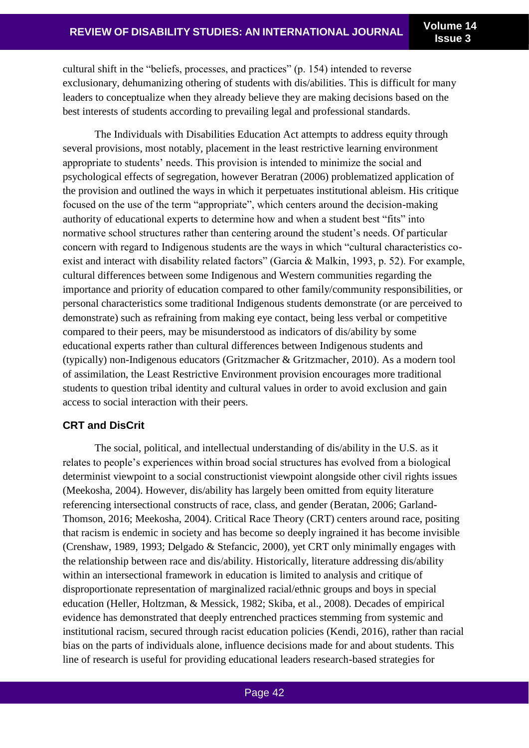cultural shift in the "beliefs, processes, and practices" (p. 154) intended to reverse exclusionary, dehumanizing othering of students with dis/abilities. This is difficult for many leaders to conceptualize when they already believe they are making decisions based on the best interests of students according to prevailing legal and professional standards.

The Individuals with Disabilities Education Act attempts to address equity through several provisions, most notably, placement in the least restrictive learning environment appropriate to students' needs. This provision is intended to minimize the social and psychological effects of segregation, however Beratran (2006) problematized application of the provision and outlined the ways in which it perpetuates institutional ableism. His critique focused on the use of the term "appropriate", which centers around the decision-making authority of educational experts to determine how and when a student best "fits" into normative school structures rather than centering around the student's needs. Of particular concern with regard to Indigenous students are the ways in which "cultural characteristics co-exist and interact with disability related factors" (Garcia & Malkin, 1993, p. 52). For example, cultural differences between some Indigenous and Western communities regarding the importance and priority of education compared to other family/community responsibilities, or personal characteristics some traditional Indigenous students demonstrate (or are perceived to demonstrate) such as refraining from making eye contact, being less verbal or competitive compared to their peers, may be misunderstood as indicators of dis/ability by some educational experts rather than cultural differences between Indigenous students and (typically) non-Indigenous educators (Gritzmacher & Gritzmacher, 2010). As a modern tool of assimilation, the Least Restrictive Environment provision encourages more traditional students to question tribal identity and cultural values in order to avoid exclusion and gain access to social interaction with their peers.

### CRT and DisCrit

The social, political, and intellectual understanding of dis/ability in the U.S. as it relates to people's experiences within broad social structures has evolved from a biological determinist viewpoint to a social constructionist viewpoint alongside other civil rights issues (Meekosha, 2004). However, dis/ability has largely been omitted from equity literature referencing intersectional constructs of race, class, and gender (Beratan, 2006; Garland-Thomson, 2016; Meekosha, 2004). Critical Race Theory (CRT) centers around race, positing that racism is endemic in society and has become so deeply ingrained it has become invisible (Crenshaw, 1989, 1993; Delgado & Stefancic, 2000), yet CRT only minimally engages with the relationship between race and dis/ability. Historically, literature addressing dis/ability within an intersectional framework in education is limited to analysis and critique of disproportionate representation of marginalized racial/ethnic groups and boys in special education (Heller, Holtzman, & Messick, 1982; Skiba, et al., 2008). Decades of empirical evidence has demonstrated that deeply entrenched practices stemming from systemic and institutional racism, secured through racist education policies (Kendi, 2016), rather than racial bias on the parts of individuals alone, influence decisions made for and about students. This line of research is useful for providing educational leaders research-based strategies for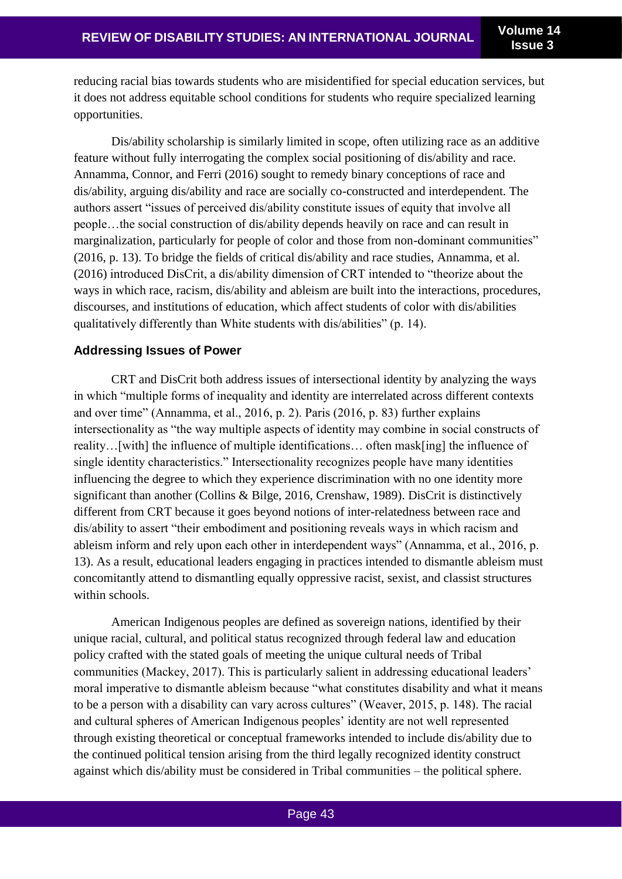reducing racial bias towards students who are misidentified for special education services, but it does not address equitable school conditions for students who require specialized learning opportunities.

Dis/ability scholarship is similarly limited in scope, often utilizing race as an additive feature without fully interrogating the complex social positioning of dis/ability and race. Annamma, Connor, and Ferri (2016) sought to remedy binary conceptions of race and dis/ability, arguing dis/ability and race are socially co-constructed and interdependent. The authors assert "issues of perceived dis/ability constitute issues of equity that involve all people…the social construction of dis/ability depends heavily on race and can result in marginalization, particularly for people of color and those from non-dominant communities" (2016, p. 13). To bridge the fields of critical dis/ability and race studies, Annamma, et al. (2016) introduced DisCrit, a dis/ability dimension of CRT intended to "theorize about the ways in which race, racism, dis/ability and ableism are built into the interactions, procedures, discourses, and institutions of education, which affect students of color with dis/abilities qualitatively differently than White students with dis/abilities" (p. 14).

### Addressing Issues of Power

CRT and DisCrit both address issues of intersectional identity by analyzing the ways in which "multiple forms of inequality and identity are interrelated across different contexts and over time" (Annamma, et al., 2016, p. 2). Paris (2016, p. 83) further explains intersectionality as "the way multiple aspects of identity may combine in social constructs of reality…[with] the influence of multiple identifications… often mask[ing] the influence of single identity characteristics." Intersectionality recognizes people have many identities influencing the degree to which they experience discrimination with no one identity more significant than another (Collins & Bilge, 2016, Crenshaw, 1989). DisCrit is distinctively different from CRT because it goes beyond notions of inter-relatedness between race and dis/ability to assert "their embodiment and positioning reveals ways in which racism and ableism inform and rely upon each other in interdependent ways" (Annamma, et al., 2016, p. 13). As a result, educational leaders engaging in practices intended to dismantle ableism must concomitantly attend to dismantling equally oppressive racist, sexist, and classist structures within schools.

American Indigenous peoples are defined as sovereign nations, identified by their unique racial, cultural, and political status recognized through federal law and education policy crafted with the stated goals of meeting the unique cultural needs of Tribal communities (Mackey, 2017). This is particularly salient in addressing educational leaders' moral imperative to dismantle ableism because "what constitutes disability and what it means to be a person with a disability can vary across cultures" (Weaver, 2015, p. 148). The racial and cultural spheres of American Indigenous peoples' identity are not well represented through existing theoretical or conceptual frameworks intended to include dis/ability due to the continued political tension arising from the third legally recognized identity construct against which dis/ability must be considered in Tribal communities – the political sphere.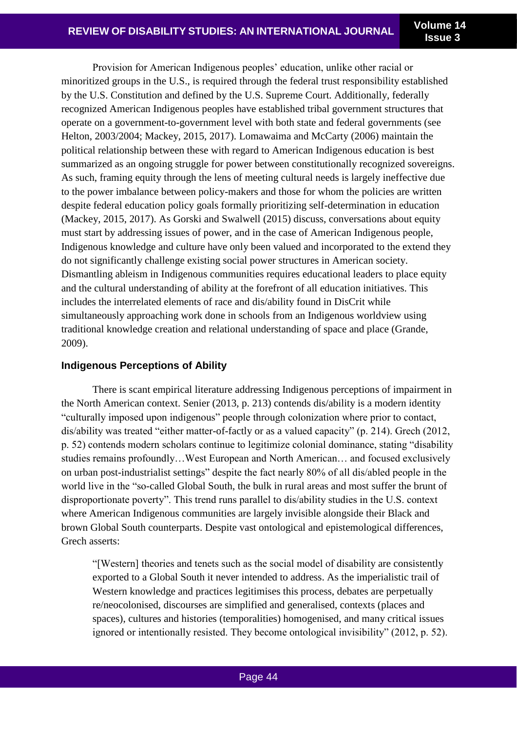Provision for American Indigenous peoples' education, unlike other racial or minoritized groups in the U.S., is required through the federal trust responsibility established by the U.S. Constitution and defined by the U.S. Supreme Court. Additionally, federally recognized American Indigenous peoples have established tribal government structures that operate on a government-to-government level with both state and federal governments (see Helton, 2003/2004; Mackey, 2015, 2017). Lomawaima and McCarty (2006) maintain the political relationship between these with regard to American Indigenous education is best summarized as an ongoing struggle for power between constitutionally recognized sovereigns. As such, framing equity through the lens of meeting cultural needs is largely ineffective due to the power imbalance between policy-makers and those for whom the policies are written despite federal education policy goals formally prioritizing self-determination in education (Mackey, 2015, 2017). As Gorski and Swalwell (2015) discuss, conversations about equity must start by addressing issues of power, and in the case of American Indigenous people, Indigenous knowledge and culture have only been valued and incorporated to the extend they do not significantly challenge existing social power structures in American society. Dismantling ableism in Indigenous communities requires educational leaders to place equity and the cultural understanding of ability at the forefront of all education initiatives. This includes the interrelated elements of race and dis/ability found in DisCrit while simultaneously approaching work done in schools from an Indigenous worldview using traditional knowledge creation and relational understanding of space and place (Grande, 2009).

### Indigenous Perceptions of Ability

There is scant empirical literature addressing Indigenous perceptions of impairment in the North American context. Senier (2013, p. 213) contends dis/ability is a modern identity "culturally imposed upon indigenous" people through colonization where prior to contact, dis/ability was treated "either matter-of-factly or as a valued capacity" (p. 214). Grech (2012, p. 52) contends modern scholars continue to legitimize colonial dominance, stating "disability studies remains profoundly…West European and North American… and focused exclusively on urban post-industrialist settings" despite the fact nearly 80% of all dis/abled people in the world live in the "so-called Global South, the bulk in rural areas and most suffer the brunt of disproportionate poverty". This trend runs parallel to dis/ability studies in the U.S. context where American Indigenous communities are largely invisible alongside their Black and brown Global South counterparts. Despite vast ontological and epistemological differences, Grech asserts:

> "[Western] theories and tenets such as the social model of disability are consistently exported to a Global South it never intended to address. As the imperialistic trail of Western knowledge and practices legitimises this process, debates are perpetually re/neocolonised, discourses are simplified and generalised, contexts (places and spaces), cultures and histories (temporalities) homogenised, and many critical issues ignored or intentionally resisted. They become ontological invisibility" (2012, p. 52).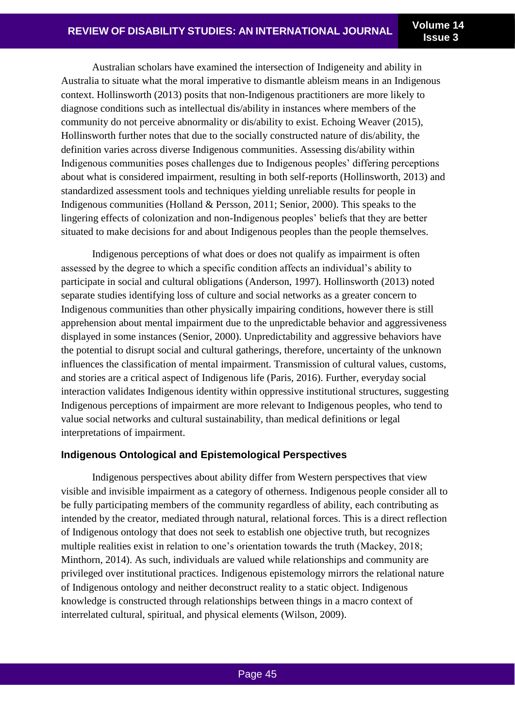Australian scholars have examined the intersection of Indigeneity and ability in Australia to situate what the moral imperative to dismantle ableism means in an Indigenous context. Hollinsworth (2013) posits that non-Indigenous practitioners are more likely to diagnose conditions such as intellectual dis/ability in instances where members of the community do not perceive abnormality or dis/ability to exist. Echoing Weaver (2015), Hollinsworth further notes that due to the socially constructed nature of dis/ability, the definition varies across diverse Indigenous communities. Assessing dis/ability within Indigenous communities poses challenges due to Indigenous peoples' differing perceptions about what is considered impairment, resulting in both self-reports (Hollinsworth, 2013) and standardized assessment tools and techniques yielding unreliable results for people in Indigenous communities (Holland & Persson, 2011; Senior, 2000). This speaks to the lingering effects of colonization and non-Indigenous peoples' beliefs that they are better situated to make decisions for and about Indigenous peoples than the people themselves.

Indigenous perceptions of what does or does not qualify as impairment is often assessed by the degree to which a specific condition affects an individual's ability to participate in social and cultural obligations (Anderson, 1997). Hollinsworth (2013) noted separate studies identifying loss of culture and social networks as a greater concern to Indigenous communities than other physically impairing conditions, however there is still apprehension about mental impairment due to the unpredictable behavior and aggressiveness displayed in some instances (Senior, 2000). Unpredictability and aggressive behaviors have the potential to disrupt social and cultural gatherings, therefore, uncertainty of the unknown influences the classification of mental impairment. Transmission of cultural values, customs, and stories are a critical aspect of Indigenous life (Paris, 2016). Further, everyday social interaction validates Indigenous identity within oppressive institutional structures, suggesting Indigenous perceptions of impairment are more relevant to Indigenous peoples, who tend to value social networks and cultural sustainability, than medical definitions or legal interpretations of impairment.

### Indigenous Ontological and Epistemological Perspectives

Indigenous perspectives about ability differ from Western perspectives that view visible and invisible impairment as a category of otherness. Indigenous people consider all to be fully participating members of the community regardless of ability, each contributing as intended by the creator, mediated through natural, relational forces. This is a direct reflection of Indigenous ontology that does not seek to establish one objective truth, but recognizes multiple realities exist in relation to one's orientation towards the truth (Mackey, 2018; Minthorn, 2014). As such, individuals are valued while relationships and community are privileged over institutional practices. Indigenous epistemology mirrors the relational nature of Indigenous ontology and neither deconstruct reality to a static object. Indigenous knowledge is constructed through relationships between things in a macro context of interrelated cultural, spiritual, and physical elements (Wilson, 2009).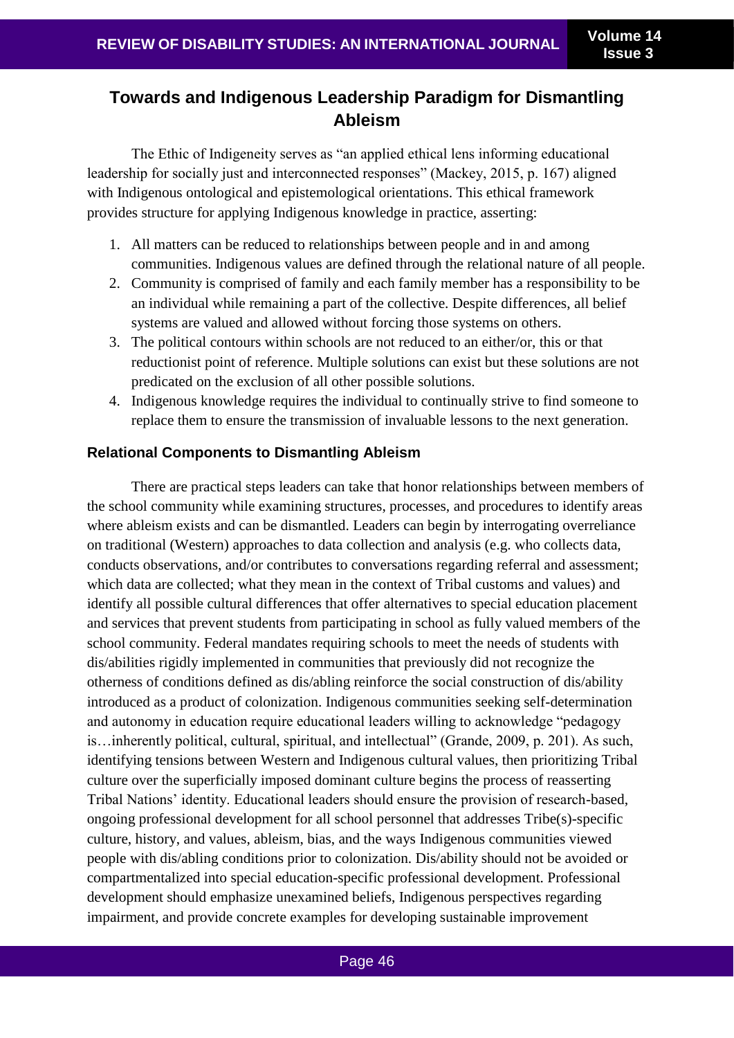## Towards and Indigenous Leadership Paradigm for Dismantling Ableism

The Ethic of Indigeneity serves as "an applied ethical lens informing educational leadership for socially just and interconnected responses" (Mackey, 2015, p. 167) aligned with Indigenous ontological and epistemological orientations. This ethical framework provides structure for applying Indigenous knowledge in practice, asserting:

1. All matters can be reduced to relationships between people and in and among communities. Indigenous values are defined through the relational nature of all people.
2. Community is comprised of family and each family member has a responsibility to be an individual while remaining a part of the collective. Despite differences, all belief systems are valued and allowed without forcing those systems on others.
3. The political contours within schools are not reduced to an either/or, this or that reductionist point of reference. Multiple solutions can exist but these solutions are not predicated on the exclusion of all other possible solutions.
4. Indigenous knowledge requires the individual to continually strive to find someone to replace them to ensure the transmission of invaluable lessons to the next generation.

### Relational Components to Dismantling Ableism

There are practical steps leaders can take that honor relationships between members of the school community while examining structures, processes, and procedures to identify areas where ableism exists and can be dismantled. Leaders can begin by interrogating overreliance on traditional (Western) approaches to data collection and analysis (e.g. who collects data, conducts observations, and/or contributes to conversations regarding referral and assessment; which data are collected; what they mean in the context of Tribal customs and values) and identify all possible cultural differences that offer alternatives to special education placement and services that prevent students from participating in school as fully valued members of the school community. Federal mandates requiring schools to meet the needs of students with dis/abilities rigidly implemented in communities that previously did not recognize the otherness of conditions defined as dis/abling reinforce the social construction of dis/ability introduced as a product of colonization. Indigenous communities seeking self-determination and autonomy in education require educational leaders willing to acknowledge "pedagogy is…inherently political, cultural, spiritual, and intellectual" (Grande, 2009, p. 201). As such, identifying tensions between Western and Indigenous cultural values, then prioritizing Tribal culture over the superficially imposed dominant culture begins the process of reasserting Tribal Nations' identity. Educational leaders should ensure the provision of research-based, ongoing professional development for all school personnel that addresses Tribe(s)-specific culture, history, and values, ableism, bias, and the ways Indigenous communities viewed people with dis/abling conditions prior to colonization. Dis/ability should not be avoided or compartmentalized into special education-specific professional development. Professional development should emphasize unexamined beliefs, Indigenous perspectives regarding impairment, and provide concrete examples for developing sustainable improvement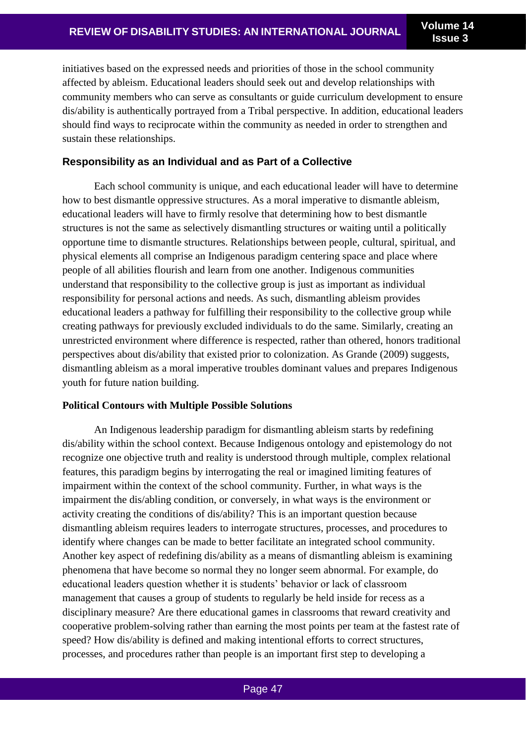initiatives based on the expressed needs and priorities of those in the school community affected by ableism. Educational leaders should seek out and develop relationships with community members who can serve as consultants or guide curriculum development to ensure dis/ability is authentically portrayed from a Tribal perspective. In addition, educational leaders should find ways to reciprocate within the community as needed in order to strengthen and sustain these relationships.

### Responsibility as an Individual and as Part of a Collective

Each school community is unique, and each educational leader will have to determine how to best dismantle oppressive structures. As a moral imperative to dismantle ableism, educational leaders will have to firmly resolve that determining how to best dismantle structures is not the same as selectively dismantling structures or waiting until a politically opportune time to dismantle structures. Relationships between people, cultural, spiritual, and physical elements all comprise an Indigenous paradigm centering space and place where people of all abilities flourish and learn from one another. Indigenous communities understand that responsibility to the collective group is just as important as individual responsibility for personal actions and needs. As such, dismantling ableism provides educational leaders a pathway for fulfilling their responsibility to the collective group while creating pathways for previously excluded individuals to do the same. Similarly, creating an unrestricted environment where difference is respected, rather than othered, honors traditional perspectives about dis/ability that existed prior to colonization. As Grande (2009) suggests, dismantling ableism as a moral imperative troubles dominant values and prepares Indigenous youth for future nation building.

### Political Contours with Multiple Possible Solutions

An Indigenous leadership paradigm for dismantling ableism starts by redefining dis/ability within the school context. Because Indigenous ontology and epistemology do not recognize one objective truth and reality is understood through multiple, complex relational features, this paradigm begins by interrogating the real or imagined limiting features of impairment within the context of the school community. Further, in what ways is the impairment the dis/abling condition, or conversely, in what ways is the environment or activity creating the conditions of dis/ability? This is an important question because dismantling ableism requires leaders to interrogate structures, processes, and procedures to identify where changes can be made to better facilitate an integrated school community. Another key aspect of redefining dis/ability as a means of dismantling ableism is examining phenomena that have become so normal they no longer seem abnormal. For example, do educational leaders question whether it is students' behavior or lack of classroom management that causes a group of students to regularly be held inside for recess as a disciplinary measure? Are there educational games in classrooms that reward creativity and cooperative problem-solving rather than earning the most points per team at the fastest rate of speed? How dis/ability is defined and making intentional efforts to correct structures, processes, and procedures rather than people is an important first step to developing a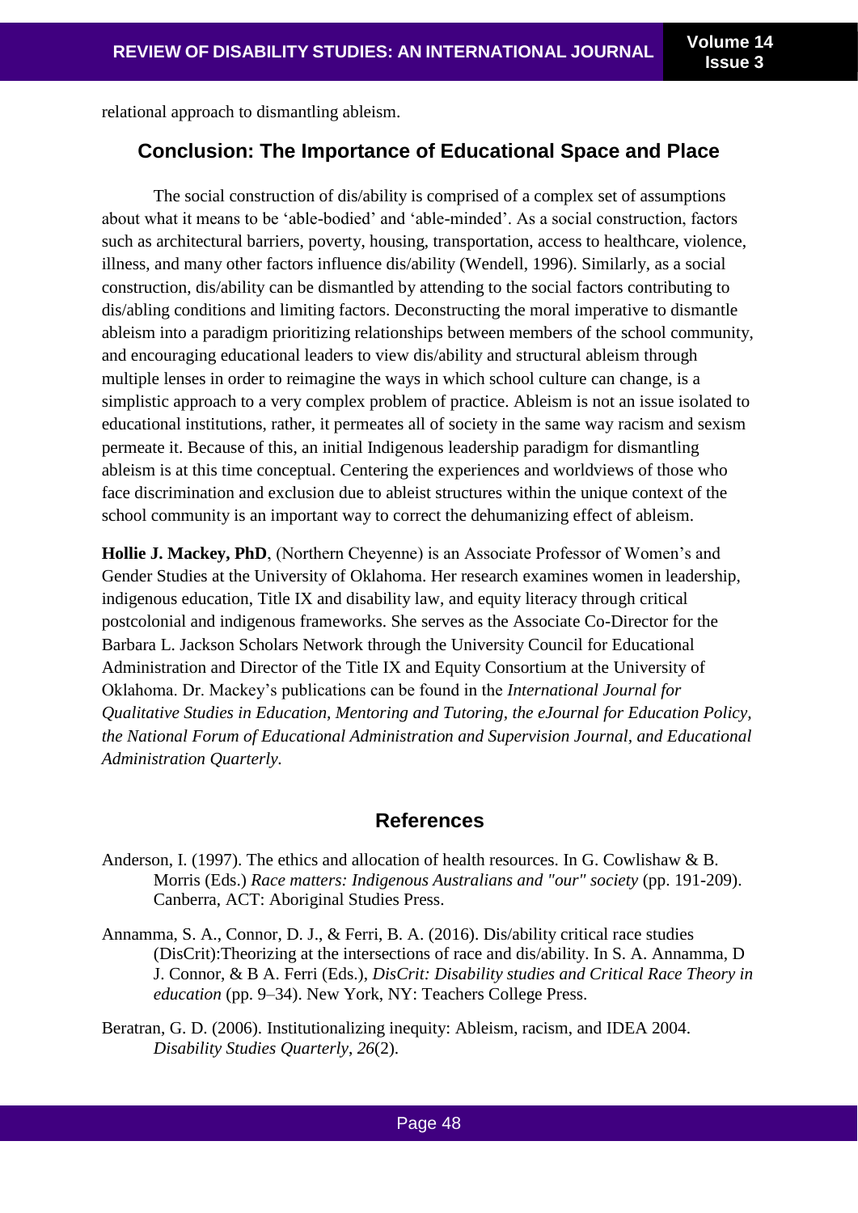relational approach to dismantling ableism.

## Conclusion: The Importance of Educational Space and Place

The social construction of dis/ability is comprised of a complex set of assumptions about what it means to be 'able-bodied' and 'able-minded'. As a social construction, factors such as architectural barriers, poverty, housing, transportation, access to healthcare, violence, illness, and many other factors influence dis/ability (Wendell, 1996). Similarly, as a social construction, dis/ability can be dismantled by attending to the social factors contributing to dis/abling conditions and limiting factors. Deconstructing the moral imperative to dismantle ableism into a paradigm prioritizing relationships between members of the school community, and encouraging educational leaders to view dis/ability and structural ableism through multiple lenses in order to reimagine the ways in which school culture can change, is a simplistic approach to a very complex problem of practice. Ableism is not an issue isolated to educational institutions, rather, it permeates all of society in the same way racism and sexism permeate it. Because of this, an initial Indigenous leadership paradigm for dismantling ableism is at this time conceptual. Centering the experiences and worldviews of those who face discrimination and exclusion due to ableist structures within the unique context of the school community is an important way to correct the dehumanizing effect of ableism.

**Hollie J. Mackey, PhD**, (Northern Cheyenne) is an Associate Professor of Women's and Gender Studies at the University of Oklahoma. Her research examines women in leadership, indigenous education, Title IX and disability law, and equity literacy through critical postcolonial and indigenous frameworks. She serves as the Associate Co-Director for the Barbara L. Jackson Scholars Network through the University Council for Educational Administration and Director of the Title IX and Equity Consortium at the University of Oklahoma. Dr. Mackey's publications can be found in the *International Journal for Qualitative Studies in Education, Mentoring and Tutoring, the eJournal for Education Policy, the National Forum of Educational Administration and Supervision Journal, and Educational Administration Quarterly.*

## References

Anderson, I. (1997). The ethics and allocation of health resources. In G. Cowlishaw & B. Morris (Eds.) *Race matters: Indigenous Australians and "our" society* (pp. 191-209). Canberra, ACT: Aboriginal Studies Press.

Annamma, S. A., Connor, D. J., & Ferri, B. A. (2016). Dis/ability critical race studies (DisCrit):Theorizing at the intersections of race and dis/ability. In S. A. Annamma, D J. Connor, & B A. Ferri (Eds.), *DisCrit: Disability studies and Critical Race Theory in education* (pp. 9–34). New York, NY: Teachers College Press.

Beratran, G. D. (2006). Institutionalizing inequity: Ableism, racism, and IDEA 2004. *Disability Studies Quarterly, 26*(2).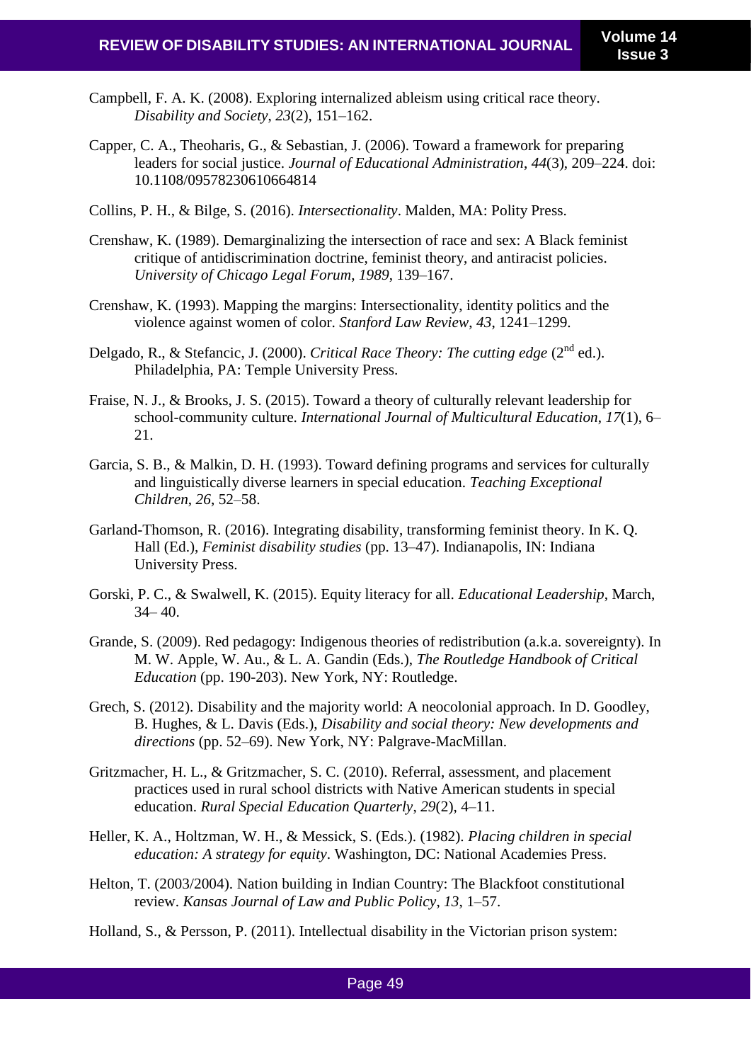Campbell, F. A. K. (2008). Exploring internalized ableism using critical race theory. *Disability and Society*, *23*(2), 151–162.

Capper, C. A., Theoharis, G., & Sebastian, J. (2006). Toward a framework for preparing leaders for social justice. *Journal of Educational Administration*, *44*(3), 209–224. doi: 10.1108/09578230610664814

Collins, P. H., & Bilge, S. (2016). *Intersectionality*. Malden, MA: Polity Press.

Crenshaw, K. (1989). Demarginalizing the intersection of race and sex: A Black feminist critique of antidiscrimination doctrine, feminist theory, and antiracist policies. *University of Chicago Legal Forum*, *1989*, 139–167.

Crenshaw, K. (1993). Mapping the margins: Intersectionality, identity politics and the violence against women of color. *Stanford Law Review*, *43*, 1241–1299.

Delgado, R., & Stefancic, J. (2000). *Critical Race Theory: The cutting edge* (2nd ed.). Philadelphia, PA: Temple University Press.

Fraise, N. J., & Brooks, J. S. (2015). Toward a theory of culturally relevant leadership for school-community culture. *International Journal of Multicultural Education*, *17*(1), 6–21.

Garcia, S. B., & Malkin, D. H. (1993). Toward defining programs and services for culturally and linguistically diverse learners in special education. *Teaching Exceptional Children*, *26*, 52–58.

Garland-Thomson, R. (2016). Integrating disability, transforming feminist theory. In K. Q. Hall (Ed.), *Feminist disability studies* (pp. 13–47). Indianapolis, IN: Indiana University Press.

Gorski, P. C., & Swalwell, K. (2015). Equity literacy for all. *Educational Leadership*, March, 34– 40.

Grande, S. (2009). Red pedagogy: Indigenous theories of redistribution (a.k.a. sovereignty). In M. W. Apple, W. Au., & L. A. Gandin (Eds.), *The Routledge Handbook of Critical Education* (pp. 190-203). New York, NY: Routledge.

Grech, S. (2012). Disability and the majority world: A neocolonial approach. In D. Goodley, B. Hughes, & L. Davis (Eds.), *Disability and social theory: New developments and directions* (pp. 52–69). New York, NY: Palgrave-MacMillan.

Gritzmacher, H. L., & Gritzmacher, S. C. (2010). Referral, assessment, and placement practices used in rural school districts with Native American students in special education. *Rural Special Education Quarterly*, *29*(2), 4–11.

Heller, K. A., Holtzman, W. H., & Messick, S. (Eds.). (1982). *Placing children in special education: A strategy for equity*. Washington, DC: National Academies Press.

Helton, T. (2003/2004). Nation building in Indian Country: The Blackfoot constitutional review. *Kansas Journal of Law and Public Policy*, *13*, 1–57.

Holland, S., & Persson, P. (2011). Intellectual disability in the Victorian prison system: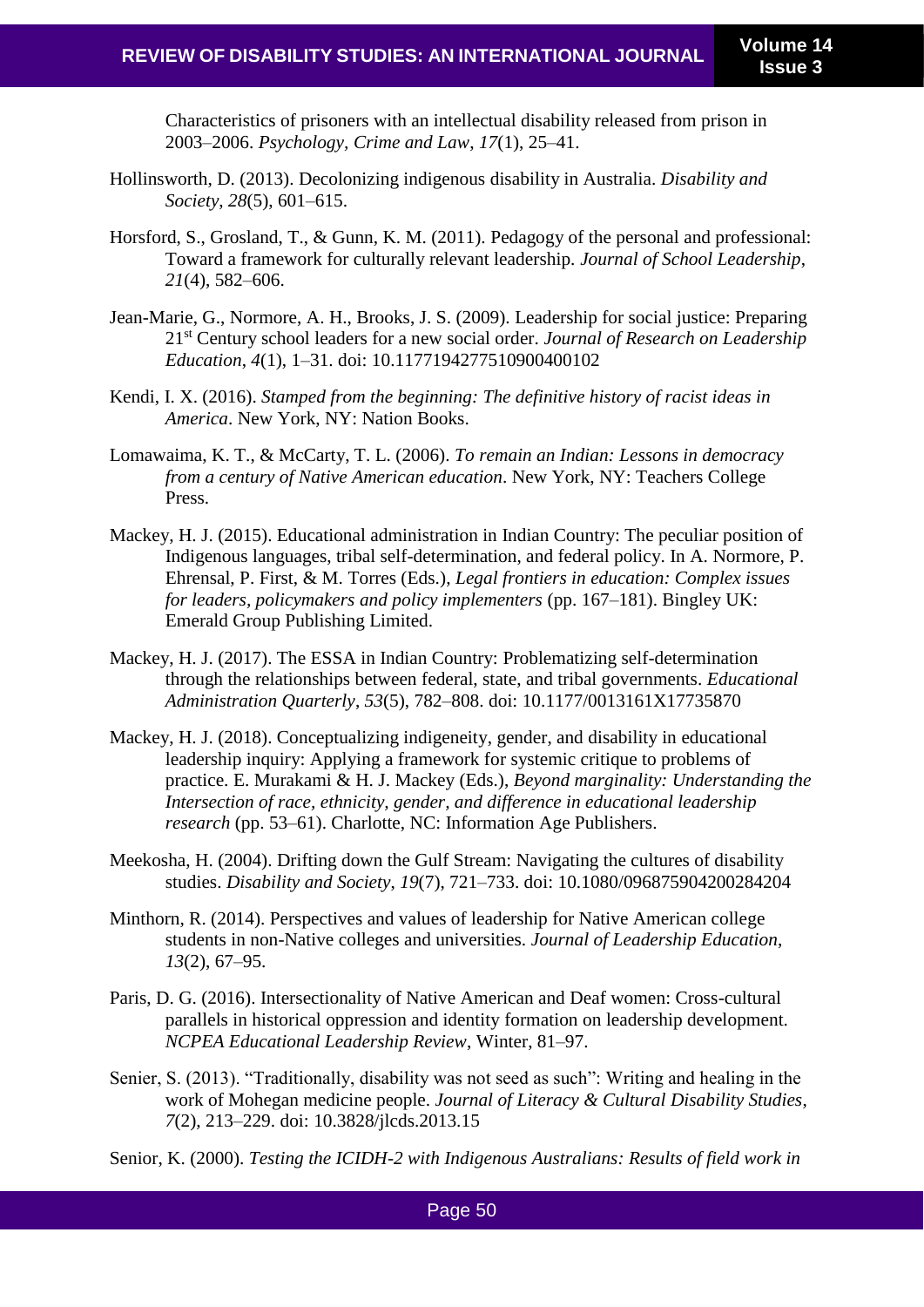Characteristics of prisoners with an intellectual disability released from prison in 2003–2006. *Psychology, Crime and Law*, *17*(1), 25–41.

Hollinsworth, D. (2013). Decolonizing indigenous disability in Australia. *Disability and Society*, *28*(5), 601–615.

Horsford, S., Grosland, T., & Gunn, K. M. (2011). Pedagogy of the personal and professional: Toward a framework for culturally relevant leadership. *Journal of School Leadership*, *21*(4), 582–606.

Jean-Marie, G., Normore, A. H., Brooks, J. S. (2009). Leadership for social justice: Preparing 21st Century school leaders for a new social order. *Journal of Research on Leadership Education*, *4*(1), 1–31. doi: 10.1177194277510900400102

Kendi, I. X. (2016). *Stamped from the beginning: The definitive history of racist ideas in America*. New York, NY: Nation Books.

Lomawaima, K. T., & McCarty, T. L. (2006). *To remain an Indian: Lessons in democracy from a century of Native American education*. New York, NY: Teachers College Press.

Mackey, H. J. (2015). Educational administration in Indian Country: The peculiar position of Indigenous languages, tribal self-determination, and federal policy. In A. Normore, P. Ehrensal, P. First, & M. Torres (Eds.), *Legal frontiers in education: Complex issues for leaders, policymakers and policy implementers* (pp. 167–181). Bingley UK: Emerald Group Publishing Limited.

Mackey, H. J. (2017). The ESSA in Indian Country: Problematizing self-determination through the relationships between federal, state, and tribal governments. *Educational Administration Quarterly*, *53*(5), 782–808. doi: 10.1177/0013161X17735870

Mackey, H. J. (2018). Conceptualizing indigeneity, gender, and disability in educational leadership inquiry: Applying a framework for systemic critique to problems of practice. E. Murakami & H. J. Mackey (Eds.), *Beyond marginality: Understanding the Intersection of race, ethnicity, gender, and difference in educational leadership research* (pp. 53–61). Charlotte, NC: Information Age Publishers.

Meekosha, H. (2004). Drifting down the Gulf Stream: Navigating the cultures of disability studies. *Disability and Society*, *19*(7), 721–733. doi: 10.1080/096875904200284204

Minthorn, R. (2014). Perspectives and values of leadership for Native American college students in non-Native colleges and universities. *Journal of Leadership Education*, *13*(2), 67–95.

Paris, D. G. (2016). Intersectionality of Native American and Deaf women: Cross-cultural parallels in historical oppression and identity formation on leadership development. *NCPEA Educational Leadership Review*, Winter, 81–97.

Senier, S. (2013). "Traditionally, disability was not seed as such": Writing and healing in the work of Mohegan medicine people. *Journal of Literacy & Cultural Disability Studies*, *7*(2), 213–229. doi: 10.3828/jlcds.2013.15

Senior, K. (2000). *Testing the ICIDH-2 with Indigenous Australians: Results of field work in*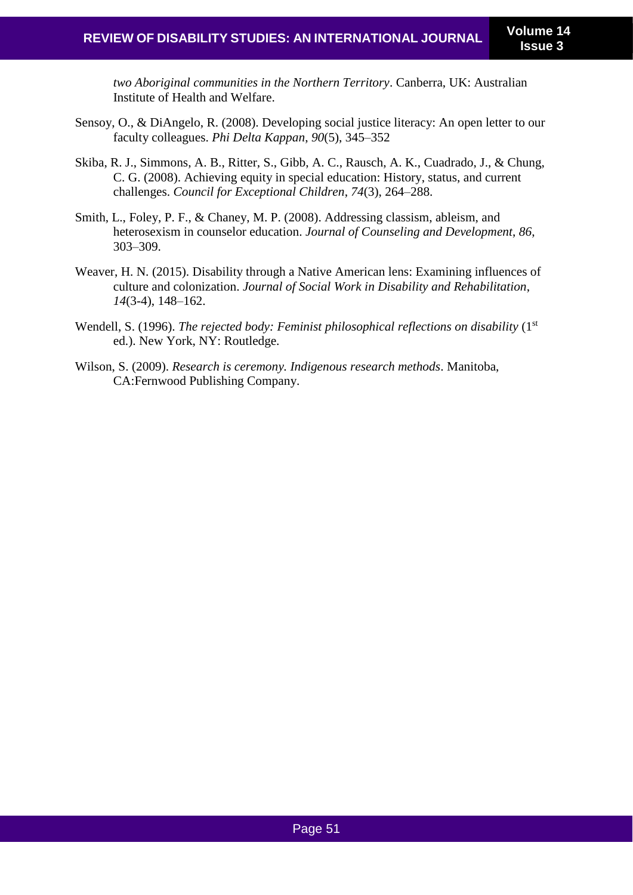*two Aboriginal communities in the Northern Territory*. Canberra, UK: Australian Institute of Health and Welfare.

Sensoy, O., & DiAngelo, R. (2008). Developing social justice literacy: An open letter to our faculty colleagues. *Phi Delta Kappan*, *90*(5), 345–352

Skiba, R. J., Simmons, A. B., Ritter, S., Gibb, A. C., Rausch, A. K., Cuadrado, J., & Chung, C. G. (2008). Achieving equity in special education: History, status, and current challenges. *Council for Exceptional Children*, *74*(3), 264–288.

Smith, L., Foley, P. F., & Chaney, M. P. (2008). Addressing classism, ableism, and heterosexism in counselor education. *Journal of Counseling and Development*, *86*, 303–309.

Weaver, H. N. (2015). Disability through a Native American lens: Examining influences of culture and colonization. *Journal of Social Work in Disability and Rehabilitation*, *14*(3-4), 148–162.

Wendell, S. (1996). *The rejected body: Feminist philosophical reflections on disability* (1st ed.). New York, NY: Routledge.

Wilson, S. (2009). *Research is ceremony. Indigenous research methods*. Manitoba, CA:Fernwood Publishing Company.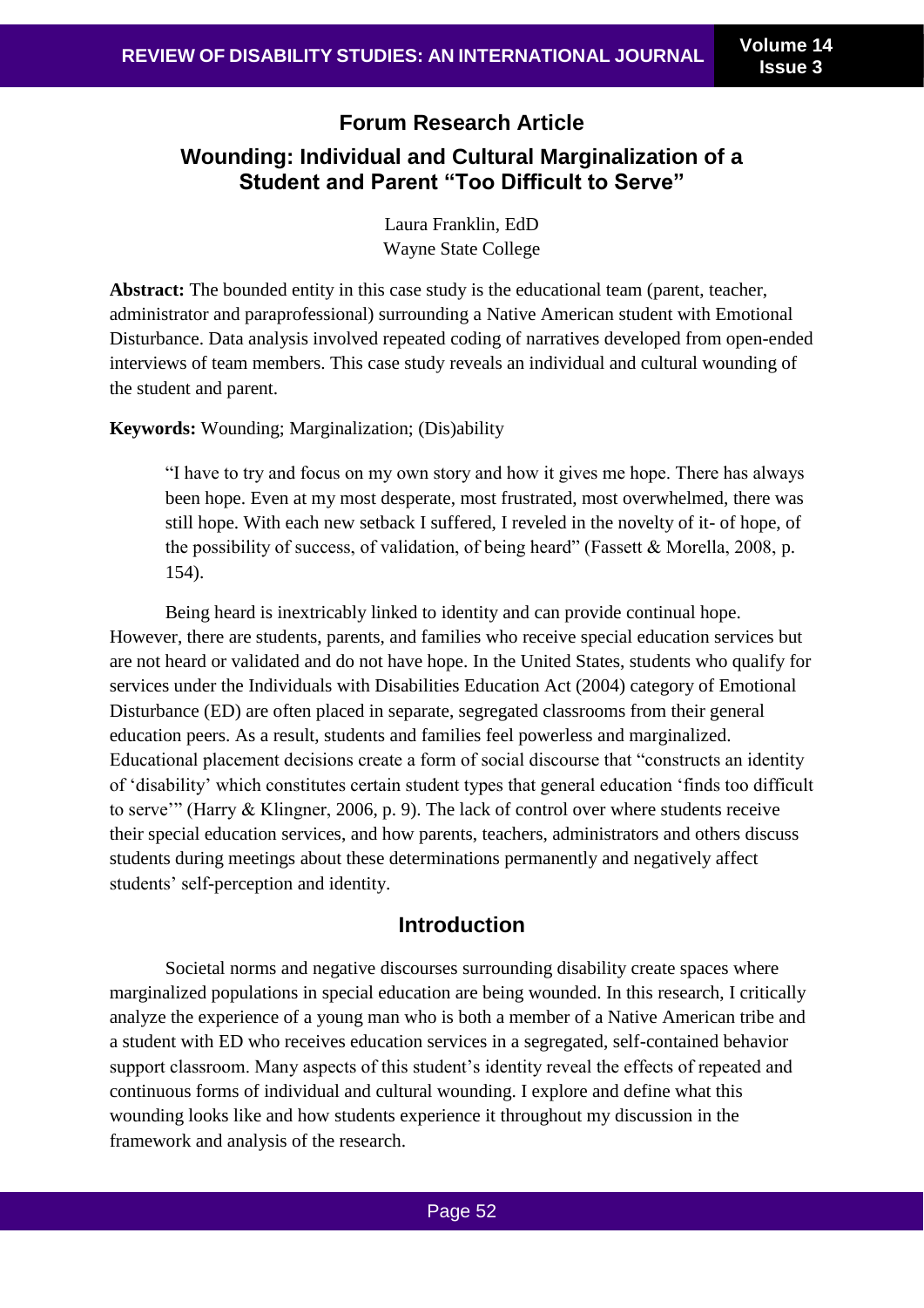**Forum Research Article**

# Wounding: Individual and Cultural Marginalization of a Student and Parent "Too Difficult to Serve"

Laura Franklin, EdD
Wayne State College

**Abstract:** The bounded entity in this case study is the educational team (parent, teacher, administrator and paraprofessional) surrounding a Native American student with Emotional Disturbance. Data analysis involved repeated coding of narratives developed from open-ended interviews of team members. This case study reveals an individual and cultural wounding of the student and parent.

**Keywords:** Wounding; Marginalization; (Dis)ability

> "I have to try and focus on my own story and how it gives me hope. There has always been hope. Even at my most desperate, most frustrated, most overwhelmed, there was still hope. With each new setback I suffered, I reveled in the novelty of it- of hope, of the possibility of success, of validation, of being heard" (Fassett & Morella, 2008, p. 154).

Being heard is inextricably linked to identity and can provide continual hope. However, there are students, parents, and families who receive special education services but are not heard or validated and do not have hope. In the United States, students who qualify for services under the Individuals with Disabilities Education Act (2004) category of Emotional Disturbance (ED) are often placed in separate, segregated classrooms from their general education peers. As a result, students and families feel powerless and marginalized. Educational placement decisions create a form of social discourse that "constructs an identity of 'disability' which constitutes certain student types that general education 'finds too difficult to serve'" (Harry & Klingner, 2006, p. 9). The lack of control over where students receive their special education services, and how parents, teachers, administrators and others discuss students during meetings about these determinations permanently and negatively affect students' self-perception and identity.

## Introduction

Societal norms and negative discourses surrounding disability create spaces where marginalized populations in special education are being wounded. In this research, I critically analyze the experience of a young man who is both a member of a Native American tribe and a student with ED who receives education services in a segregated, self-contained behavior support classroom. Many aspects of this student's identity reveal the effects of repeated and continuous forms of individual and cultural wounding. I explore and define what this wounding looks like and how students experience it throughout my discussion in the framework and analysis of the research.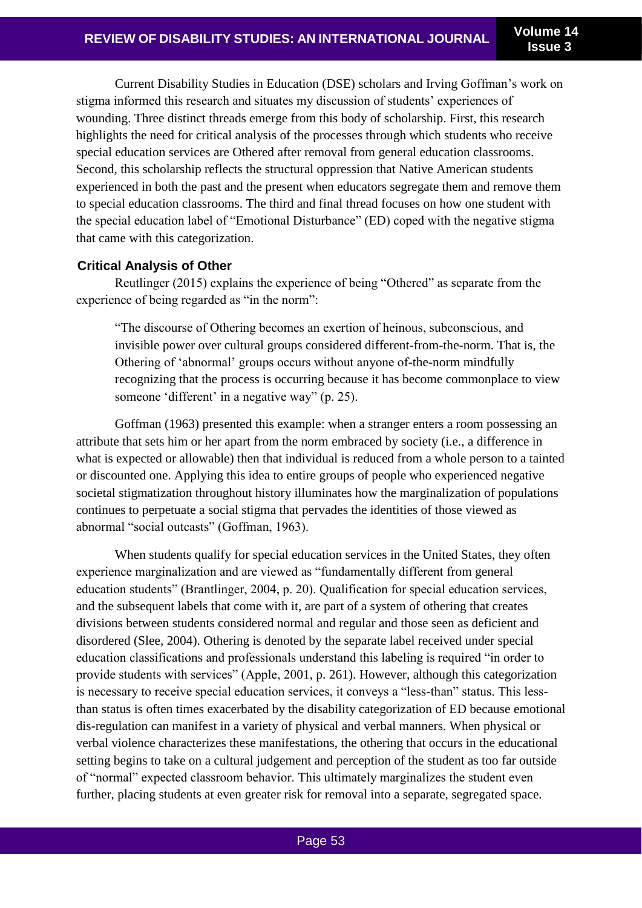Current Disability Studies in Education (DSE) scholars and Irving Goffman's work on stigma informed this research and situates my discussion of students' experiences of wounding. Three distinct threads emerge from this body of scholarship. First, this research highlights the need for critical analysis of the processes through which students who receive special education services are Othered after removal from general education classrooms. Second, this scholarship reflects the structural oppression that Native American students experienced in both the past and the present when educators segregate them and remove them to special education classrooms. The third and final thread focuses on how one student with the special education label of "Emotional Disturbance" (ED) coped with the negative stigma that came with this categorization.

### Critical Analysis of Other

Reutlinger (2015) explains the experience of being "Othered" as separate from the experience of being regarded as "in the norm":

> "The discourse of Othering becomes an exertion of heinous, subconscious, and invisible power over cultural groups considered different-from-the-norm. That is, the Othering of 'abnormal' groups occurs without anyone of-the-norm mindfully recognizing that the process is occurring because it has become commonplace to view someone 'different' in a negative way" (p. 25).

Goffman (1963) presented this example: when a stranger enters a room possessing an attribute that sets him or her apart from the norm embraced by society (i.e., a difference in what is expected or allowable) then that individual is reduced from a whole person to a tainted or discounted one. Applying this idea to entire groups of people who experienced negative societal stigmatization throughout history illuminates how the marginalization of populations continues to perpetuate a social stigma that pervades the identities of those viewed as abnormal "social outcasts" (Goffman, 1963).

When students qualify for special education services in the United States, they often experience marginalization and are viewed as "fundamentally different from general education students" (Brantlinger, 2004, p. 20). Qualification for special education services, and the subsequent labels that come with it, are part of a system of othering that creates divisions between students considered normal and regular and those seen as deficient and disordered (Slee, 2004). Othering is denoted by the separate label received under special education classifications and professionals understand this labeling is required "in order to provide students with services" (Apple, 2001, p. 261). However, although this categorization is necessary to receive special education services, it conveys a "less-than" status. This less-than status is often times exacerbated by the disability categorization of ED because emotional dis-regulation can manifest in a variety of physical and verbal manners. When physical or verbal violence characterizes these manifestations, the othering that occurs in the educational setting begins to take on a cultural judgement and perception of the student as too far outside of "normal" expected classroom behavior. This ultimately marginalizes the student even further, placing students at even greater risk for removal into a separate, segregated space.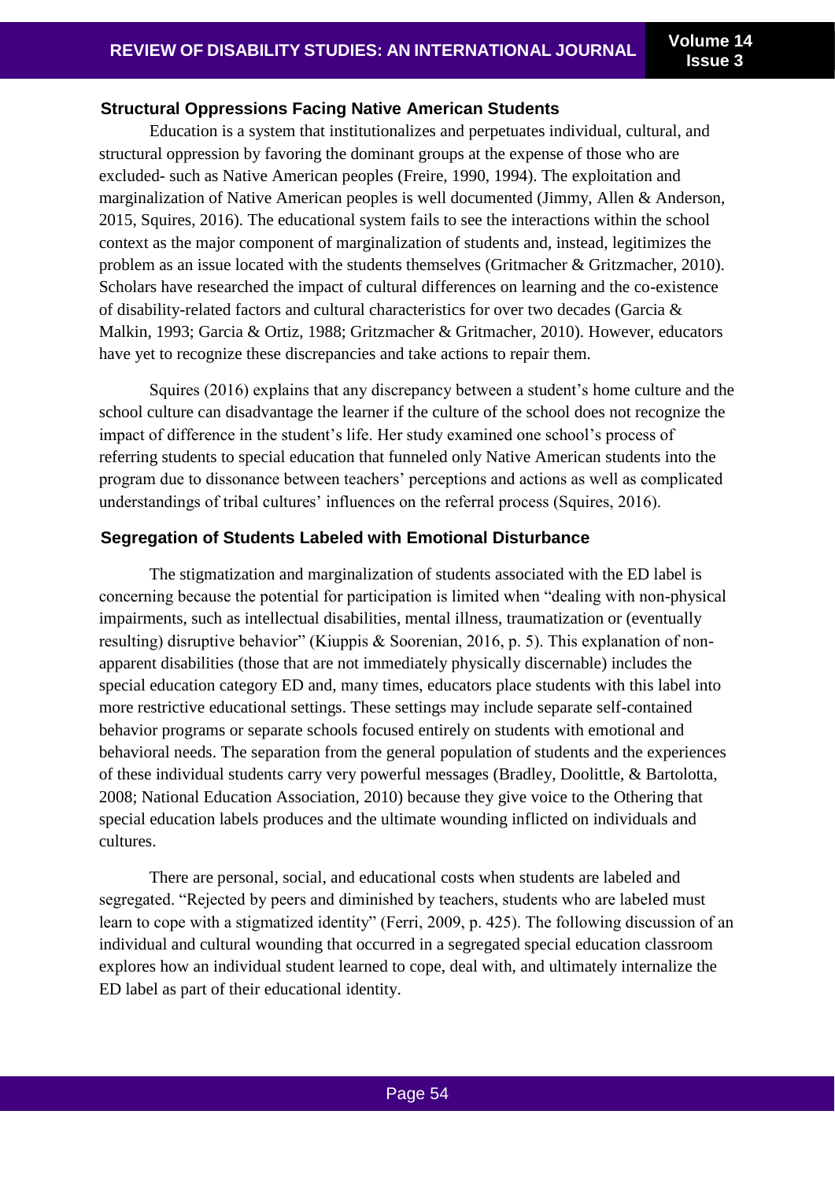### Structural Oppressions Facing Native American Students

Education is a system that institutionalizes and perpetuates individual, cultural, and structural oppression by favoring the dominant groups at the expense of those who are excluded- such as Native American peoples (Freire, 1990, 1994). The exploitation and marginalization of Native American peoples is well documented (Jimmy, Allen & Anderson, 2015, Squires, 2016). The educational system fails to see the interactions within the school context as the major component of marginalization of students and, instead, legitimizes the problem as an issue located with the students themselves (Gritmacher & Gritzmacher, 2010). Scholars have researched the impact of cultural differences on learning and the co-existence of disability-related factors and cultural characteristics for over two decades (Garcia & Malkin, 1993; Garcia & Ortiz, 1988; Gritzmacher & Gritmacher, 2010). However, educators have yet to recognize these discrepancies and take actions to repair them.

Squires (2016) explains that any discrepancy between a student's home culture and the school culture can disadvantage the learner if the culture of the school does not recognize the impact of difference in the student's life. Her study examined one school's process of referring students to special education that funneled only Native American students into the program due to dissonance between teachers' perceptions and actions as well as complicated understandings of tribal cultures' influences on the referral process (Squires, 2016).

### Segregation of Students Labeled with Emotional Disturbance

The stigmatization and marginalization of students associated with the ED label is concerning because the potential for participation is limited when "dealing with non-physical impairments, such as intellectual disabilities, mental illness, traumatization or (eventually resulting) disruptive behavior" (Kiuppis & Soorenian, 2016, p. 5). This explanation of non-apparent disabilities (those that are not immediately physically discernable) includes the special education category ED and, many times, educators place students with this label into more restrictive educational settings. These settings may include separate self-contained behavior programs or separate schools focused entirely on students with emotional and behavioral needs. The separation from the general population of students and the experiences of these individual students carry very powerful messages (Bradley, Doolittle, & Bartolotta, 2008; National Education Association, 2010) because they give voice to the Othering that special education labels produces and the ultimate wounding inflicted on individuals and cultures.

There are personal, social, and educational costs when students are labeled and segregated. "Rejected by peers and diminished by teachers, students who are labeled must learn to cope with a stigmatized identity" (Ferri, 2009, p. 425). The following discussion of an individual and cultural wounding that occurred in a segregated special education classroom explores how an individual student learned to cope, deal with, and ultimately internalize the ED label as part of their educational identity.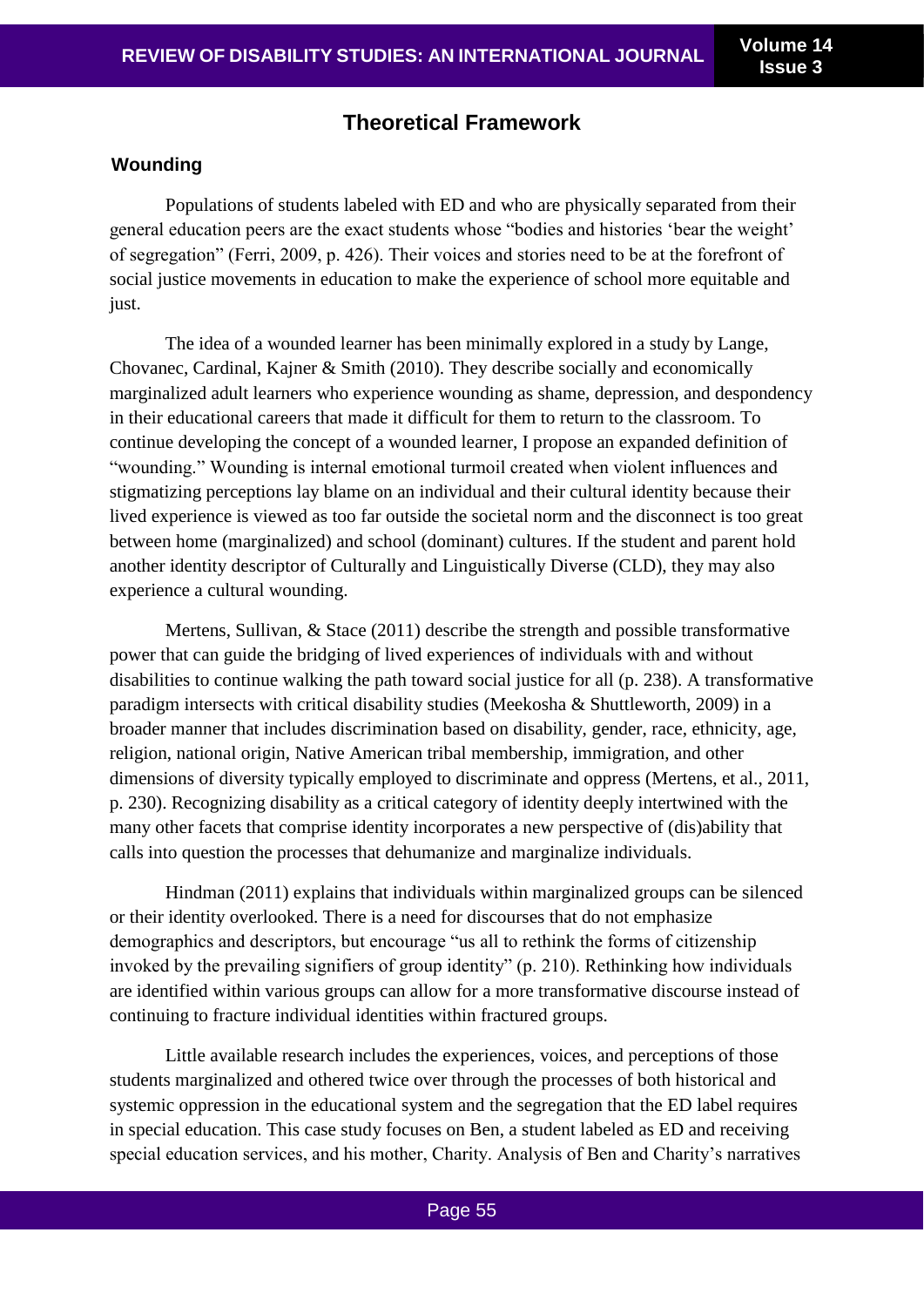## Theoretical Framework

### Wounding

Populations of students labeled with ED and who are physically separated from their general education peers are the exact students whose "bodies and histories 'bear the weight' of segregation" (Ferri, 2009, p. 426). Their voices and stories need to be at the forefront of social justice movements in education to make the experience of school more equitable and just.

The idea of a wounded learner has been minimally explored in a study by Lange, Chovanec, Cardinal, Kajner & Smith (2010). They describe socially and economically marginalized adult learners who experience wounding as shame, depression, and despondency in their educational careers that made it difficult for them to return to the classroom. To continue developing the concept of a wounded learner, I propose an expanded definition of "wounding." Wounding is internal emotional turmoil created when violent influences and stigmatizing perceptions lay blame on an individual and their cultural identity because their lived experience is viewed as too far outside the societal norm and the disconnect is too great between home (marginalized) and school (dominant) cultures. If the student and parent hold another identity descriptor of Culturally and Linguistically Diverse (CLD), they may also experience a cultural wounding.

Mertens, Sullivan, & Stace (2011) describe the strength and possible transformative power that can guide the bridging of lived experiences of individuals with and without disabilities to continue walking the path toward social justice for all (p. 238). A transformative paradigm intersects with critical disability studies (Meekosha & Shuttleworth, 2009) in a broader manner that includes discrimination based on disability, gender, race, ethnicity, age, religion, national origin, Native American tribal membership, immigration, and other dimensions of diversity typically employed to discriminate and oppress (Mertens, et al., 2011, p. 230). Recognizing disability as a critical category of identity deeply intertwined with the many other facets that comprise identity incorporates a new perspective of (dis)ability that calls into question the processes that dehumanize and marginalize individuals.

Hindman (2011) explains that individuals within marginalized groups can be silenced or their identity overlooked. There is a need for discourses that do not emphasize demographics and descriptors, but encourage "us all to rethink the forms of citizenship invoked by the prevailing signifiers of group identity" (p. 210). Rethinking how individuals are identified within various groups can allow for a more transformative discourse instead of continuing to fracture individual identities within fractured groups.

Little available research includes the experiences, voices, and perceptions of those students marginalized and othered twice over through the processes of both historical and systemic oppression in the educational system and the segregation that the ED label requires in special education. This case study focuses on Ben, a student labeled as ED and receiving special education services, and his mother, Charity. Analysis of Ben and Charity's narratives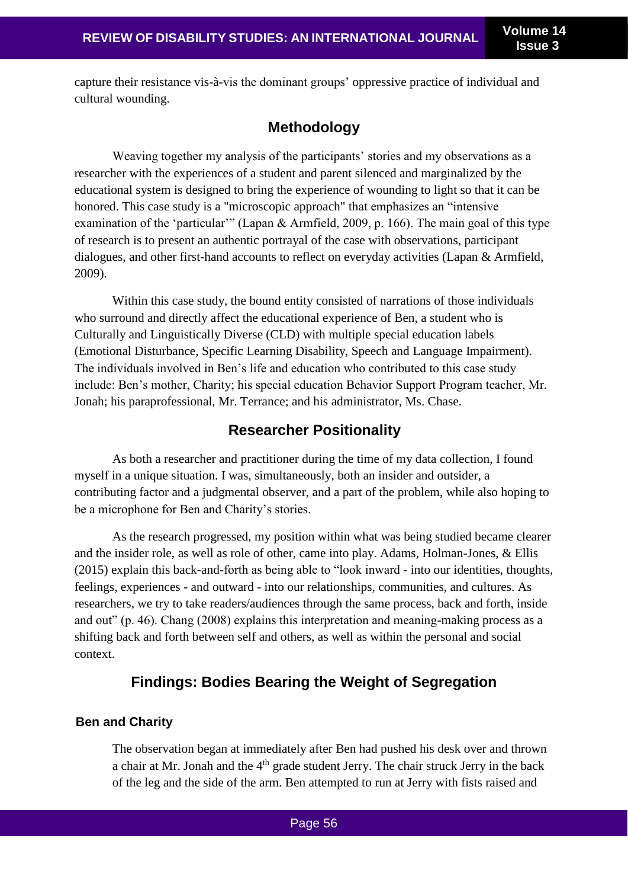capture their resistance vis-à-vis the dominant groups' oppressive practice of individual and cultural wounding.

## Methodology

Weaving together my analysis of the participants' stories and my observations as a researcher with the experiences of a student and parent silenced and marginalized by the educational system is designed to bring the experience of wounding to light so that it can be honored. This case study is a "microscopic approach" that emphasizes an "intensive examination of the 'particular'" (Lapan & Armfield, 2009, p. 166). The main goal of this type of research is to present an authentic portrayal of the case with observations, participant dialogues, and other first-hand accounts to reflect on everyday activities (Lapan & Armfield, 2009).

Within this case study, the bound entity consisted of narrations of those individuals who surround and directly affect the educational experience of Ben, a student who is Culturally and Linguistically Diverse (CLD) with multiple special education labels (Emotional Disturbance, Specific Learning Disability, Speech and Language Impairment). The individuals involved in Ben's life and education who contributed to this case study include: Ben's mother, Charity; his special education Behavior Support Program teacher, Mr. Jonah; his paraprofessional, Mr. Terrance; and his administrator, Ms. Chase.

## Researcher Positionality

As both a researcher and practitioner during the time of my data collection, I found myself in a unique situation. I was, simultaneously, both an insider and outsider, a contributing factor and a judgmental observer, and a part of the problem, while also hoping to be a microphone for Ben and Charity's stories.

As the research progressed, my position within what was being studied became clearer and the insider role, as well as role of other, came into play. Adams, Holman-Jones, & Ellis (2015) explain this back-and-forth as being able to "look inward - into our identities, thoughts, feelings, experiences - and outward - into our relationships, communities, and cultures. As researchers, we try to take readers/audiences through the same process, back and forth, inside and out" (p. 46). Chang (2008) explains this interpretation and meaning-making process as a shifting back and forth between self and others, as well as within the personal and social context.

## Findings: Bodies Bearing the Weight of Segregation

### Ben and Charity

> The observation began at immediately after Ben had pushed his desk over and thrown a chair at Mr. Jonah and the 4th grade student Jerry. The chair struck Jerry in the back of the leg and the side of the arm. Ben attempted to run at Jerry with fists raised and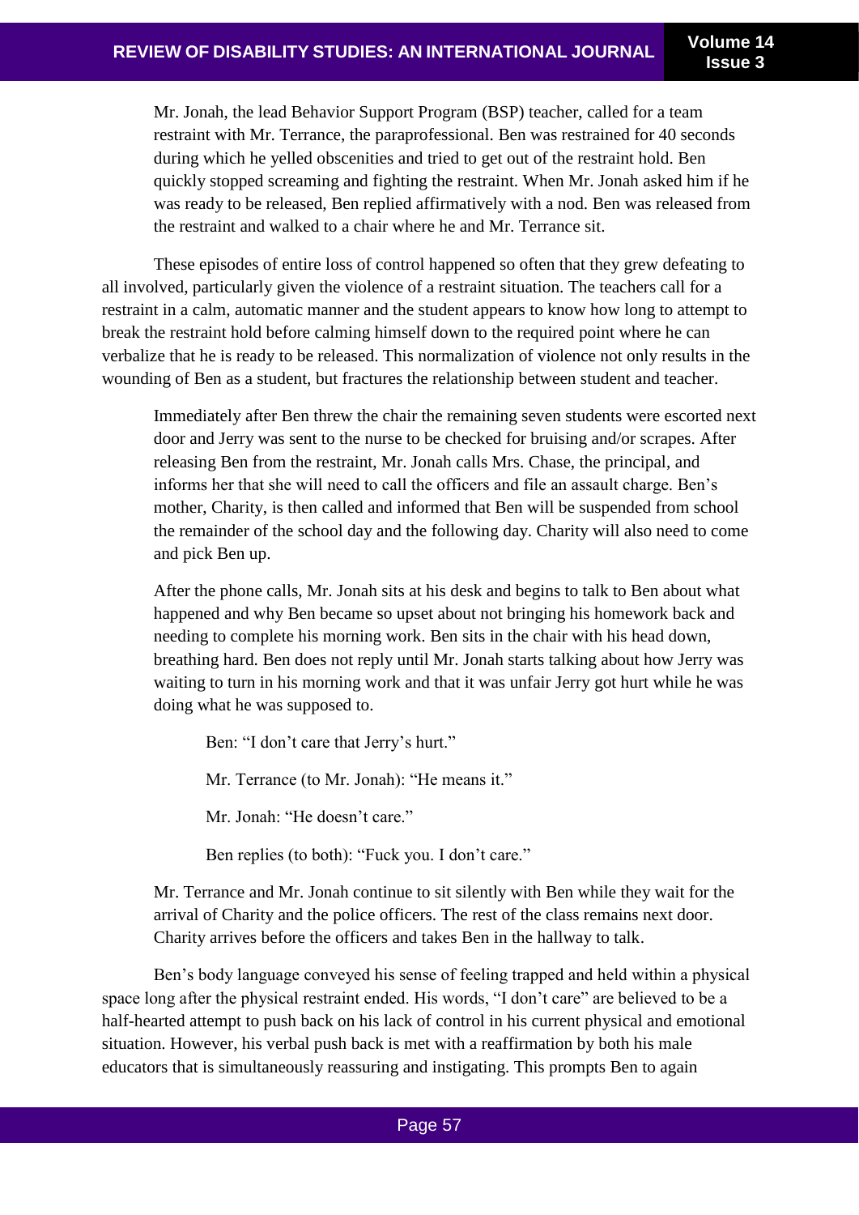> Mr. Jonah, the lead Behavior Support Program (BSP) teacher, called for a team restraint with Mr. Terrance, the paraprofessional. Ben was restrained for 40 seconds during which he yelled obscenities and tried to get out of the restraint hold. Ben quickly stopped screaming and fighting the restraint. When Mr. Jonah asked him if he was ready to be released, Ben replied affirmatively with a nod. Ben was released from the restraint and walked to a chair where he and Mr. Terrance sit.

These episodes of entire loss of control happened so often that they grew defeating to all involved, particularly given the violence of a restraint situation. The teachers call for a restraint in a calm, automatic manner and the student appears to know how long to attempt to break the restraint hold before calming himself down to the required point where he can verbalize that he is ready to be released. This normalization of violence not only results in the wounding of Ben as a student, but fractures the relationship between student and teacher.

> Immediately after Ben threw the chair the remaining seven students were escorted next door and Jerry was sent to the nurse to be checked for bruising and/or scrapes. After releasing Ben from the restraint, Mr. Jonah calls Mrs. Chase, the principal, and informs her that she will need to call the officers and file an assault charge. Ben's mother, Charity, is then called and informed that Ben will be suspended from school the remainder of the school day and the following day. Charity will also need to come and pick Ben up.
>
> After the phone calls, Mr. Jonah sits at his desk and begins to talk to Ben about what happened and why Ben became so upset about not bringing his homework back and needing to complete his morning work. Ben sits in the chair with his head down, breathing hard. Ben does not reply until Mr. Jonah starts talking about how Jerry was waiting to turn in his morning work and that it was unfair Jerry got hurt while he was doing what he was supposed to.
>
> > Ben: "I don't care that Jerry's hurt."
> >
> > Mr. Terrance (to Mr. Jonah): "He means it."
> >
> > Mr. Jonah: "He doesn't care."
> >
> > Ben replies (to both): "Fuck you. I don't care."
>
> Mr. Terrance and Mr. Jonah continue to sit silently with Ben while they wait for the arrival of Charity and the police officers. The rest of the class remains next door. Charity arrives before the officers and takes Ben in the hallway to talk.

Ben's body language conveyed his sense of feeling trapped and held within a physical space long after the physical restraint ended. His words, "I don't care" are believed to be a half-hearted attempt to push back on his lack of control in his current physical and emotional situation. However, his verbal push back is met with a reaffirmation by both his male educators that is simultaneously reassuring and instigating. This prompts Ben to again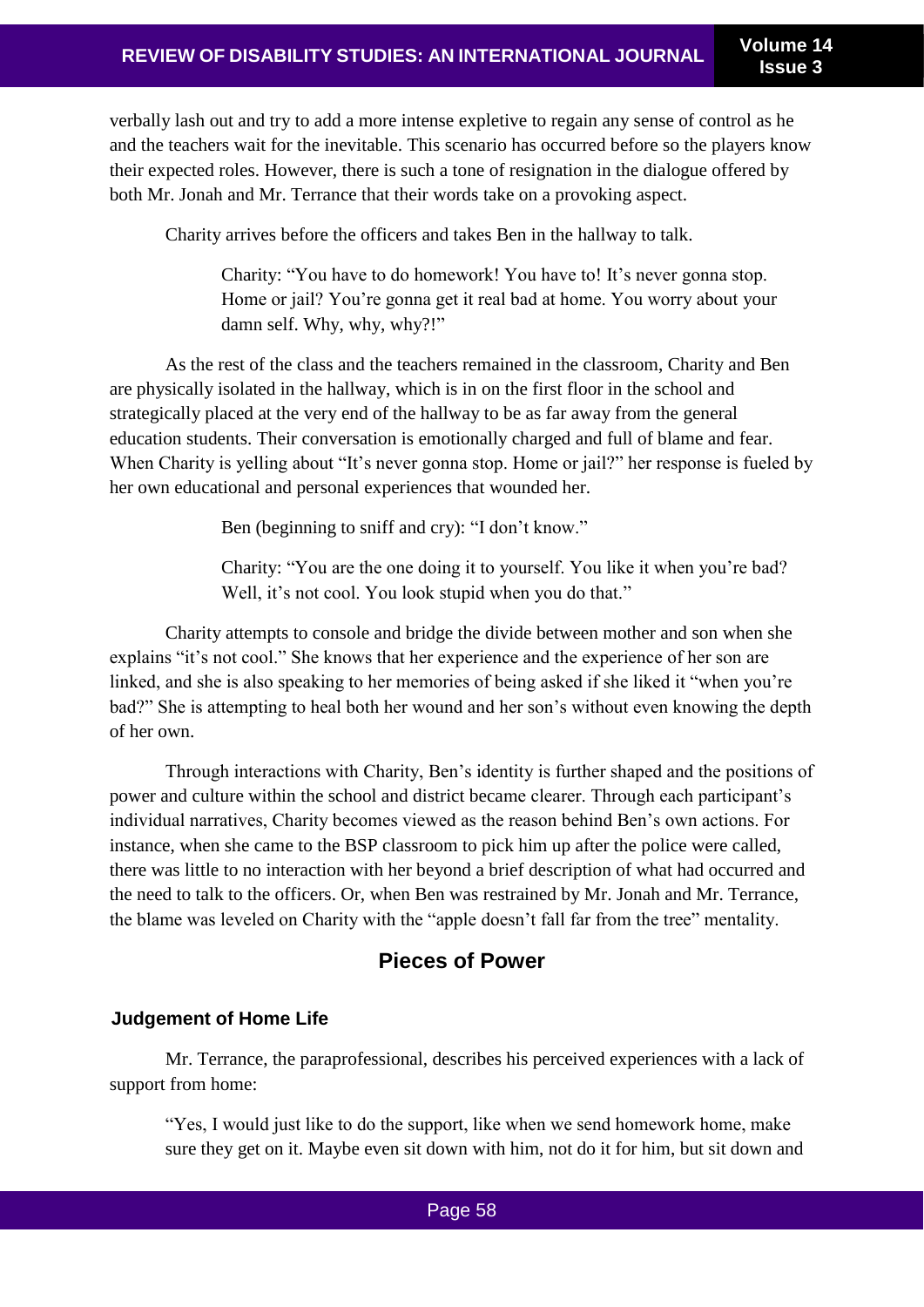verbally lash out and try to add a more intense expletive to regain any sense of control as he and the teachers wait for the inevitable. This scenario has occurred before so the players know their expected roles. However, there is such a tone of resignation in the dialogue offered by both Mr. Jonah and Mr. Terrance that their words take on a provoking aspect.

Charity arrives before the officers and takes Ben in the hallway to talk.

> Charity: "You have to do homework! You have to! It's never gonna stop. Home or jail? You're gonna get it real bad at home. You worry about your damn self. Why, why, why?!"

As the rest of the class and the teachers remained in the classroom, Charity and Ben are physically isolated in the hallway, which is in on the first floor in the school and strategically placed at the very end of the hallway to be as far away from the general education students. Their conversation is emotionally charged and full of blame and fear. When Charity is yelling about "It's never gonna stop. Home or jail?" her response is fueled by her own educational and personal experiences that wounded her.

> Ben (beginning to sniff and cry): "I don't know."
>
> Charity: "You are the one doing it to yourself. You like it when you're bad? Well, it's not cool. You look stupid when you do that."

Charity attempts to console and bridge the divide between mother and son when she explains "it's not cool." She knows that her experience and the experience of her son are linked, and she is also speaking to her memories of being asked if she liked it "when you're bad?" She is attempting to heal both her wound and her son's without even knowing the depth of her own.

Through interactions with Charity, Ben's identity is further shaped and the positions of power and culture within the school and district became clearer. Through each participant's individual narratives, Charity becomes viewed as the reason behind Ben's own actions. For instance, when she came to the BSP classroom to pick him up after the police were called, there was little to no interaction with her beyond a brief description of what had occurred and the need to talk to the officers. Or, when Ben was restrained by Mr. Jonah and Mr. Terrance, the blame was leveled on Charity with the "apple doesn't fall far from the tree" mentality.

## Pieces of Power

### Judgement of Home Life

Mr. Terrance, the paraprofessional, describes his perceived experiences with a lack of support from home:

> "Yes, I would just like to do the support, like when we send homework home, make sure they get on it. Maybe even sit down with him, not do it for him, but sit down and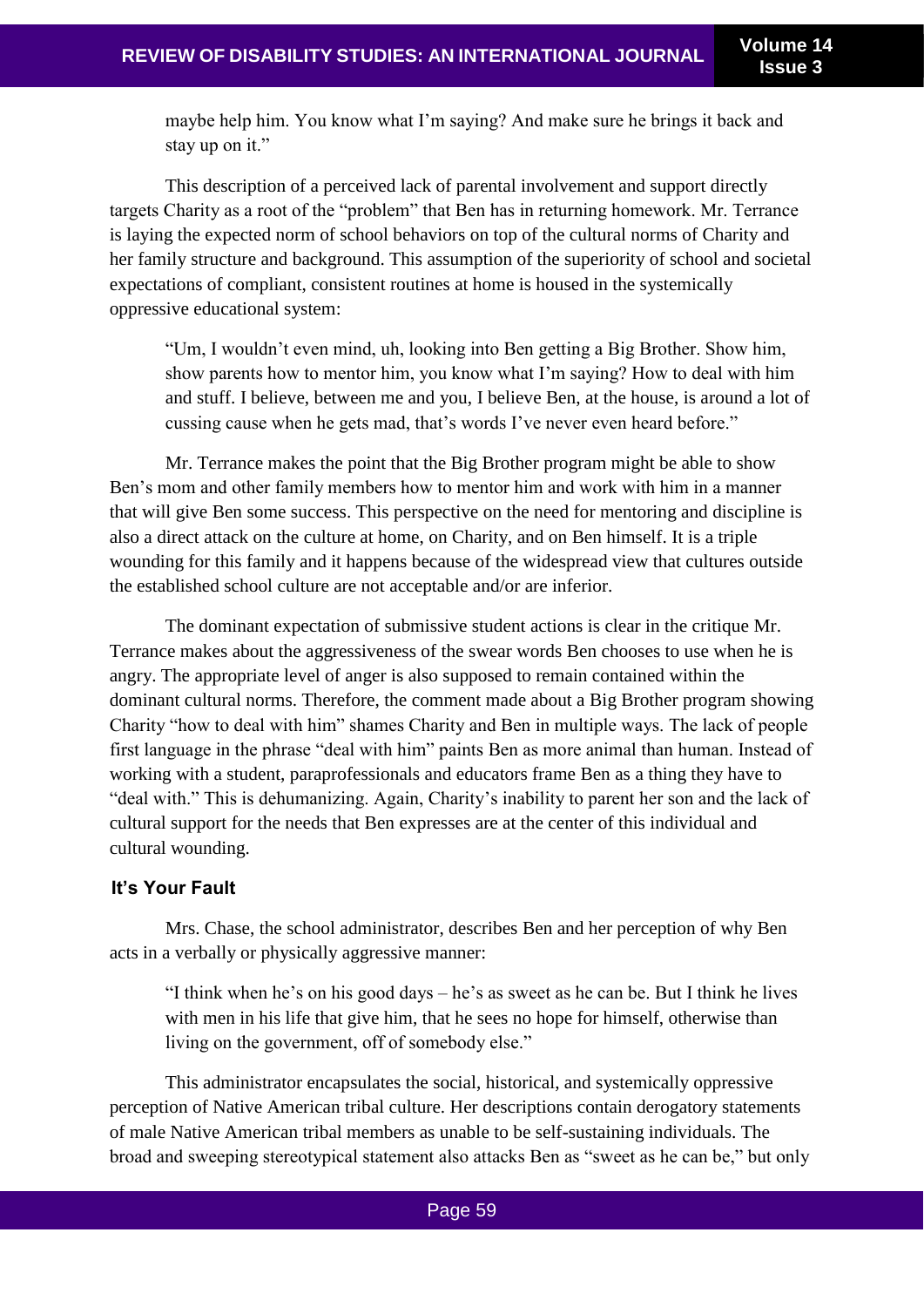> maybe help him. You know what I'm saying? And make sure he brings it back and stay up on it."

This description of a perceived lack of parental involvement and support directly targets Charity as a root of the "problem" that Ben has in returning homework. Mr. Terrance is laying the expected norm of school behaviors on top of the cultural norms of Charity and her family structure and background. This assumption of the superiority of school and societal expectations of compliant, consistent routines at home is housed in the systemically oppressive educational system:

> "Um, I wouldn't even mind, uh, looking into Ben getting a Big Brother. Show him, show parents how to mentor him, you know what I'm saying? How to deal with him and stuff. I believe, between me and you, I believe Ben, at the house, is around a lot of cussing cause when he gets mad, that's words I've never even heard before."

Mr. Terrance makes the point that the Big Brother program might be able to show Ben's mom and other family members how to mentor him and work with him in a manner that will give Ben some success. This perspective on the need for mentoring and discipline is also a direct attack on the culture at home, on Charity, and on Ben himself. It is a triple wounding for this family and it happens because of the widespread view that cultures outside the established school culture are not acceptable and/or are inferior.

The dominant expectation of submissive student actions is clear in the critique Mr. Terrance makes about the aggressiveness of the swear words Ben chooses to use when he is angry. The appropriate level of anger is also supposed to remain contained within the dominant cultural norms. Therefore, the comment made about a Big Brother program showing Charity "how to deal with him" shames Charity and Ben in multiple ways. The lack of people first language in the phrase "deal with him" paints Ben as more animal than human. Instead of working with a student, paraprofessionals and educators frame Ben as a thing they have to "deal with." This is dehumanizing. Again, Charity's inability to parent her son and the lack of cultural support for the needs that Ben expresses are at the center of this individual and cultural wounding.

### It's Your Fault

Mrs. Chase, the school administrator, describes Ben and her perception of why Ben acts in a verbally or physically aggressive manner:

> "I think when he's on his good days – he's as sweet as he can be. But I think he lives with men in his life that give him, that he sees no hope for himself, otherwise than living on the government, off of somebody else."

This administrator encapsulates the social, historical, and systemically oppressive perception of Native American tribal culture. Her descriptions contain derogatory statements of male Native American tribal members as unable to be self-sustaining individuals. The broad and sweeping stereotypical statement also attacks Ben as "sweet as he can be," but only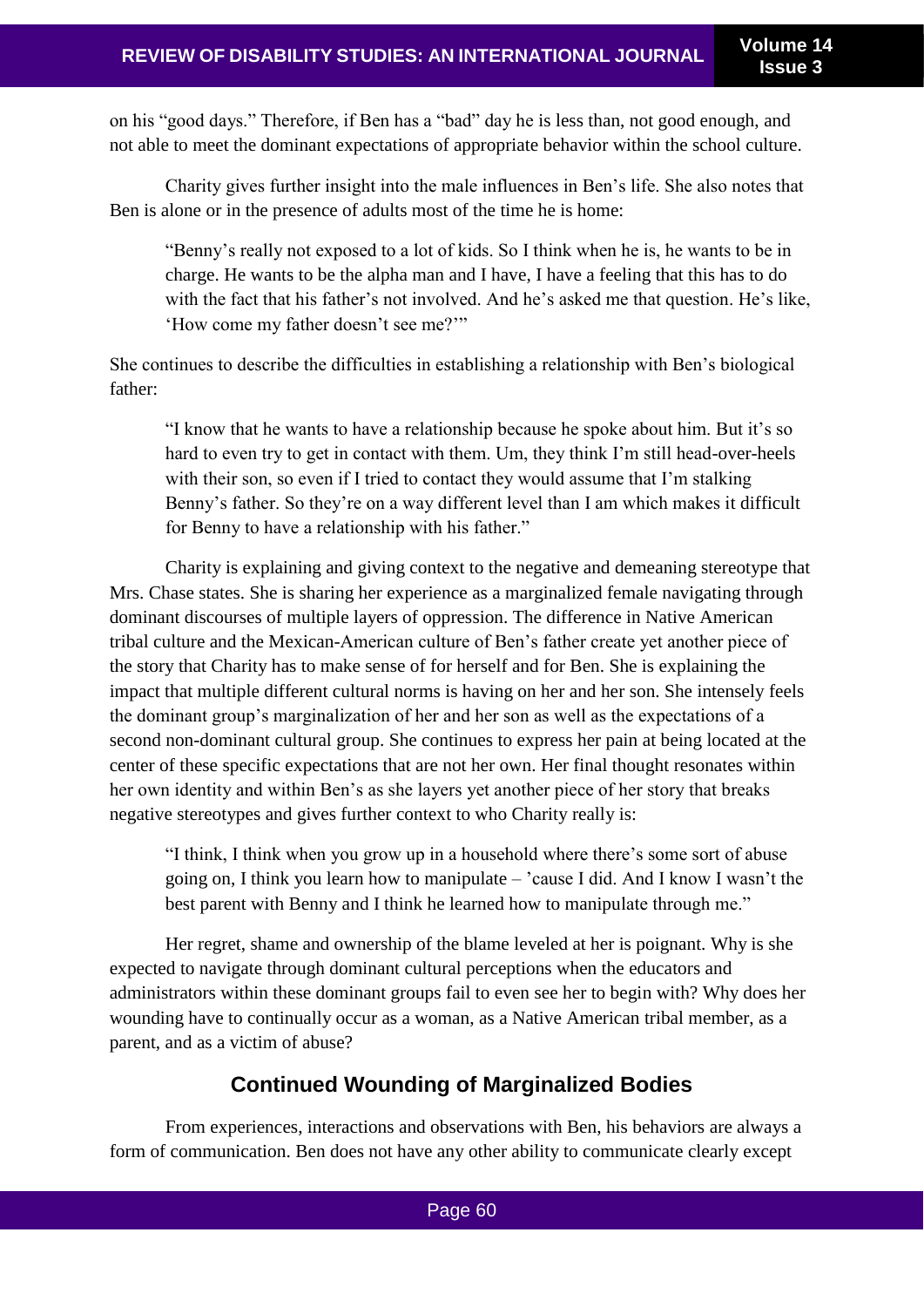on his "good days." Therefore, if Ben has a "bad" day he is less than, not good enough, and not able to meet the dominant expectations of appropriate behavior within the school culture.

Charity gives further insight into the male influences in Ben's life. She also notes that Ben is alone or in the presence of adults most of the time he is home:

> "Benny's really not exposed to a lot of kids. So I think when he is, he wants to be in charge. He wants to be the alpha man and I have, I have a feeling that this has to do with the fact that his father's not involved. And he's asked me that question. He's like, 'How come my father doesn't see me?'"

She continues to describe the difficulties in establishing a relationship with Ben's biological father:

> "I know that he wants to have a relationship because he spoke about him. But it's so hard to even try to get in contact with them. Um, they think I'm still head-over-heels with their son, so even if I tried to contact they would assume that I'm stalking Benny's father. So they're on a way different level than I am which makes it difficult for Benny to have a relationship with his father."

Charity is explaining and giving context to the negative and demeaning stereotype that Mrs. Chase states. She is sharing her experience as a marginalized female navigating through dominant discourses of multiple layers of oppression. The difference in Native American tribal culture and the Mexican-American culture of Ben's father create yet another piece of the story that Charity has to make sense of for herself and for Ben. She is explaining the impact that multiple different cultural norms is having on her and her son. She intensely feels the dominant group's marginalization of her and her son as well as the expectations of a second non-dominant cultural group. She continues to express her pain at being located at the center of these specific expectations that are not her own. Her final thought resonates within her own identity and within Ben's as she layers yet another piece of her story that breaks negative stereotypes and gives further context to who Charity really is:

> "I think, I think when you grow up in a household where there's some sort of abuse going on, I think you learn how to manipulate – 'cause I did. And I know I wasn't the best parent with Benny and I think he learned how to manipulate through me."

Her regret, shame and ownership of the blame leveled at her is poignant. Why is she expected to navigate through dominant cultural perceptions when the educators and administrators within these dominant groups fail to even see her to begin with? Why does her wounding have to continually occur as a woman, as a Native American tribal member, as a parent, and as a victim of abuse?

## Continued Wounding of Marginalized Bodies

From experiences, interactions and observations with Ben, his behaviors are always a form of communication. Ben does not have any other ability to communicate clearly except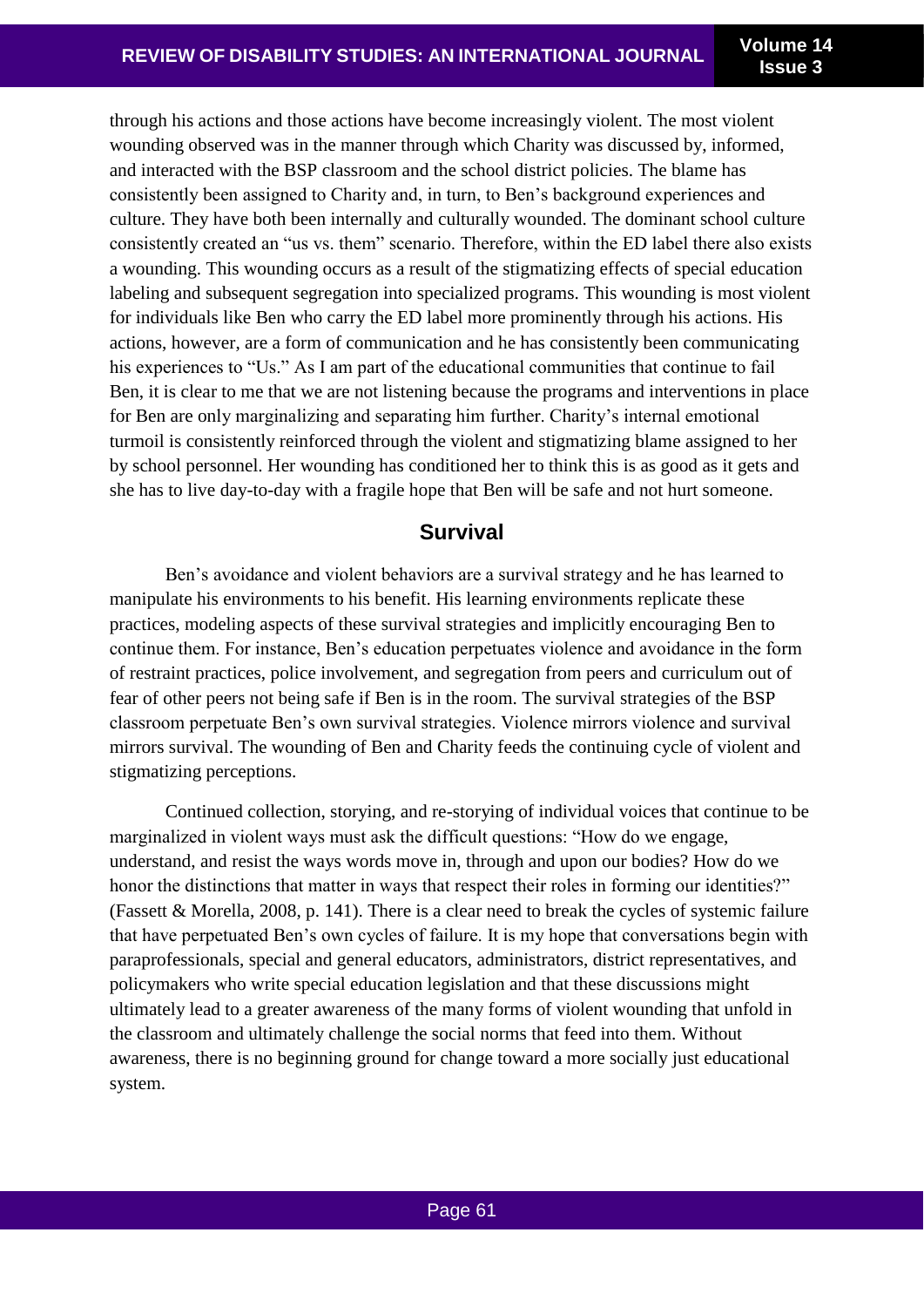through his actions and those actions have become increasingly violent. The most violent wounding observed was in the manner through which Charity was discussed by, informed, and interacted with the BSP classroom and the school district policies. The blame has consistently been assigned to Charity and, in turn, to Ben's background experiences and culture. They have both been internally and culturally wounded. The dominant school culture consistently created an "us vs. them" scenario. Therefore, within the ED label there also exists a wounding. This wounding occurs as a result of the stigmatizing effects of special education labeling and subsequent segregation into specialized programs. This wounding is most violent for individuals like Ben who carry the ED label more prominently through his actions. His actions, however, are a form of communication and he has consistently been communicating his experiences to "Us." As I am part of the educational communities that continue to fail Ben, it is clear to me that we are not listening because the programs and interventions in place for Ben are only marginalizing and separating him further. Charity's internal emotional turmoil is consistently reinforced through the violent and stigmatizing blame assigned to her by school personnel. Her wounding has conditioned her to think this is as good as it gets and she has to live day-to-day with a fragile hope that Ben will be safe and not hurt someone.

## Survival

Ben's avoidance and violent behaviors are a survival strategy and he has learned to manipulate his environments to his benefit. His learning environments replicate these practices, modeling aspects of these survival strategies and implicitly encouraging Ben to continue them. For instance, Ben's education perpetuates violence and avoidance in the form of restraint practices, police involvement, and segregation from peers and curriculum out of fear of other peers not being safe if Ben is in the room. The survival strategies of the BSP classroom perpetuate Ben's own survival strategies. Violence mirrors violence and survival mirrors survival. The wounding of Ben and Charity feeds the continuing cycle of violent and stigmatizing perceptions.

Continued collection, storying, and re-storying of individual voices that continue to be marginalized in violent ways must ask the difficult questions: "How do we engage, understand, and resist the ways words move in, through and upon our bodies? How do we honor the distinctions that matter in ways that respect their roles in forming our identities?" (Fassett & Morella, 2008, p. 141). There is a clear need to break the cycles of systemic failure that have perpetuated Ben's own cycles of failure. It is my hope that conversations begin with paraprofessionals, special and general educators, administrators, district representatives, and policymakers who write special education legislation and that these discussions might ultimately lead to a greater awareness of the many forms of violent wounding that unfold in the classroom and ultimately challenge the social norms that feed into them. Without awareness, there is no beginning ground for change toward a more socially just educational system.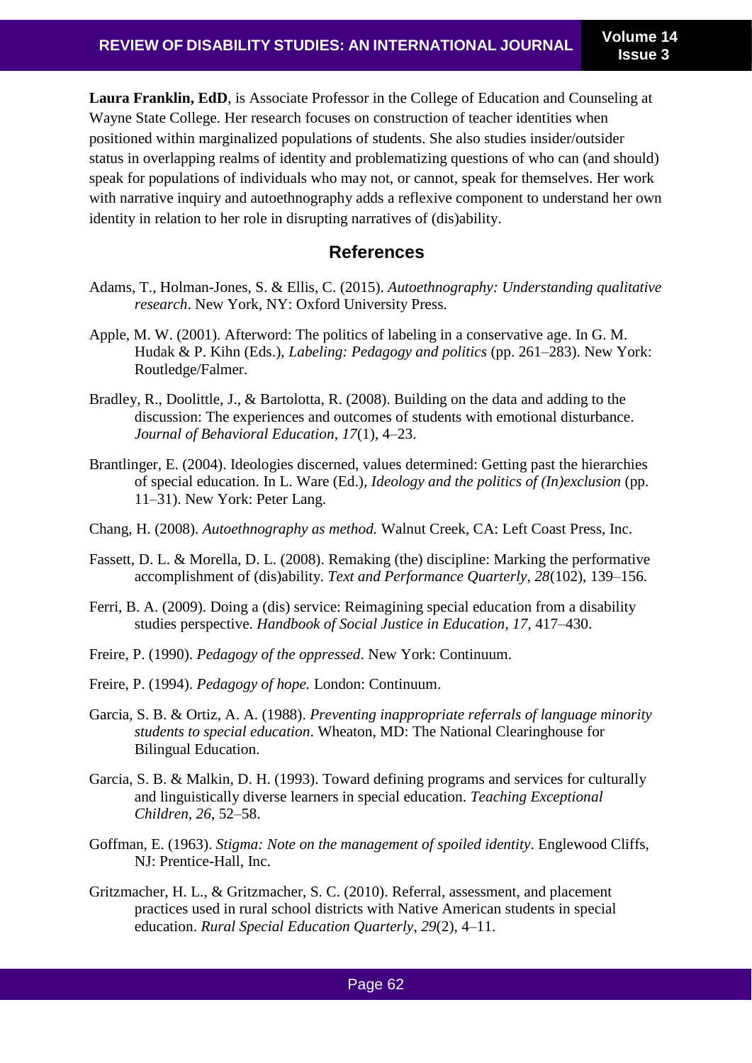**Laura Franklin, EdD**, is Associate Professor in the College of Education and Counseling at Wayne State College. Her research focuses on construction of teacher identities when positioned within marginalized populations of students. She also studies insider/outsider status in overlapping realms of identity and problematizing questions of who can (and should) speak for populations of individuals who may not, or cannot, speak for themselves. Her work with narrative inquiry and autoethnography adds a reflexive component to understand her own identity in relation to her role in disrupting narratives of (dis)ability.

## References

Adams, T., Holman-Jones, S. & Ellis, C. (2015). *Autoethnography: Understanding qualitative research*. New York, NY: Oxford University Press.

Apple, M. W. (2001). Afterword: The politics of labeling in a conservative age. In G. M. Hudak & P. Kihn (Eds.), *Labeling: Pedagogy and politics* (pp. 261–283). New York: Routledge/Falmer.

Bradley, R., Doolittle, J., & Bartolotta, R. (2008). Building on the data and adding to the discussion: The experiences and outcomes of students with emotional disturbance. *Journal of Behavioral Education, 17*(1), 4–23.

Brantlinger, E. (2004). Ideologies discerned, values determined: Getting past the hierarchies of special education. In L. Ware (Ed.), *Ideology and the politics of (In)exclusion* (pp. 11–31). New York: Peter Lang.

Chang, H. (2008). *Autoethnography as method.* Walnut Creek, CA: Left Coast Press, Inc.

Fassett, D. L. & Morella, D. L. (2008). Remaking (the) discipline: Marking the performative accomplishment of (dis)ability. *Text and Performance Quarterly, 28*(102), 139–156.

Ferri, B. A. (2009). Doing a (dis) service: Reimagining special education from a disability studies perspective. *Handbook of Social Justice in Education*, *17*, 417–430.

Freire, P. (1990). *Pedagogy of the oppressed*. New York: Continuum.

Freire, P. (1994). *Pedagogy of hope.* London: Continuum.

Garcia, S. B. & Ortiz, A. A. (1988). *Preventing inappropriate referrals of language minority students to special education*. Wheaton, MD: The National Clearinghouse for Bilingual Education.

Garcia, S. B. & Malkin, D. H. (1993). Toward defining programs and services for culturally and linguistically diverse learners in special education. *Teaching Exceptional Children, 26*, 52–58.

Goffman, E. (1963). *Stigma: Note on the management of spoiled identity*. Englewood Cliffs, NJ: Prentice-Hall, Inc.

Gritzmacher, H. L., & Gritzmacher, S. C. (2010). Referral, assessment, and placement practices used in rural school districts with Native American students in special education. *Rural Special Education Quarterly*, *29*(2), 4–11.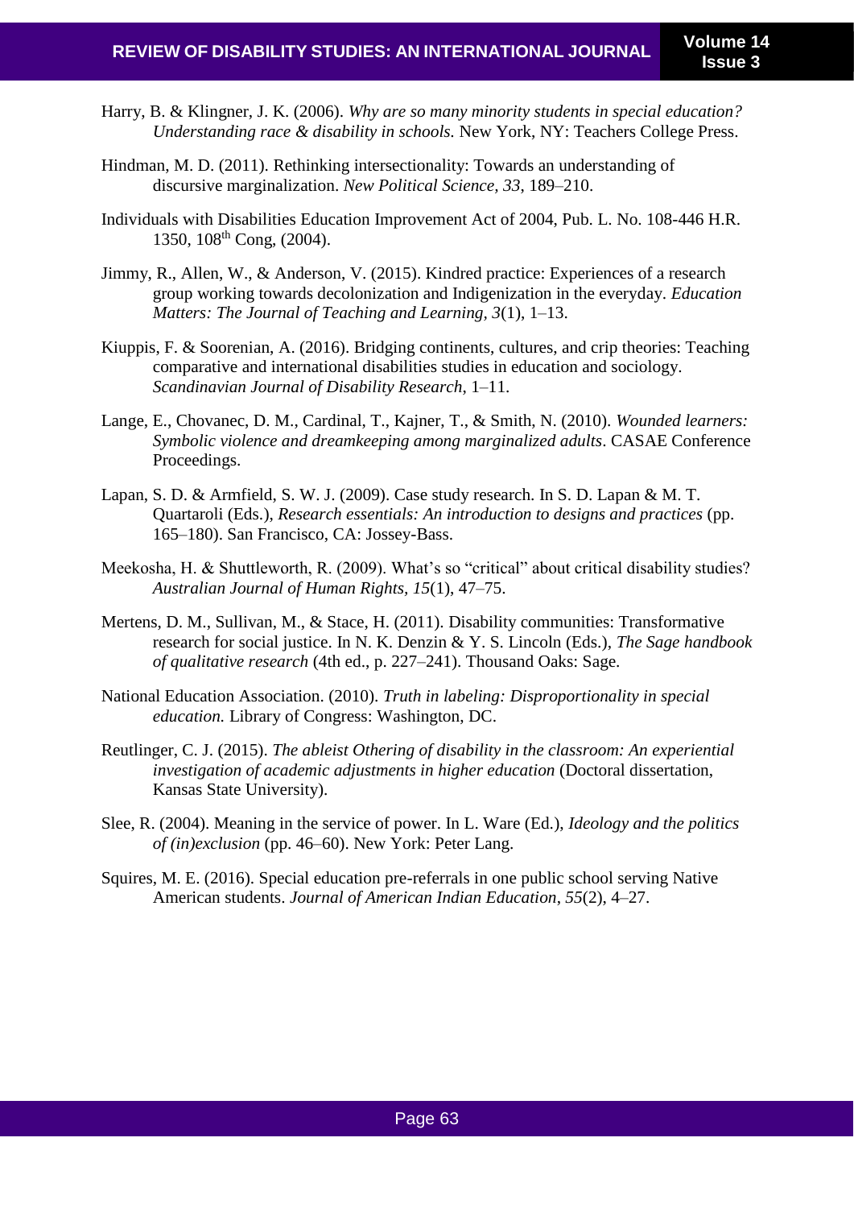Harry, B. & Klingner, J. K. (2006). *Why are so many minority students in special education? Understanding race & disability in schools.* New York, NY: Teachers College Press.

Hindman, M. D. (2011). Rethinking intersectionality: Towards an understanding of discursive marginalization. *New Political Science, 33*, 189–210.

Individuals with Disabilities Education Improvement Act of 2004, Pub. L. No. 108-446 H.R. 1350, 108th Cong, (2004).

Jimmy, R., Allen, W., & Anderson, V. (2015). Kindred practice: Experiences of a research group working towards decolonization and Indigenization in the everyday. *Education Matters: The Journal of Teaching and Learning, 3*(1), 1–13.

Kiuppis, F. & Soorenian, A. (2016). Bridging continents, cultures, and crip theories: Teaching comparative and international disabilities studies in education and sociology. *Scandinavian Journal of Disability Research*, 1–11.

Lange, E., Chovanec, D. M., Cardinal, T., Kajner, T., & Smith, N. (2010). *Wounded learners: Symbolic violence and dreamkeeping among marginalized adults*. CASAE Conference Proceedings.

Lapan, S. D. & Armfield, S. W. J. (2009). Case study research. In S. D. Lapan & M. T. Quartaroli (Eds.), *Research essentials: An introduction to designs and practices* (pp. 165–180). San Francisco, CA: Jossey-Bass.

Meekosha, H. & Shuttleworth, R. (2009). What's so "critical" about critical disability studies? *Australian Journal of Human Rights, 15*(1), 47–75.

Mertens, D. M., Sullivan, M., & Stace, H. (2011). Disability communities: Transformative research for social justice. In N. K. Denzin & Y. S. Lincoln (Eds.), *The Sage handbook of qualitative research* (4th ed., p. 227–241). Thousand Oaks: Sage.

National Education Association. (2010). *Truth in labeling: Disproportionality in special education.* Library of Congress: Washington, DC.

Reutlinger, C. J. (2015). *The ableist Othering of disability in the classroom: An experiential investigation of academic adjustments in higher education* (Doctoral dissertation, Kansas State University).

Slee, R. (2004). Meaning in the service of power. In L. Ware (Ed.), *Ideology and the politics of (in)exclusion* (pp. 46–60). New York: Peter Lang.

Squires, M. E. (2016). Special education pre-referrals in one public school serving Native American students. *Journal of American Indian Education*, *55*(2), 4–27.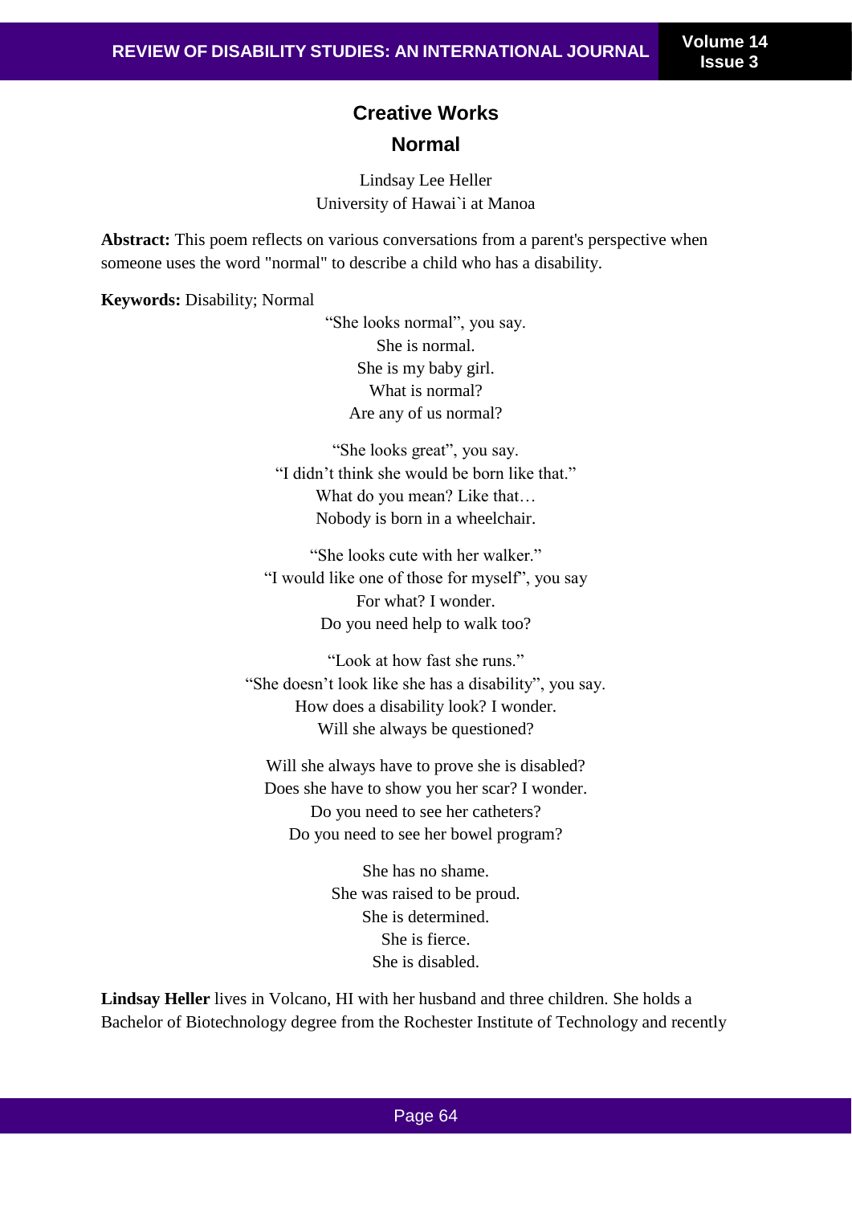## Creative Works

# Normal

Lindsay Lee Heller
University of Hawai`i at Manoa

**Abstract:** This poem reflects on various conversations from a parent's perspective when someone uses the word "normal" to describe a child who has a disability.

**Keywords:** Disability; Normal

"She looks normal", you say.
She is normal.
She is my baby girl.
What is normal?
Are any of us normal?

"She looks great", you say.
"I didn't think she would be born like that."
What do you mean? Like that…
Nobody is born in a wheelchair.

"She looks cute with her walker."
"I would like one of those for myself", you say
For what? I wonder.
Do you need help to walk too?

"Look at how fast she runs."
"She doesn't look like she has a disability", you say.
How does a disability look? I wonder.
Will she always be questioned?

Will she always have to prove she is disabled?
Does she have to show you her scar? I wonder.
Do you need to see her catheters?
Do you need to see her bowel program?

She has no shame.
She was raised to be proud.
She is determined.
She is fierce.
She is disabled.

**Lindsay Heller** lives in Volcano, HI with her husband and three children. She holds a Bachelor of Biotechnology degree from the Rochester Institute of Technology and recently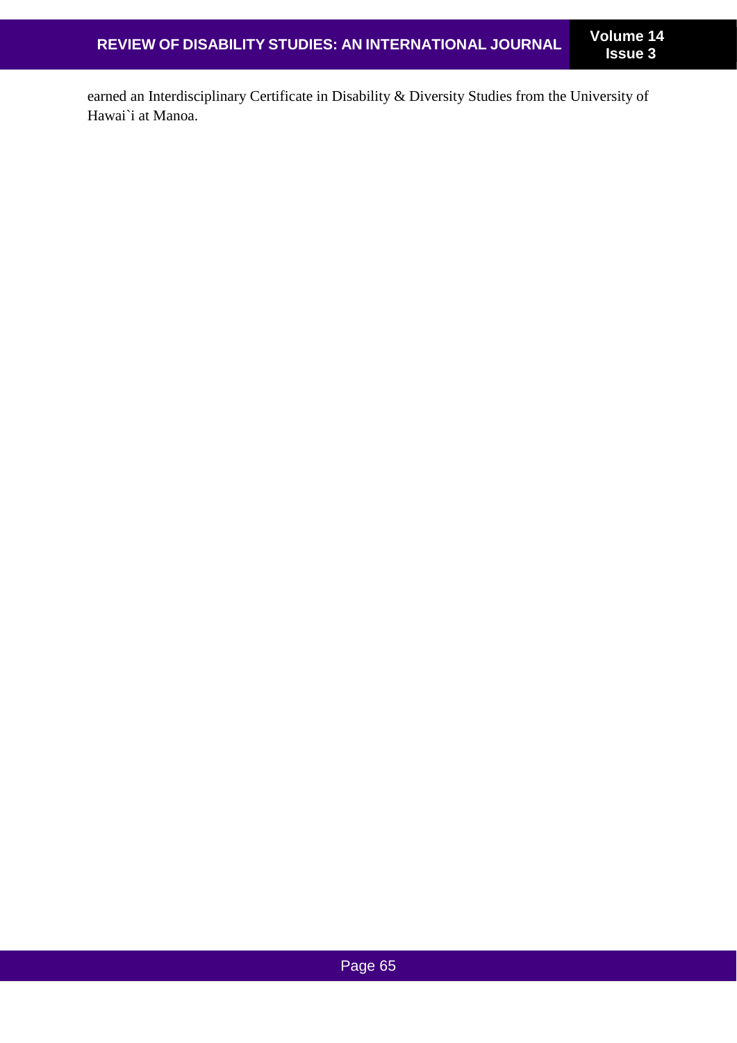earned an Interdisciplinary Certificate in Disability & Diversity Studies from the University of Hawai`i at Manoa.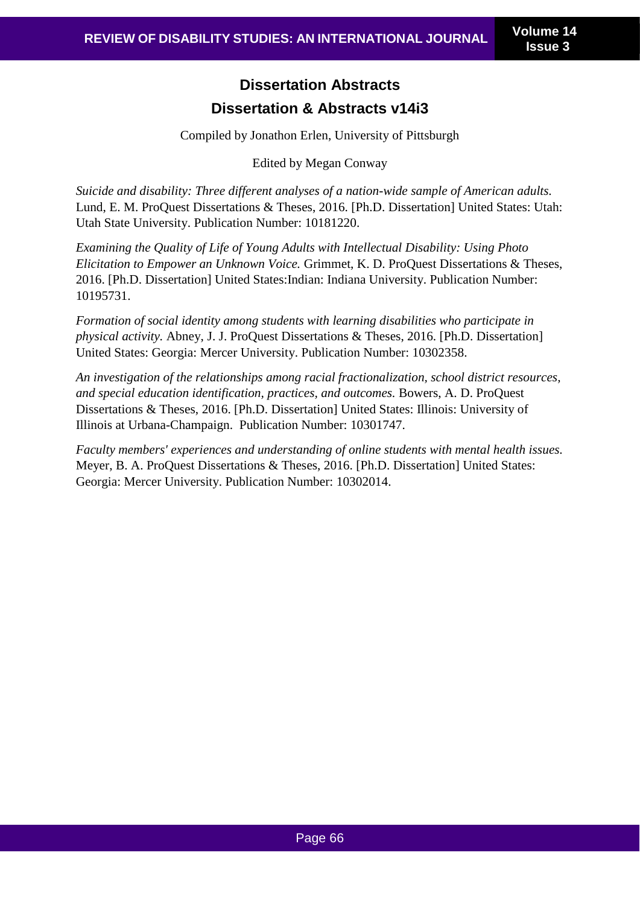# Dissertation Abstracts

## Dissertation & Abstracts v14i3

Compiled by Jonathon Erlen, University of Pittsburgh

Edited by Megan Conway

*Suicide and disability: Three different analyses of a nation-wide sample of American adults.* Lund, E. M. ProQuest Dissertations & Theses, 2016. [Ph.D. Dissertation] United States: Utah: Utah State University. Publication Number: 10181220.

*Examining the Quality of Life of Young Adults with Intellectual Disability: Using Photo Elicitation to Empower an Unknown Voice.* Grimmet, K. D. ProQuest Dissertations & Theses, 2016. [Ph.D. Dissertation] United States:Indian: Indiana University. Publication Number: 10195731.

*Formation of social identity among students with learning disabilities who participate in physical activity.* Abney, J. J. ProQuest Dissertations & Theses, 2016. [Ph.D. Dissertation] United States: Georgia: Mercer University. Publication Number: 10302358.

*An investigation of the relationships among racial fractionalization, school district resources, and special education identification, practices, and outcomes.* Bowers, A. D. ProQuest Dissertations & Theses, 2016. [Ph.D. Dissertation] United States: Illinois: University of Illinois at Urbana-Champaign. Publication Number: 10301747.

*Faculty members' experiences and understanding of online students with mental health issues.* Meyer, B. A. ProQuest Dissertations & Theses, 2016. [Ph.D. Dissertation] United States: Georgia: Mercer University. Publication Number: 10302014.